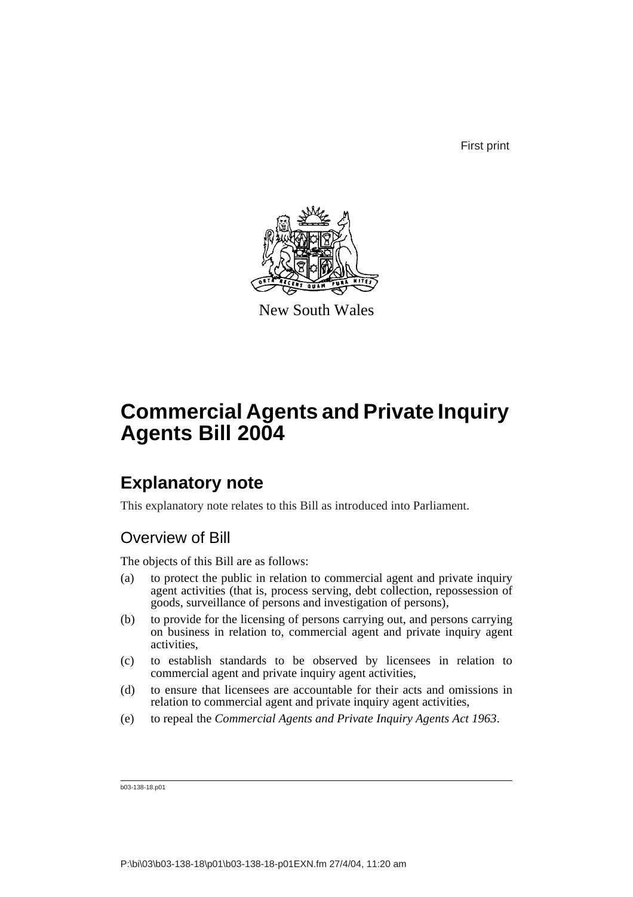First print

New South Wales

# Commercial Agents and Private Inquiry Agents Bill 2004

## Explanatory note

This explanatory note relates to this Bill as introduced into Parliament.

### Overview of Bill

The objects of this Bill are as follows:

(a) to protect the public in relation to commercial agent and private inquiry agent activities (that is, process serving, debt collection, repossession of goods, surveillance of persons and investigation of persons),

(b) to provide for the licensing of persons carrying out, and persons carrying on business in relation to, commercial agent and private inquiry agent activities,

(c) to establish standards to be observed by licensees in relation to commercial agent and private inquiry agent activities,

(d) to ensure that licensees are accountable for their acts and omissions in relation to commercial agent and private inquiry agent activities,

(e) to repeal the *Commercial Agents and Private Inquiry Agents Act 1963*.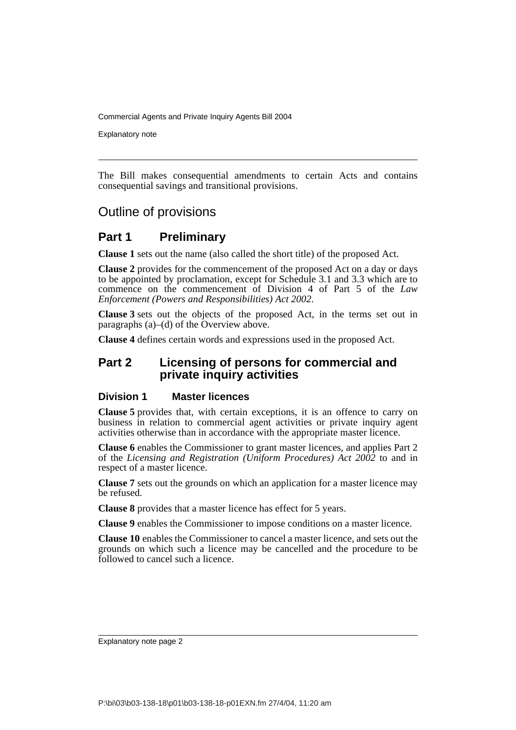The Bill makes consequential amendments to certain Acts and contains consequential savings and transitional provisions.

## Outline of provisions

### Part 1 Preliminary

**Clause 1** sets out the name (also called the short title) of the proposed Act.

**Clause 2** provides for the commencement of the proposed Act on a day or days to be appointed by proclamation, except for Schedule 3.1 and 3.3 which are to commence on the commencement of Division 4 of Part 5 of the *Law Enforcement (Powers and Responsibilities) Act 2002*.

**Clause 3** sets out the objects of the proposed Act, in the terms set out in paragraphs (a)–(d) of the Overview above.

**Clause 4** defines certain words and expressions used in the proposed Act.

### Part 2 Licensing of persons for commercial and private inquiry activities

#### Division 1 Master licences

**Clause 5** provides that, with certain exceptions, it is an offence to carry on business in relation to commercial agent activities or private inquiry agent activities otherwise than in accordance with the appropriate master licence.

**Clause 6** enables the Commissioner to grant master licences, and applies Part 2 of the *Licensing and Registration (Uniform Procedures) Act 2002* to and in respect of a master licence.

**Clause 7** sets out the grounds on which an application for a master licence may be refused.

**Clause 8** provides that a master licence has effect for 5 years.

**Clause 9** enables the Commissioner to impose conditions on a master licence.

**Clause 10** enables the Commissioner to cancel a master licence, and sets out the grounds on which such a licence may be cancelled and the procedure to be followed to cancel such a licence.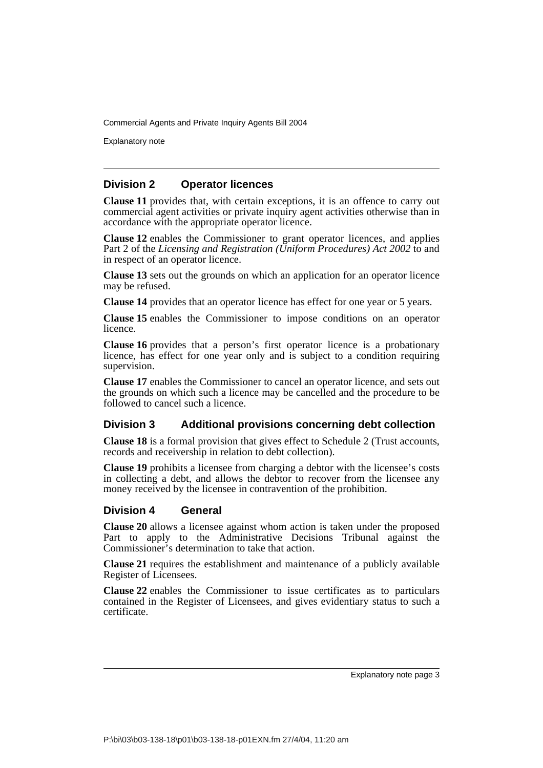## Division 2 Operator licences

**Clause 11** provides that, with certain exceptions, it is an offence to carry out commercial agent activities or private inquiry agent activities otherwise than in accordance with the appropriate operator licence.

**Clause 12** enables the Commissioner to grant operator licences, and applies Part 2 of the *Licensing and Registration (Uniform Procedures) Act 2002* to and in respect of an operator licence.

**Clause 13** sets out the grounds on which an application for an operator licence may be refused.

**Clause 14** provides that an operator licence has effect for one year or 5 years.

**Clause 15** enables the Commissioner to impose conditions on an operator licence.

**Clause 16** provides that a person's first operator licence is a probationary licence, has effect for one year only and is subject to a condition requiring supervision.

**Clause 17** enables the Commissioner to cancel an operator licence, and sets out the grounds on which such a licence may be cancelled and the procedure to be followed to cancel such a licence.

## Division 3 Additional provisions concerning debt collection

**Clause 18** is a formal provision that gives effect to Schedule 2 (Trust accounts, records and receivership in relation to debt collection).

**Clause 19** prohibits a licensee from charging a debtor with the licensee's costs in collecting a debt, and allows the debtor to recover from the licensee any money received by the licensee in contravention of the prohibition.

## Division 4 General

**Clause 20** allows a licensee against whom action is taken under the proposed Part to apply to the Administrative Decisions Tribunal against the Commissioner's determination to take that action.

**Clause 21** requires the establishment and maintenance of a publicly available Register of Licensees.

**Clause 22** enables the Commissioner to issue certificates as to particulars contained in the Register of Licensees, and gives evidentiary status to such a certificate.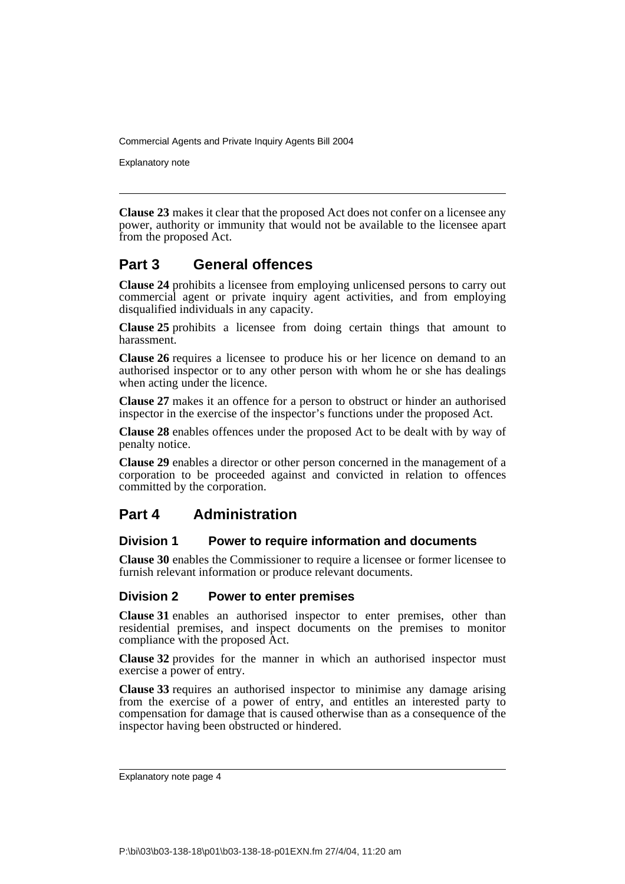**Clause 23** makes it clear that the proposed Act does not confer on a licensee any power, authority or immunity that would not be available to the licensee apart from the proposed Act.

## Part 3 General offences

**Clause 24** prohibits a licensee from employing unlicensed persons to carry out commercial agent or private inquiry agent activities, and from employing disqualified individuals in any capacity.

**Clause 25** prohibits a licensee from doing certain things that amount to harassment.

**Clause 26** requires a licensee to produce his or her licence on demand to an authorised inspector or to any other person with whom he or she has dealings when acting under the licence.

**Clause 27** makes it an offence for a person to obstruct or hinder an authorised inspector in the exercise of the inspector's functions under the proposed Act.

**Clause 28** enables offences under the proposed Act to be dealt with by way of penalty notice.

**Clause 29** enables a director or other person concerned in the management of a corporation to be proceeded against and convicted in relation to offences committed by the corporation.

## Part 4 Administration

### Division 1 Power to require information and documents

**Clause 30** enables the Commissioner to require a licensee or former licensee to furnish relevant information or produce relevant documents.

### Division 2 Power to enter premises

**Clause 31** enables an authorised inspector to enter premises, other than residential premises, and inspect documents on the premises to monitor compliance with the proposed Act.

**Clause 32** provides for the manner in which an authorised inspector must exercise a power of entry.

**Clause 33** requires an authorised inspector to minimise any damage arising from the exercise of a power of entry, and entitles an interested party to compensation for damage that is caused otherwise than as a consequence of the inspector having been obstructed or hindered.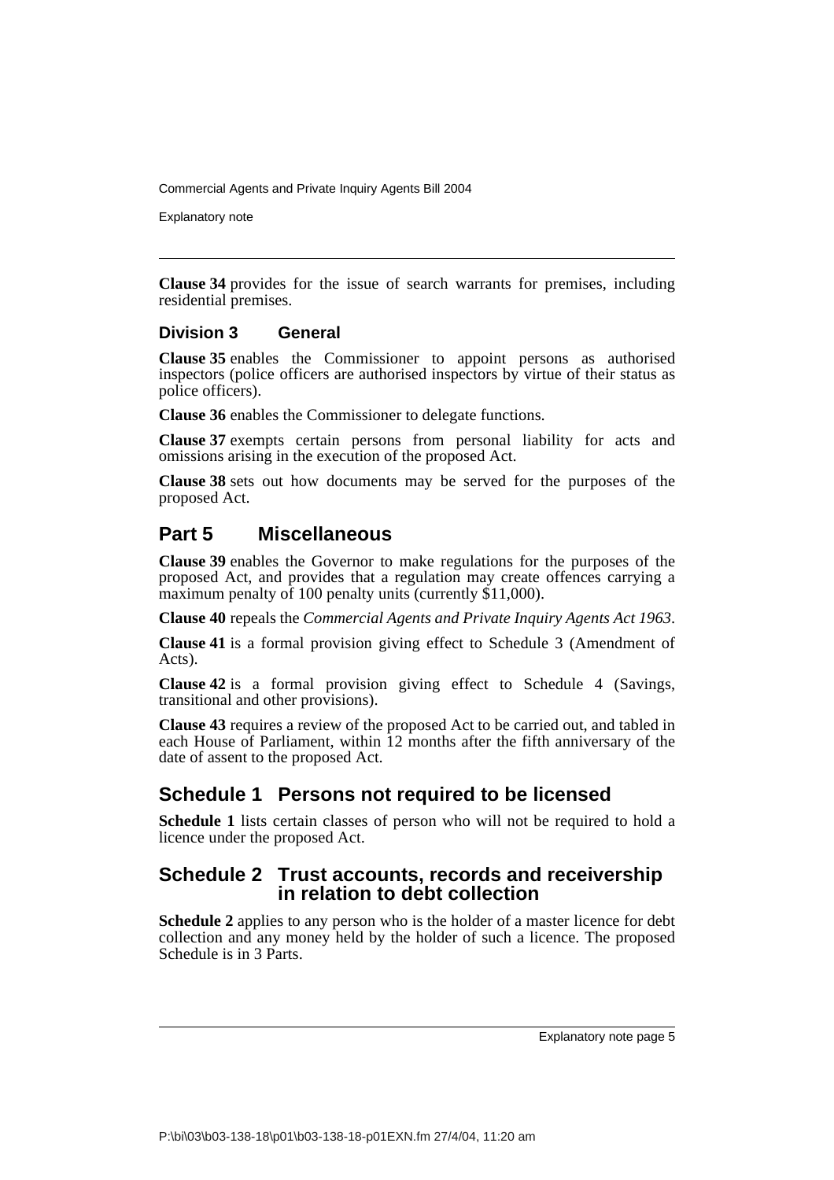**Clause 34** provides for the issue of search warrants for premises, including residential premises.

### Division 3 General

**Clause 35** enables the Commissioner to appoint persons as authorised inspectors (police officers are authorised inspectors by virtue of their status as police officers).

**Clause 36** enables the Commissioner to delegate functions.

**Clause 37** exempts certain persons from personal liability for acts and omissions arising in the execution of the proposed Act.

**Clause 38** sets out how documents may be served for the purposes of the proposed Act.

## Part 5 Miscellaneous

**Clause 39** enables the Governor to make regulations for the purposes of the proposed Act, and provides that a regulation may create offences carrying a maximum penalty of 100 penalty units (currently $11,000).

**Clause 40** repeals the *Commercial Agents and Private Inquiry Agents Act 1963*.

**Clause 41** is a formal provision giving effect to Schedule 3 (Amendment of Acts).

**Clause 42** is a formal provision giving effect to Schedule 4 (Savings, transitional and other provisions).

**Clause 43** requires a review of the proposed Act to be carried out, and tabled in each House of Parliament, within 12 months after the fifth anniversary of the date of assent to the proposed Act.

## Schedule 1 Persons not required to be licensed

**Schedule 1** lists certain classes of person who will not be required to hold a licence under the proposed Act.

## Schedule 2 Trust accounts, records and receivership in relation to debt collection

**Schedule 2** applies to any person who is the holder of a master licence for debt collection and any money held by the holder of such a licence. The proposed Schedule is in 3 Parts.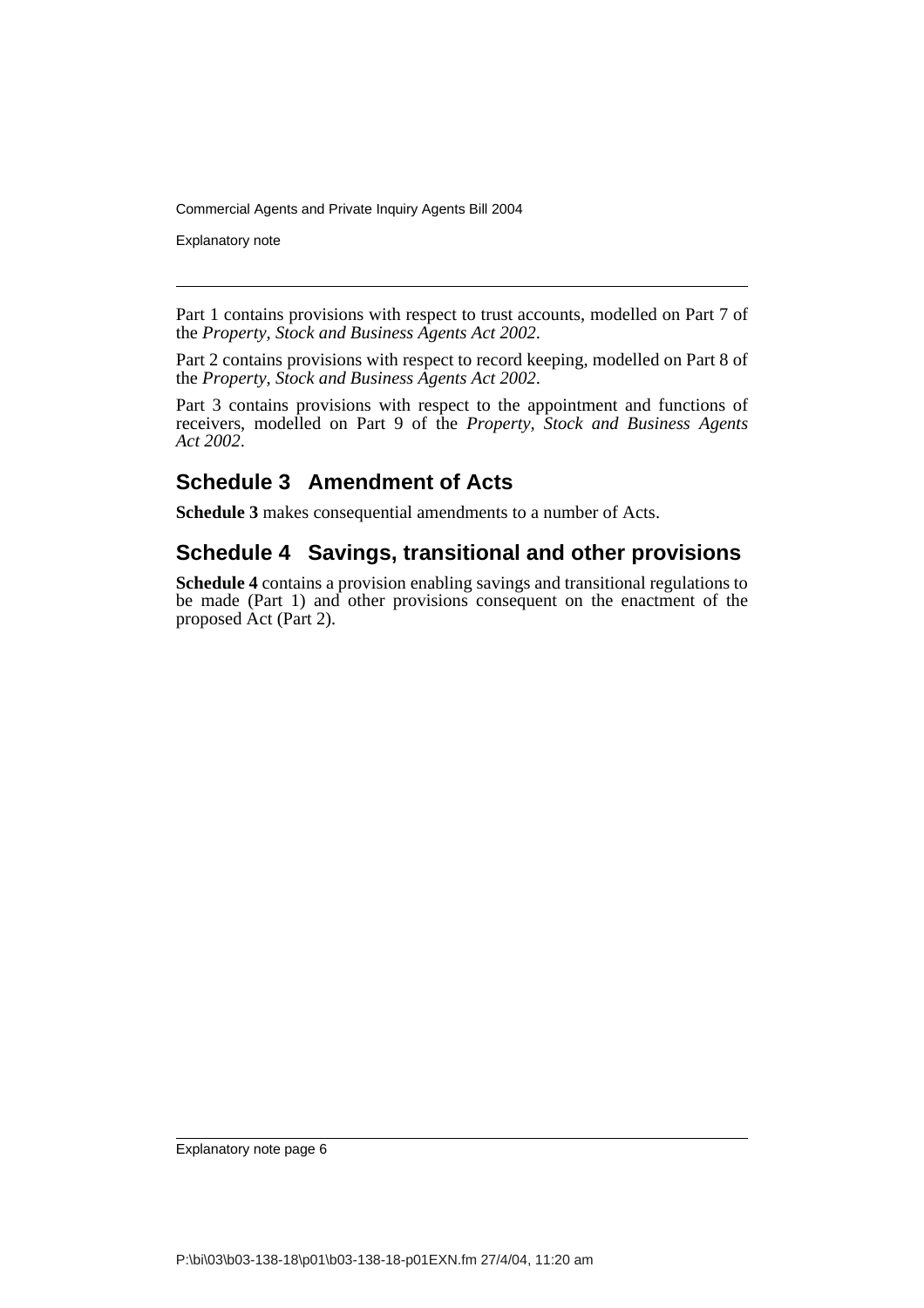Part 1 contains provisions with respect to trust accounts, modelled on Part 7 of the *Property, Stock and Business Agents Act 2002*.

Part 2 contains provisions with respect to record keeping, modelled on Part 8 of the *Property, Stock and Business Agents Act 2002*.

Part 3 contains provisions with respect to the appointment and functions of receivers, modelled on Part 9 of the *Property, Stock and Business Agents Act 2002*.

## Schedule 3 Amendment of Acts

**Schedule 3** makes consequential amendments to a number of Acts.

## Schedule 4 Savings, transitional and other provisions

**Schedule 4** contains a provision enabling savings and transitional regulations to be made (Part 1) and other provisions consequent on the enactment of the proposed Act (Part 2).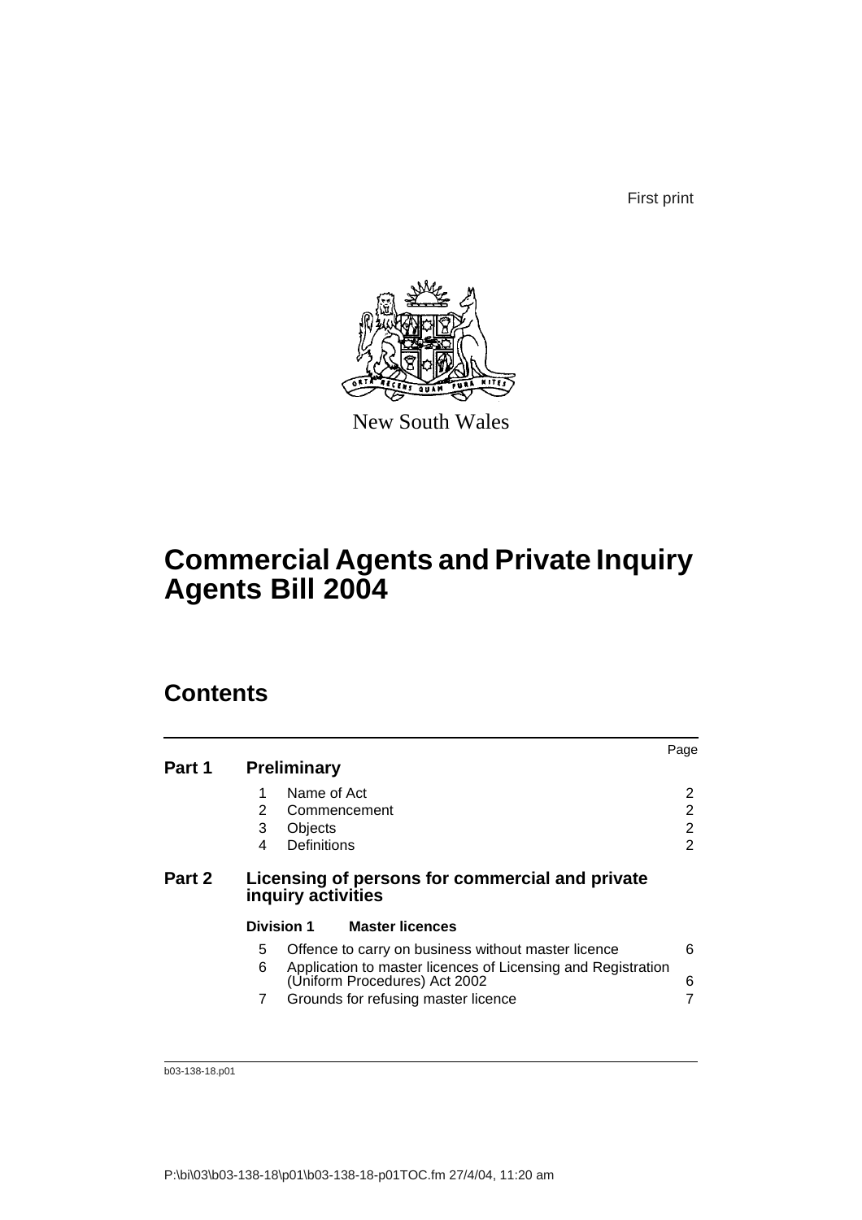First print

New South Wales

# Commercial Agents and Private Inquiry Agents Bill 2004

## Contents

| | | | Page |
|---|---|---|---|
| **Part 1** | **Preliminary** | | |
| | 1 | Name of Act | 2 |
| | 2 | Commencement | 2 |
| | 3 | Objects | 2 |
| | 4 | Definitions | 2 |
| **Part 2** | **Licensing of persons for commercial and private inquiry activities** | | |
| | **Division 1** | **Master licences** | |
| | 5 | Offence to carry on business without master licence | 6 |
| | 6 | Application to master licences of Licensing and Registration (Uniform Procedures) Act 2002 | 6 |
| | 7 | Grounds for refusing master licence | 7 |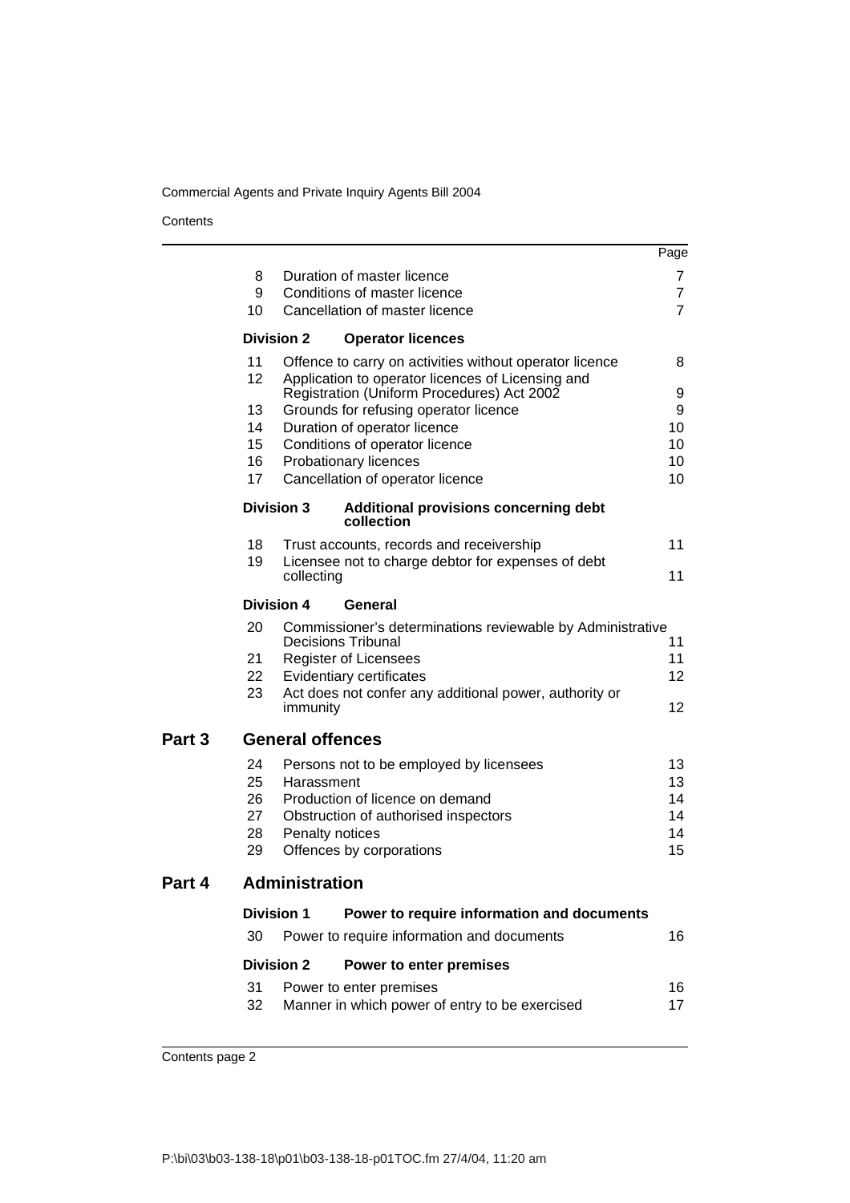| | | | Page |
|---|---|---|---|
| | 8 | Duration of master licence | 7 |
| | 9 | Conditions of master licence | 7 |
| | 10 | Cancellation of master licence | 7 |
| | **Division 2** | **Operator licences** | |
| | 11 | Offence to carry on activities without operator licence | 8 |
| | 12 | Application to operator licences of Licensing and Registration (Uniform Procedures) Act 2002 | 9 |
| | 13 | Grounds for refusing operator licence | 9 |
| | 14 | Duration of operator licence | 10 |
| | 15 | Conditions of operator licence | 10 |
| | 16 | Probationary licences | 10 |
| | 17 | Cancellation of operator licence | 10 |
| | **Division 3** | **Additional provisions concerning debt collection** | |
| | 18 | Trust accounts, records and receivership | 11 |
| | 19 | Licensee not to charge debtor for expenses of debt collecting | 11 |
| | **Division 4** | **General** | |
| | 20 | Commissioner's determinations reviewable by Administrative Decisions Tribunal | 11 |
| | 21 | Register of Licensees | 11 |
| | 22 | Evidentiary certificates | 12 |
| | 23 | Act does not confer any additional power, authority or immunity | 12 |
| **Part 3** | **General offences** | | |
| | 24 | Persons not to be employed by licensees | 13 |
| | 25 | Harassment | 13 |
| | 26 | Production of licence on demand | 14 |
| | 27 | Obstruction of authorised inspectors | 14 |
| | 28 | Penalty notices | 14 |
| | 29 | Offences by corporations | 15 |
| **Part 4** | **Administration** | | |
| | **Division 1** | **Power to require information and documents** | |
| | 30 | Power to require information and documents | 16 |
| | **Division 2** | **Power to enter premises** | |
| | 31 | Power to enter premises | 16 |
| | 32 | Manner in which power of entry to be exercised | 17 |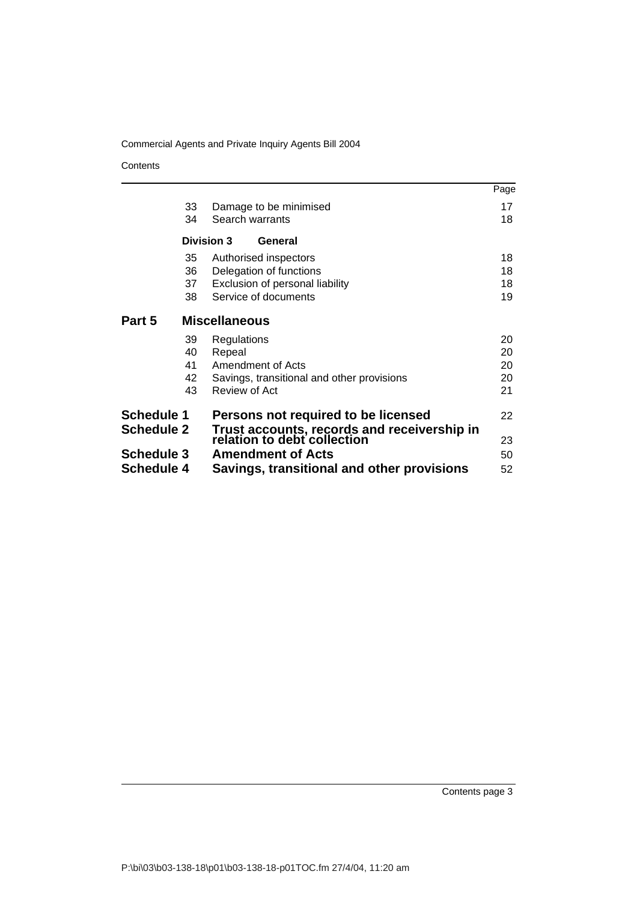| | | | Page |
|---|---|---|---|
| | 33 | Damage to be minimised | 17 |
| | 34 | Search warrants | 18 |
| | **Division 3** | **General** | |
| | 35 | Authorised inspectors | 18 |
| | 36 | Delegation of functions | 18 |
| | 37 | Exclusion of personal liability | 18 |
| | 38 | Service of documents | 19 |
| **Part 5** | | **Miscellaneous** | |
| | 39 | Regulations | 20 |
| | 40 | Repeal | 20 |
| | 41 | Amendment of Acts | 20 |
| | 42 | Savings, transitional and other provisions | 20 |
| | 43 | Review of Act | 21 |
| **Schedule 1** | | **Persons not required to be licensed** | 22 |
| **Schedule 2** | | **Trust accounts, records and receivership in relation to debt collection** | 23 |
| **Schedule 3** | | **Amendment of Acts** | 50 |
| **Schedule 4** | | **Savings, transitional and other provisions** | 52 |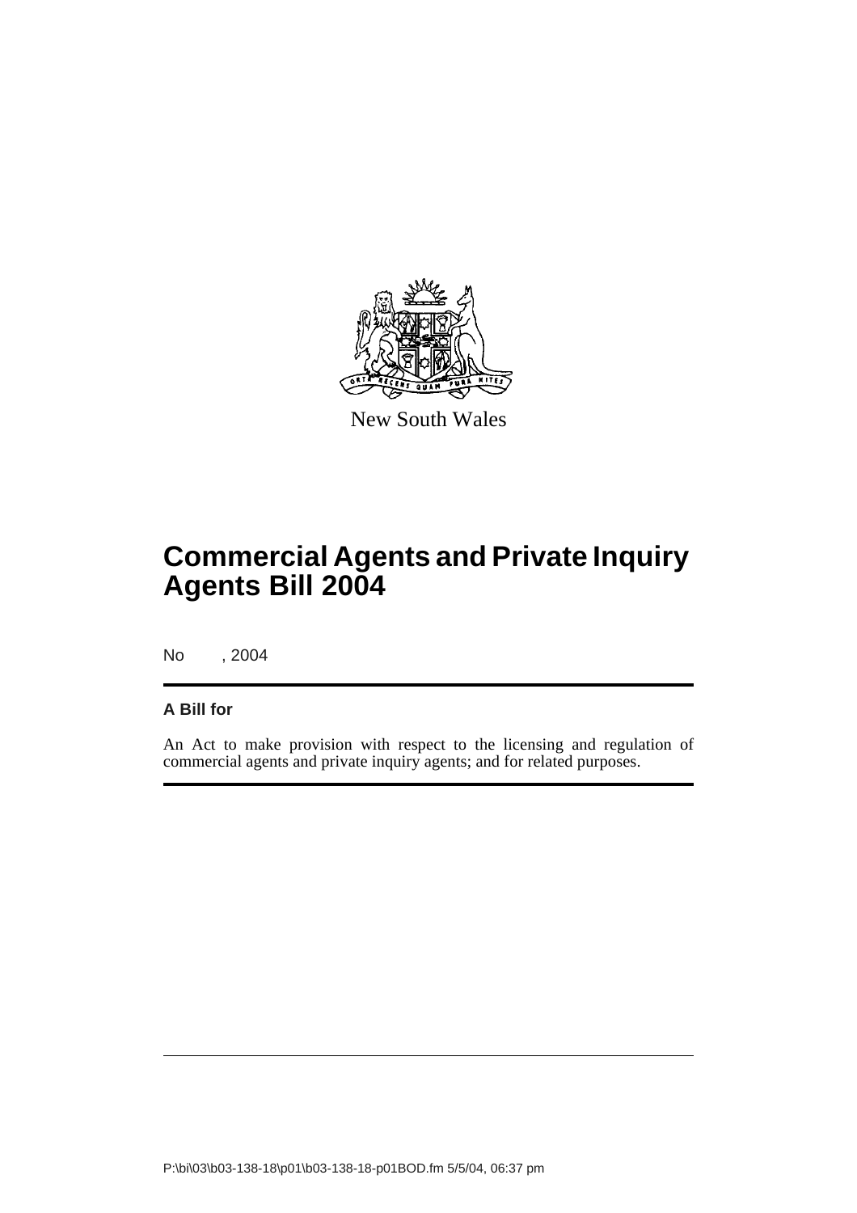New South Wales

# Commercial Agents and Private Inquiry Agents Bill 2004

No , 2004

**A Bill for**

An Act to make provision with respect to the licensing and regulation of commercial agents and private inquiry agents; and for related purposes.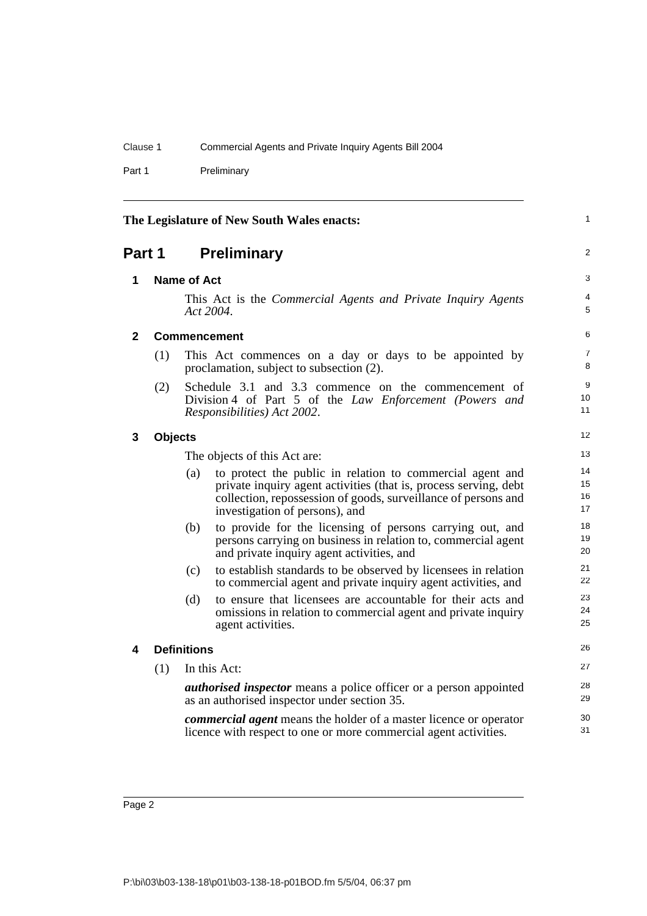The Legislature of New South Wales enacts:

# Part 1 Preliminary

## 1 Name of Act

This Act is the *Commercial Agents and Private Inquiry Agents Act 2004*.

## 2 Commencement

(1) This Act commences on a day or days to be appointed by proclamation, subject to subsection (2).

(2) Schedule 3.1 and 3.3 commence on the commencement of Division 4 of Part 5 of the *Law Enforcement (Powers and Responsibilities) Act 2002*.

## 3 Objects

The objects of this Act are:

(a) to protect the public in relation to commercial agent and private inquiry agent activities (that is, process serving, debt collection, repossession of goods, surveillance of persons and investigation of persons), and

(b) to provide for the licensing of persons carrying out, and persons carrying on business in relation to, commercial agent and private inquiry agent activities, and

(c) to establish standards to be observed by licensees in relation to commercial agent and private inquiry agent activities, and

(d) to ensure that licensees are accountable for their acts and omissions in relation to commercial agent and private inquiry agent activities.

## 4 Definitions

(1) In this Act:

***authorised inspector*** means a police officer or a person appointed as an authorised inspector under section 35.

***commercial agent*** means the holder of a master licence or operator licence with respect to one or more commercial agent activities.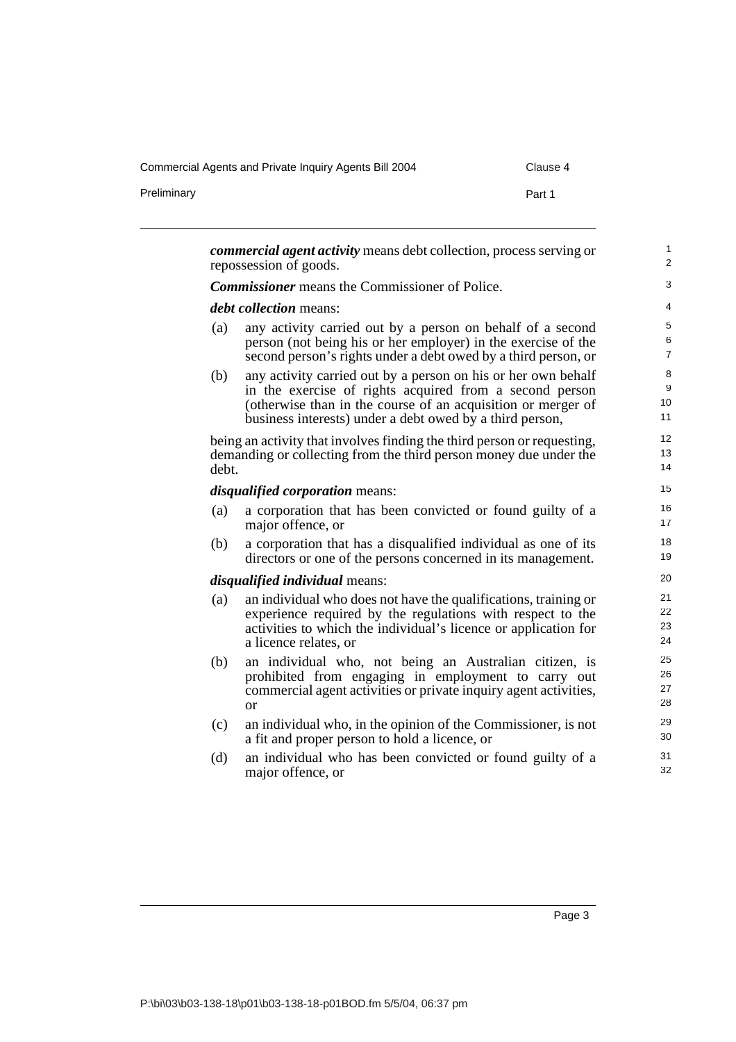***commercial agent activity*** means debt collection, process serving or repossession of goods.

***Commissioner*** means the Commissioner of Police.

***debt collection*** means:

(a) any activity carried out by a person on behalf of a second person (not being his or her employer) in the exercise of the second person's rights under a debt owed by a third person, or

(b) any activity carried out by a person on his or her own behalf in the exercise of rights acquired from a second person (otherwise than in the course of an acquisition or merger of business interests) under a debt owed by a third person,

being an activity that involves finding the third person or requesting, demanding or collecting from the third person money due under the debt.

***disqualified corporation*** means:

(a) a corporation that has been convicted or found guilty of a major offence, or

(b) a corporation that has a disqualified individual as one of its directors or one of the persons concerned in its management.

***disqualified individual*** means:

(a) an individual who does not have the qualifications, training or experience required by the regulations with respect to the activities to which the individual's licence or application for a licence relates, or

(b) an individual who, not being an Australian citizen, is prohibited from engaging in employment to carry out commercial agent activities or private inquiry agent activities, or

(c) an individual who, in the opinion of the Commissioner, is not a fit and proper person to hold a licence, or

(d) an individual who has been convicted or found guilty of a major offence, or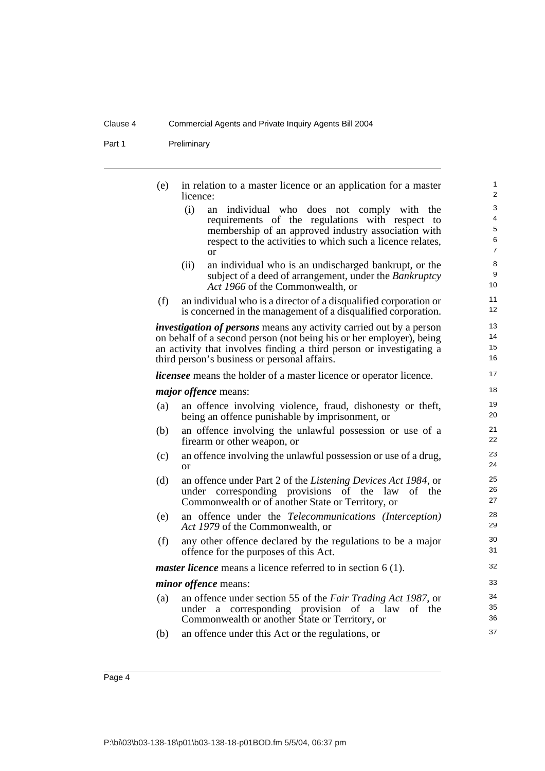(e) in relation to a master licence or an application for a master licence:

   (i) an individual who does not comply with the requirements of the regulations with respect to membership of an approved industry association with respect to the activities to which such a licence relates, or

   (ii) an individual who is an undischarged bankrupt, or the subject of a deed of arrangement, under the *Bankruptcy Act 1966* of the Commonwealth, or

(f) an individual who is a director of a disqualified corporation or is concerned in the management of a disqualified corporation.

***investigation of persons*** means any activity carried out by a person on behalf of a second person (not being his or her employer), being an activity that involves finding a third person or investigating a third person's business or personal affairs.

***licensee*** means the holder of a master licence or operator licence.

***major offence*** means:

(a) an offence involving violence, fraud, dishonesty or theft, being an offence punishable by imprisonment, or

(b) an offence involving the unlawful possession or use of a firearm or other weapon, or

(c) an offence involving the unlawful possession or use of a drug, or

(d) an offence under Part 2 of the *Listening Devices Act 1984*, or under corresponding provisions of the law of the Commonwealth or of another State or Territory, or

(e) an offence under the *Telecommunications (Interception) Act 1979* of the Commonwealth, or

(f) any other offence declared by the regulations to be a major offence for the purposes of this Act.

***master licence*** means a licence referred to in section 6 (1).

***minor offence*** means:

(a) an offence under section 55 of the *Fair Trading Act 1987*, or under a corresponding provision of a law of the Commonwealth or another State or Territory, or

(b) an offence under this Act or the regulations, or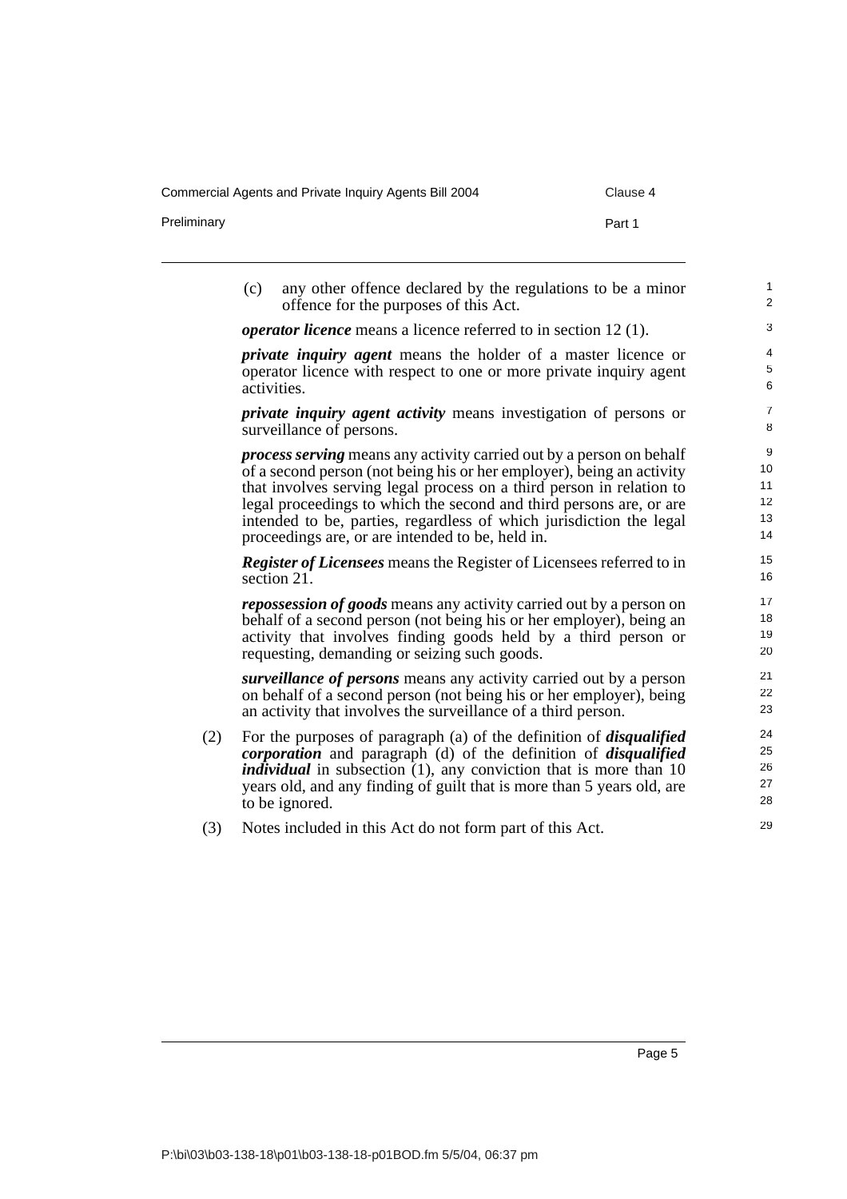(c) any other offence declared by the regulations to be a minor offence for the purposes of this Act.

***operator licence*** means a licence referred to in section 12 (1).

***private inquiry agent*** means the holder of a master licence or operator licence with respect to one or more private inquiry agent activities.

***private inquiry agent activity*** means investigation of persons or surveillance of persons.

***process serving*** means any activity carried out by a person on behalf of a second person (not being his or her employer), being an activity that involves serving legal process on a third person in relation to legal proceedings to which the second and third persons are, or are intended to be, parties, regardless of which jurisdiction the legal proceedings are, or are intended to be, held in.

***Register of Licensees*** means the Register of Licensees referred to in section 21.

***repossession of goods*** means any activity carried out by a person on behalf of a second person (not being his or her employer), being an activity that involves finding goods held by a third person or requesting, demanding or seizing such goods.

***surveillance of persons*** means any activity carried out by a person on behalf of a second person (not being his or her employer), being an activity that involves the surveillance of a third person.

(2) For the purposes of paragraph (a) of the definition of ***disqualified corporation*** and paragraph (d) of the definition of ***disqualified individual*** in subsection (1), any conviction that is more than 10 years old, and any finding of guilt that is more than 5 years old, are to be ignored.

(3) Notes included in this Act do not form part of this Act.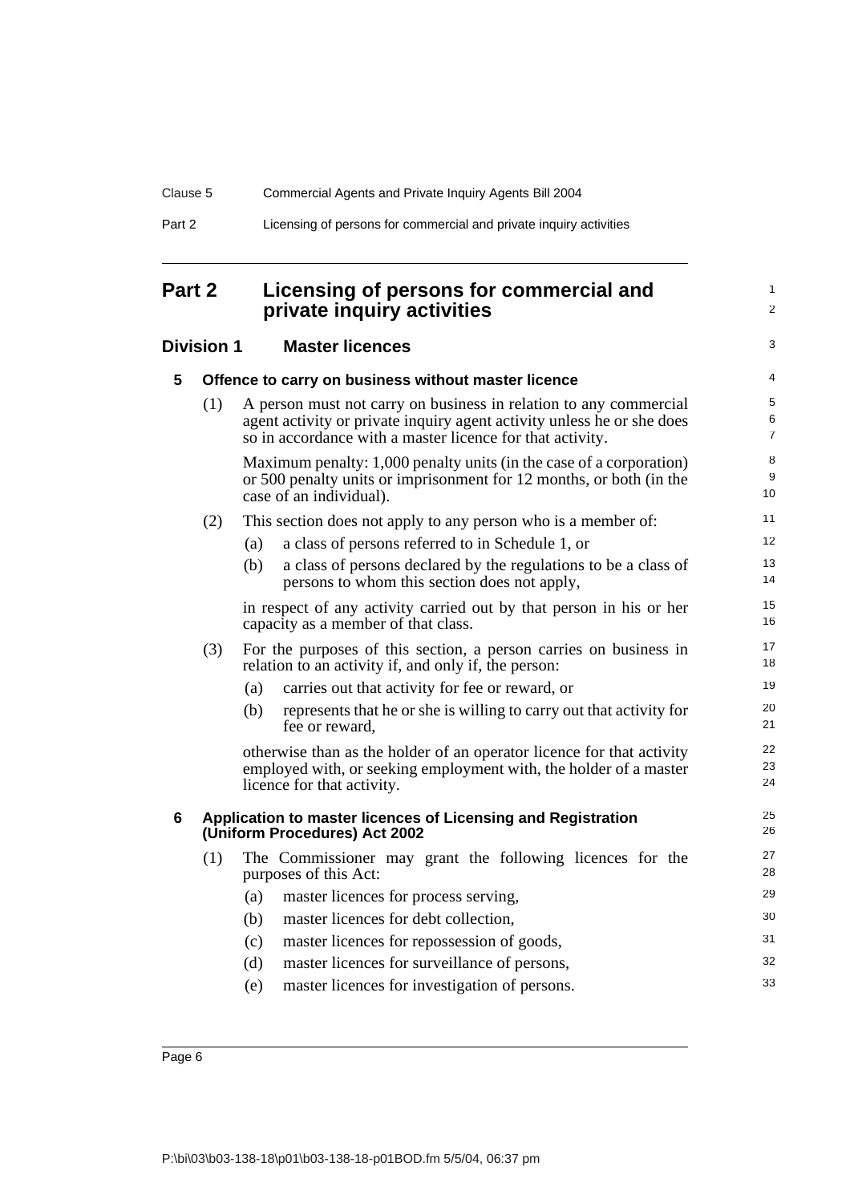# Part 2 Licensing of persons for commercial and private inquiry activities

## Division 1 Master licences

### 5 Offence to carry on business without master licence

(1) A person must not carry on business in relation to any commercial agent activity or private inquiry agent activity unless he or she does so in accordance with a master licence for that activity.

Maximum penalty: 1,000 penalty units (in the case of a corporation) or 500 penalty units or imprisonment for 12 months, or both (in the case of an individual).

(2) This section does not apply to any person who is a member of:

- (a) a class of persons referred to in Schedule 1, or
- (b) a class of persons declared by the regulations to be a class of persons to whom this section does not apply,

in respect of any activity carried out by that person in his or her capacity as a member of that class.

(3) For the purposes of this section, a person carries on business in relation to an activity if, and only if, the person:

- (a) carries out that activity for fee or reward, or
- (b) represents that he or she is willing to carry out that activity for fee or reward,

otherwise than as the holder of an operator licence for that activity employed with, or seeking employment with, the holder of a master licence for that activity.

### 6 Application to master licences of Licensing and Registration (Uniform Procedures) Act 2002

(1) The Commissioner may grant the following licences for the purposes of this Act:

- (a) master licences for process serving,
- (b) master licences for debt collection,
- (c) master licences for repossession of goods,
- (d) master licences for surveillance of persons,
- (e) master licences for investigation of persons.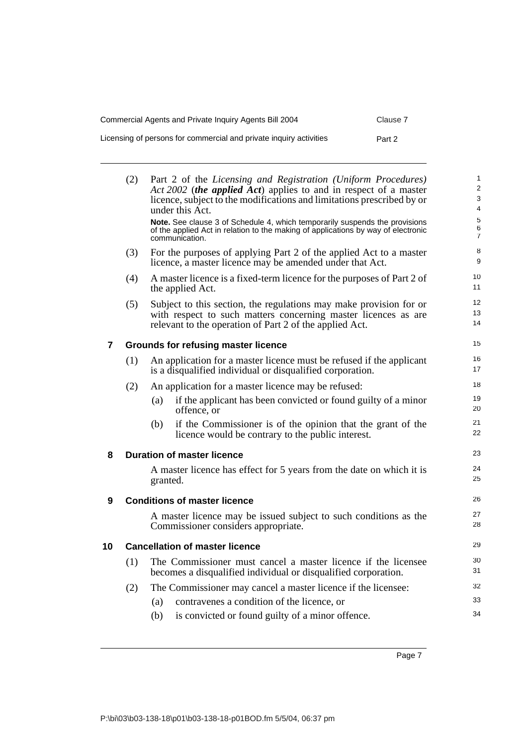(2) Part 2 of the *Licensing and Registration (Uniform Procedures) Act 2002* (***the applied Act***) applies to and in respect of a master licence, subject to the modifications and limitations prescribed by or under this Act.

**Note.** See clause 3 of Schedule 4, which temporarily suspends the provisions of the applied Act in relation to the making of applications by way of electronic communication.

(3) For the purposes of applying Part 2 of the applied Act to a master licence, a master licence may be amended under that Act.

(4) A master licence is a fixed-term licence for the purposes of Part 2 of the applied Act.

(5) Subject to this section, the regulations may make provision for or with respect to such matters concerning master licences as are relevant to the operation of Part 2 of the applied Act.

## 7 Grounds for refusing master licence

(1) An application for a master licence must be refused if the applicant is a disqualified individual or disqualified corporation.

(2) An application for a master licence may be refused:

- (a) if the applicant has been convicted or found guilty of a minor offence, or
- (b) if the Commissioner is of the opinion that the grant of the licence would be contrary to the public interest.

## 8 Duration of master licence

A master licence has effect for 5 years from the date on which it is granted.

## 9 Conditions of master licence

A master licence may be issued subject to such conditions as the Commissioner considers appropriate.

## 10 Cancellation of master licence

(1) The Commissioner must cancel a master licence if the licensee becomes a disqualified individual or disqualified corporation.

(2) The Commissioner may cancel a master licence if the licensee:

- (a) contravenes a condition of the licence, or
- (b) is convicted or found guilty of a minor offence.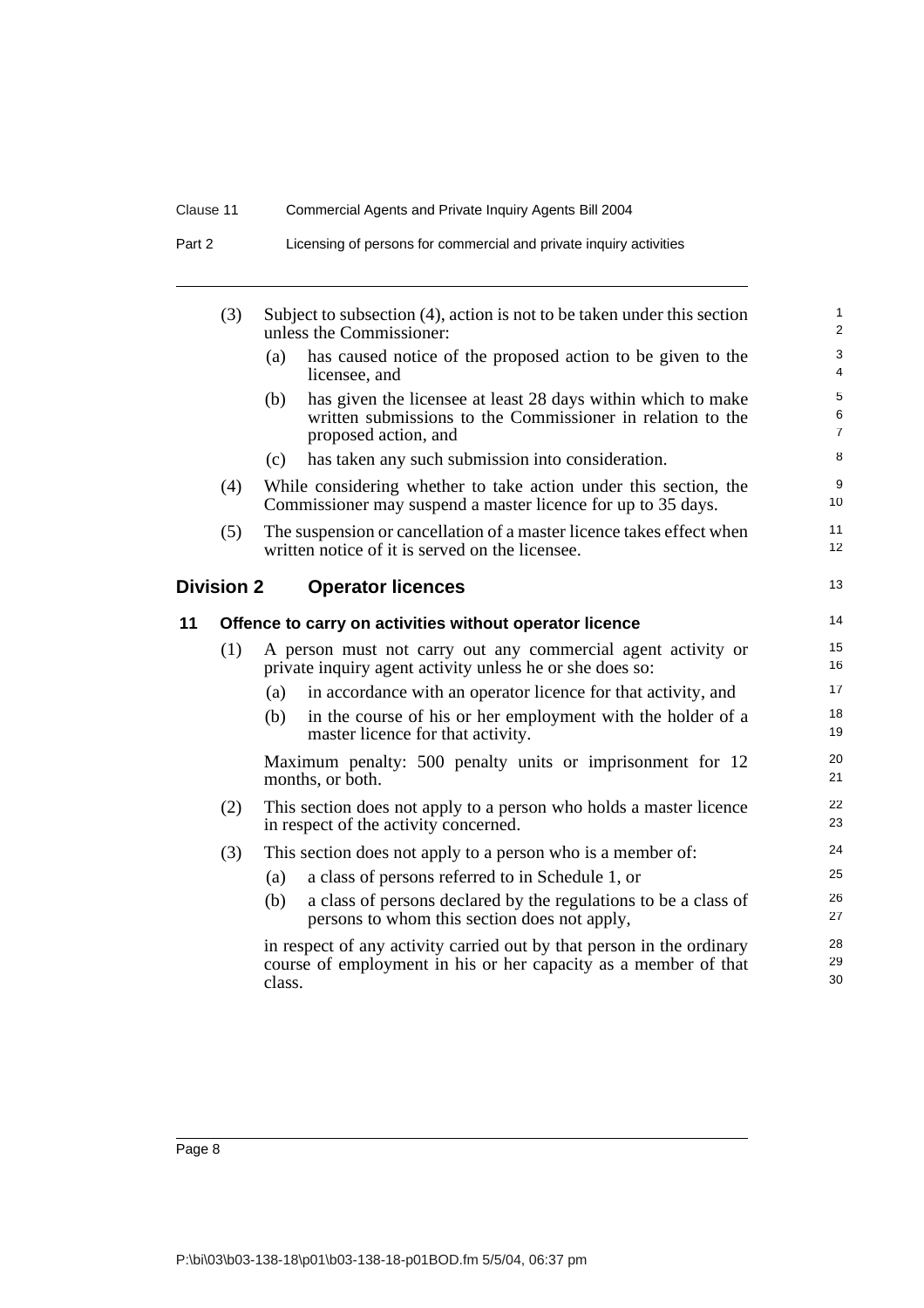(3) Subject to subsection (4), action is not to be taken under this section unless the Commissioner:

(a) has caused notice of the proposed action to be given to the licensee, and

(b) has given the licensee at least 28 days within which to make written submissions to the Commissioner in relation to the proposed action, and

(c) has taken any such submission into consideration.

(4) While considering whether to take action under this section, the Commissioner may suspend a master licence for up to 35 days.

(5) The suspension or cancellation of a master licence takes effect when written notice of it is served on the licensee.

## Division 2 Operator licences

### 11 Offence to carry on activities without operator licence

(1) A person must not carry out any commercial agent activity or private inquiry agent activity unless he or she does so:

(a) in accordance with an operator licence for that activity, and

(b) in the course of his or her employment with the holder of a master licence for that activity.

Maximum penalty: 500 penalty units or imprisonment for 12 months, or both.

(2) This section does not apply to a person who holds a master licence in respect of the activity concerned.

(3) This section does not apply to a person who is a member of:

(a) a class of persons referred to in Schedule 1, or

(b) a class of persons declared by the regulations to be a class of persons to whom this section does not apply,

in respect of any activity carried out by that person in the ordinary course of employment in his or her capacity as a member of that class.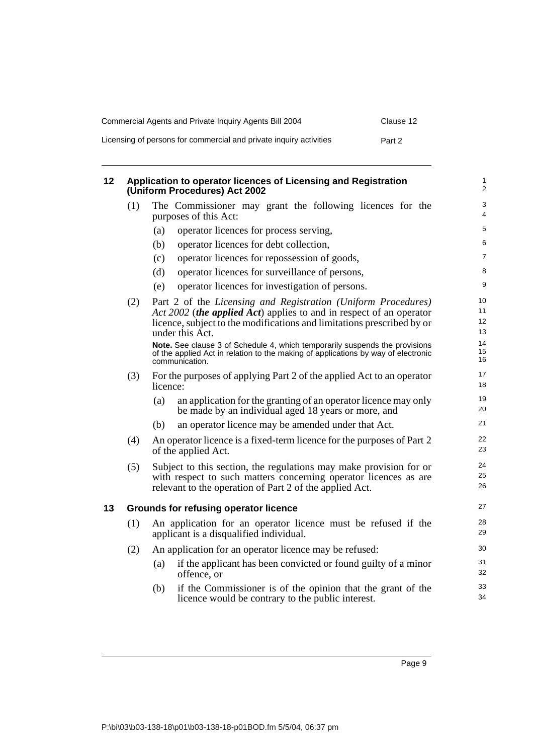### 12 Application to operator licences of Licensing and Registration (Uniform Procedures) Act 2002

(1) The Commissioner may grant the following licences for the purposes of this Act:

- (a) operator licences for process serving,
- (b) operator licences for debt collection,
- (c) operator licences for repossession of goods,
- (d) operator licences for surveillance of persons,
- (e) operator licences for investigation of persons.

(2) Part 2 of the *Licensing and Registration (Uniform Procedures) Act 2002* (***the applied Act***) applies to and in respect of an operator licence, subject to the modifications and limitations prescribed by or under this Act.

**Note.** See clause 3 of Schedule 4, which temporarily suspends the provisions of the applied Act in relation to the making of applications by way of electronic communication.

(3) For the purposes of applying Part 2 of the applied Act to an operator licence:

- (a) an application for the granting of an operator licence may only be made by an individual aged 18 years or more, and
- (b) an operator licence may be amended under that Act.

(4) An operator licence is a fixed-term licence for the purposes of Part 2 of the applied Act.

(5) Subject to this section, the regulations may make provision for or with respect to such matters concerning operator licences as are relevant to the operation of Part 2 of the applied Act.

### 13 Grounds for refusing operator licence

(1) An application for an operator licence must be refused if the applicant is a disqualified individual.

(2) An application for an operator licence may be refused:

- (a) if the applicant has been convicted or found guilty of a minor offence, or
- (b) if the Commissioner is of the opinion that the grant of the licence would be contrary to the public interest.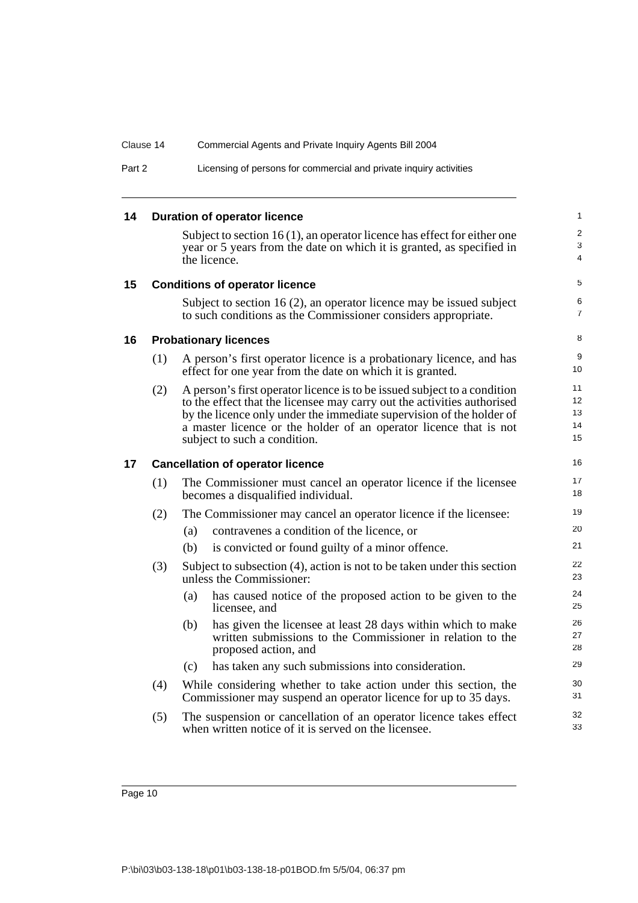## 14 Duration of operator licence

Subject to section 16 (1), an operator licence has effect for either one year or 5 years from the date on which it is granted, as specified in the licence.

## 15 Conditions of operator licence

Subject to section 16 (2), an operator licence may be issued subject to such conditions as the Commissioner considers appropriate.

## 16 Probationary licences

(1) A person's first operator licence is a probationary licence, and has effect for one year from the date on which it is granted.

(2) A person's first operator licence is to be issued subject to a condition to the effect that the licensee may carry out the activities authorised by the licence only under the immediate supervision of the holder of a master licence or the holder of an operator licence that is not subject to such a condition.

## 17 Cancellation of operator licence

(1) The Commissioner must cancel an operator licence if the licensee becomes a disqualified individual.

(2) The Commissioner may cancel an operator licence if the licensee:

- (a) contravenes a condition of the licence, or
- (b) is convicted or found guilty of a minor offence.

(3) Subject to subsection (4), action is not to be taken under this section unless the Commissioner:

- (a) has caused notice of the proposed action to be given to the licensee, and
- (b) has given the licensee at least 28 days within which to make written submissions to the Commissioner in relation to the proposed action, and
- (c) has taken any such submissions into consideration.

(4) While considering whether to take action under this section, the Commissioner may suspend an operator licence for up to 35 days.

(5) The suspension or cancellation of an operator licence takes effect when written notice of it is served on the licensee.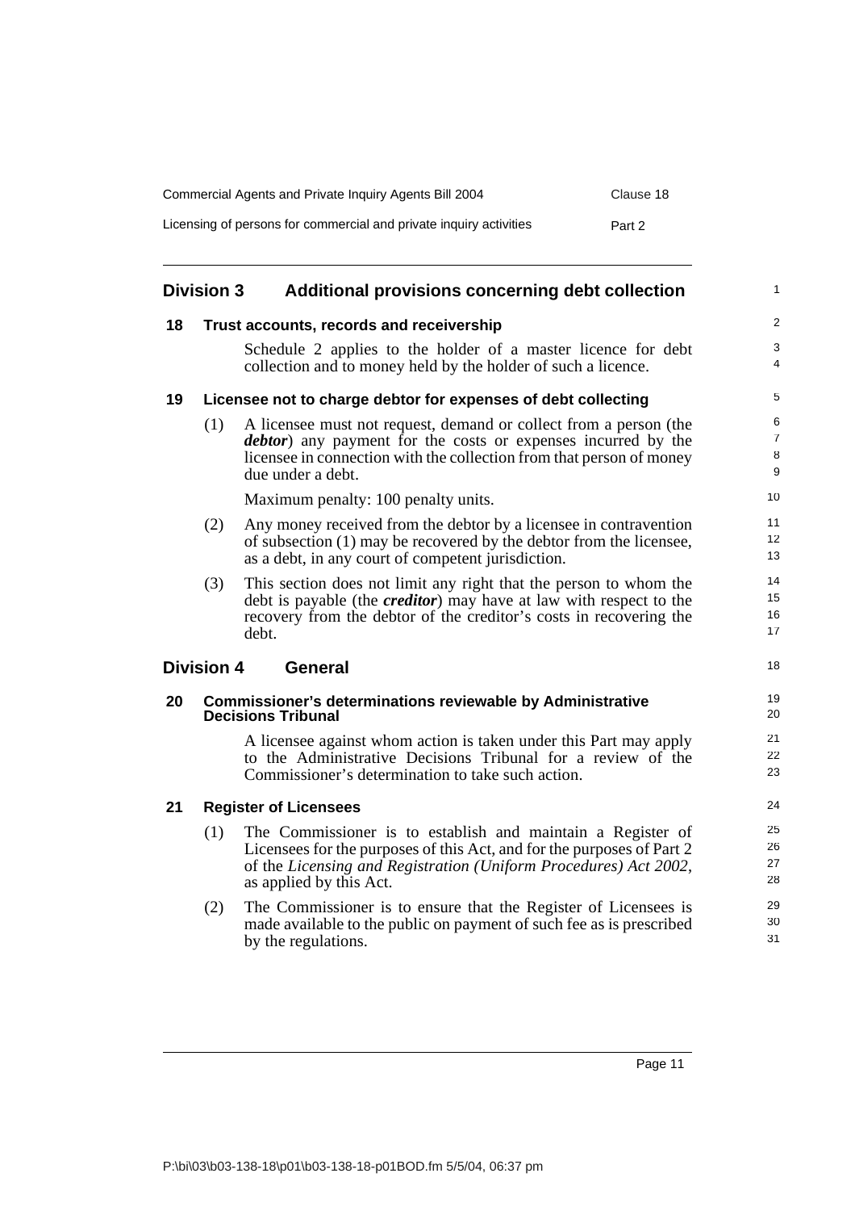## Division 3 Additional provisions concerning debt collection

### 18 Trust accounts, records and receivership

Schedule 2 applies to the holder of a master licence for debt collection and to money held by the holder of such a licence.

### 19 Licensee not to charge debtor for expenses of debt collecting

(1) A licensee must not request, demand or collect from a person (the ***debtor***) any payment for the costs or expenses incurred by the licensee in connection with the collection from that person of money due under a debt.

Maximum penalty: 100 penalty units.

(2) Any money received from the debtor by a licensee in contravention of subsection (1) may be recovered by the debtor from the licensee, as a debt, in any court of competent jurisdiction.

(3) This section does not limit any right that the person to whom the debt is payable (the ***creditor***) may have at law with respect to the recovery from the debtor of the creditor's costs in recovering the debt.

## Division 4 General

### 20 Commissioner's determinations reviewable by Administrative Decisions Tribunal

A licensee against whom action is taken under this Part may apply to the Administrative Decisions Tribunal for a review of the Commissioner's determination to take such action.

### 21 Register of Licensees

(1) The Commissioner is to establish and maintain a Register of Licensees for the purposes of this Act, and for the purposes of Part 2 of the *Licensing and Registration (Uniform Procedures) Act 2002*, as applied by this Act.

(2) The Commissioner is to ensure that the Register of Licensees is made available to the public on payment of such fee as is prescribed by the regulations.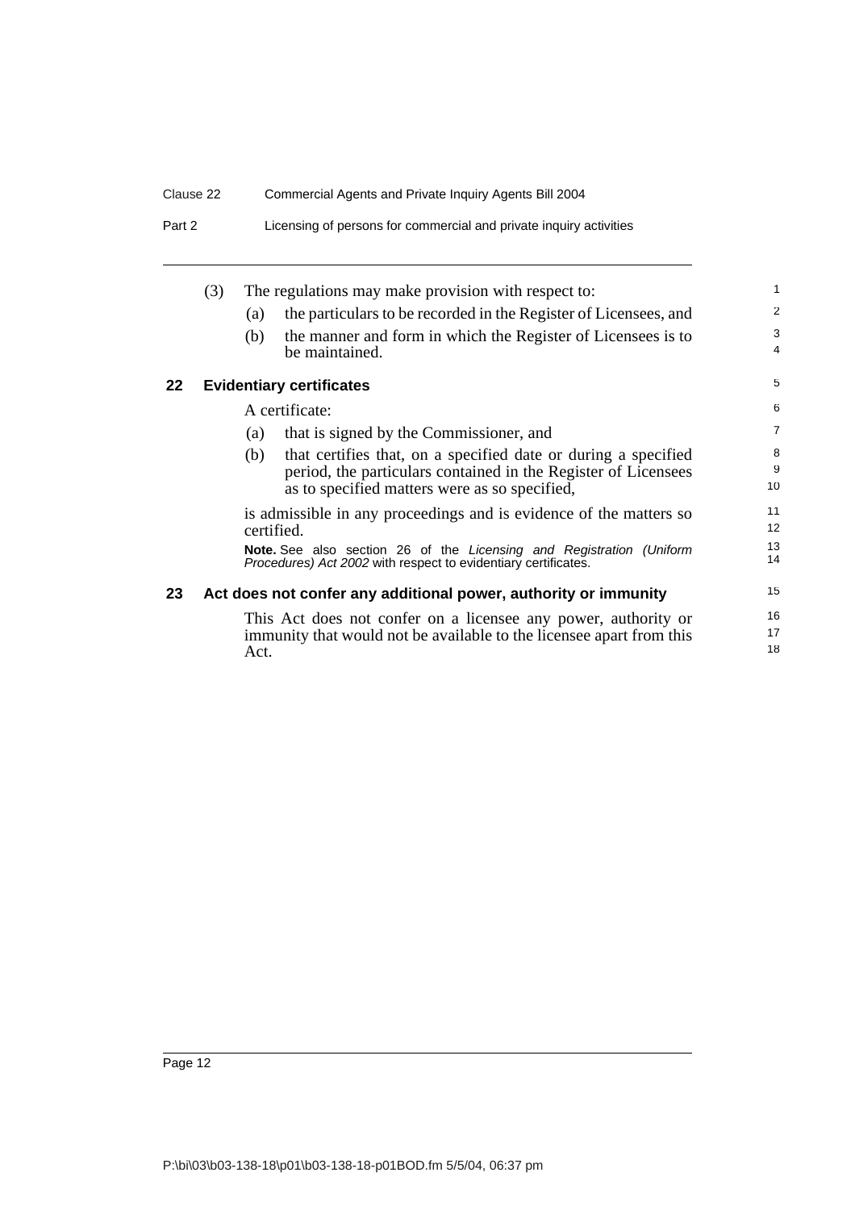(3) The regulations may make provision with respect to:

(a) the particulars to be recorded in the Register of Licensees, and

(b) the manner and form in which the Register of Licensees is to be maintained.

## 22 Evidentiary certificates

A certificate:

(a) that is signed by the Commissioner, and

(b) that certifies that, on a specified date or during a specified period, the particulars contained in the Register of Licensees as to specified matters were as so specified,

is admissible in any proceedings and is evidence of the matters so certified.

**Note.** See also section 26 of the *Licensing and Registration (Uniform Procedures) Act 2002* with respect to evidentiary certificates.

## 23 Act does not confer any additional power, authority or immunity

This Act does not confer on a licensee any power, authority or immunity that would not be available to the licensee apart from this Act.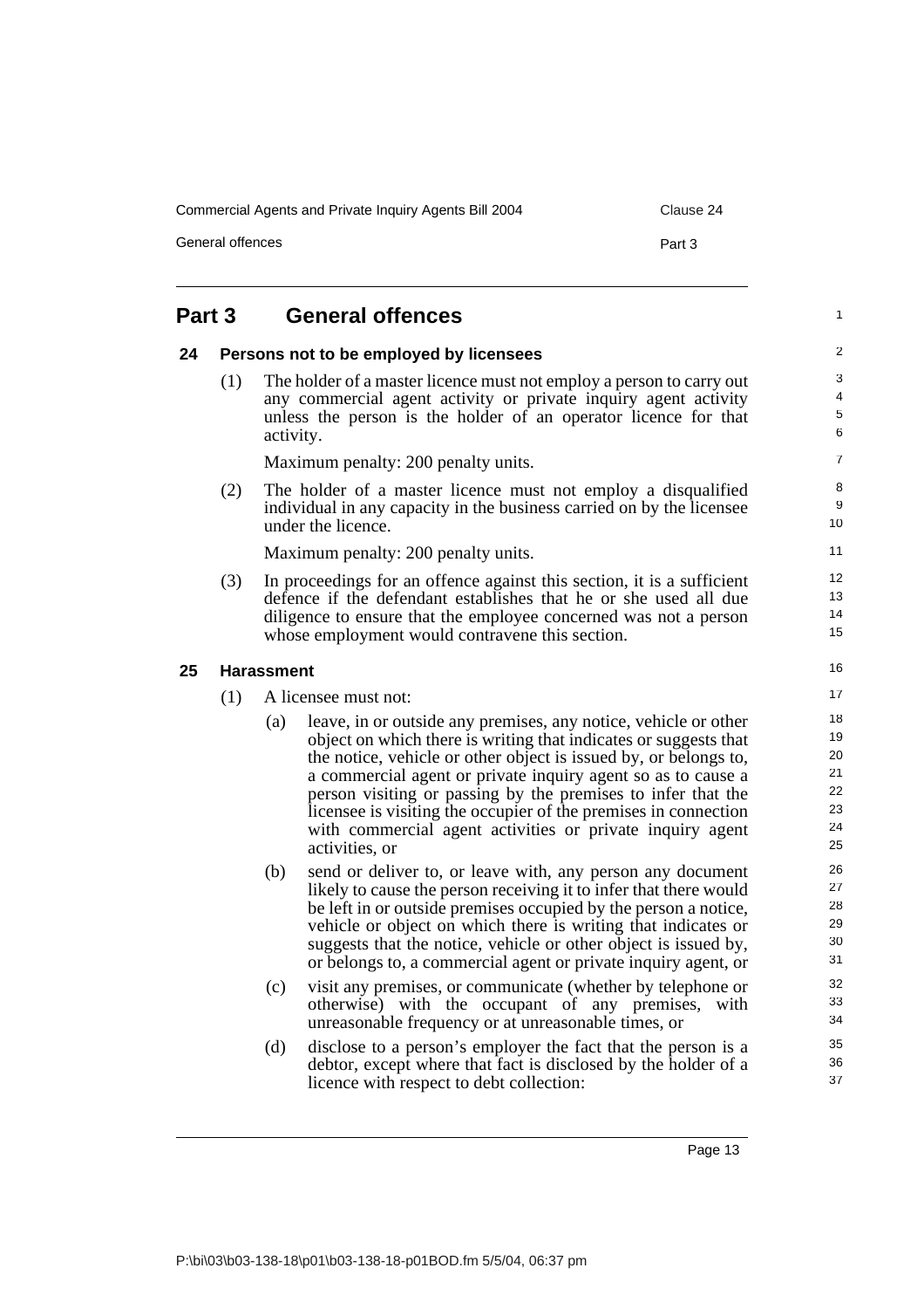## Part 3 General offences

### 24 Persons not to be employed by licensees

(1) The holder of a master licence must not employ a person to carry out any commercial agent activity or private inquiry agent activity unless the person is the holder of an operator licence for that activity.

Maximum penalty: 200 penalty units.

(2) The holder of a master licence must not employ a disqualified individual in any capacity in the business carried on by the licensee under the licence.

Maximum penalty: 200 penalty units.

(3) In proceedings for an offence against this section, it is a sufficient defence if the defendant establishes that he or she used all due diligence to ensure that the employee concerned was not a person whose employment would contravene this section.

### 25 Harassment

(1) A licensee must not:

- (a) leave, in or outside any premises, any notice, vehicle or other object on which there is writing that indicates or suggests that the notice, vehicle or other object is issued by, or belongs to, a commercial agent or private inquiry agent so as to cause a person visiting or passing by the premises to infer that the licensee is visiting the occupier of the premises in connection with commercial agent activities or private inquiry agent activities, or
- (b) send or deliver to, or leave with, any person any document likely to cause the person receiving it to infer that there would be left in or outside premises occupied by the person a notice, vehicle or object on which there is writing that indicates or suggests that the notice, vehicle or other object is issued by, or belongs to, a commercial agent or private inquiry agent, or
- (c) visit any premises, or communicate (whether by telephone or otherwise) with the occupant of any premises, with unreasonable frequency or at unreasonable times, or
- (d) disclose to a person's employer the fact that the person is a debtor, except where that fact is disclosed by the holder of a licence with respect to debt collection: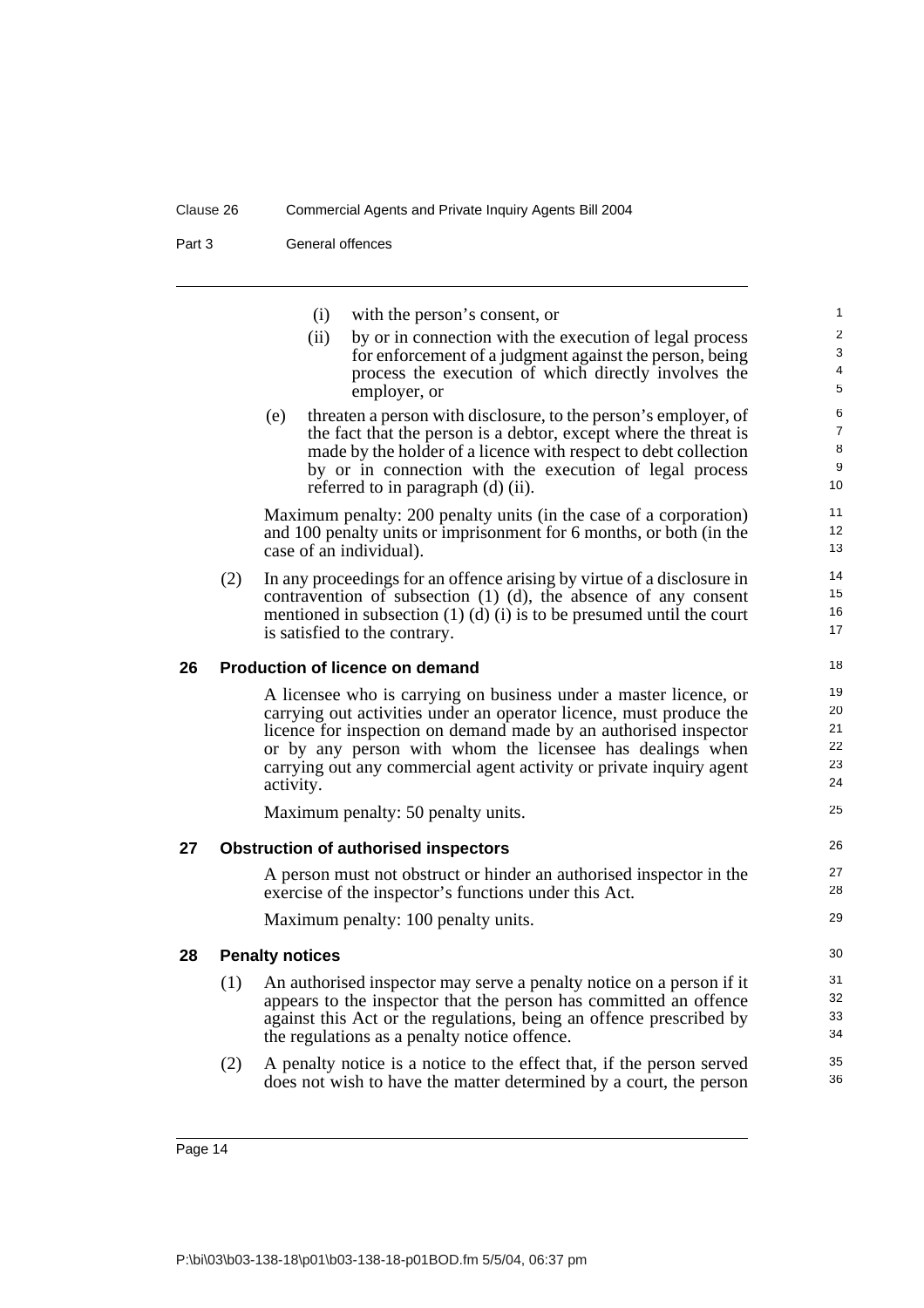(i) with the person's consent, or

(ii) by or in connection with the execution of legal process for enforcement of a judgment against the person, being process the execution of which directly involves the employer, or

(e) threaten a person with disclosure, to the person's employer, of the fact that the person is a debtor, except where the threat is made by the holder of a licence with respect to debt collection by or in connection with the execution of legal process referred to in paragraph (d) (ii).

Maximum penalty: 200 penalty units (in the case of a corporation) and 100 penalty units or imprisonment for 6 months, or both (in the case of an individual).

(2) In any proceedings for an offence arising by virtue of a disclosure in contravention of subsection (1) (d), the absence of any consent mentioned in subsection (1) (d) (i) is to be presumed until the court is satisfied to the contrary.

### 26 Production of licence on demand

A licensee who is carrying on business under a master licence, or carrying out activities under an operator licence, must produce the licence for inspection on demand made by an authorised inspector or by any person with whom the licensee has dealings when carrying out any commercial agent activity or private inquiry agent activity.

Maximum penalty: 50 penalty units.

### 27 Obstruction of authorised inspectors

A person must not obstruct or hinder an authorised inspector in the exercise of the inspector's functions under this Act.

Maximum penalty: 100 penalty units.

### 28 Penalty notices

(1) An authorised inspector may serve a penalty notice on a person if it appears to the inspector that the person has committed an offence against this Act or the regulations, being an offence prescribed by the regulations as a penalty notice offence.

(2) A penalty notice is a notice to the effect that, if the person served does not wish to have the matter determined by a court, the person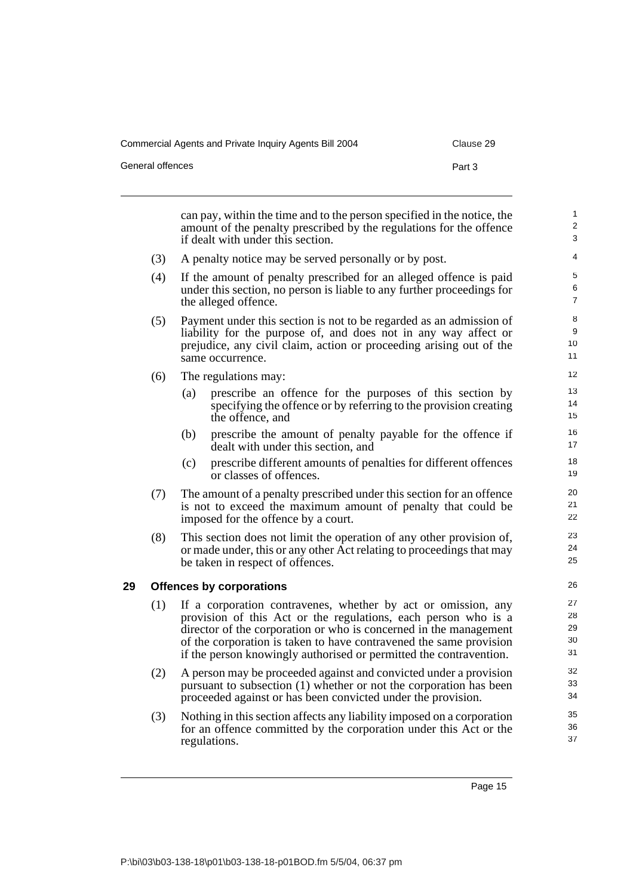can pay, within the time and to the person specified in the notice, the amount of the penalty prescribed by the regulations for the offence if dealt with under this section.

(3) A penalty notice may be served personally or by post.

(4) If the amount of penalty prescribed for an alleged offence is paid under this section, no person is liable to any further proceedings for the alleged offence.

(5) Payment under this section is not to be regarded as an admission of liability for the purpose of, and does not in any way affect or prejudice, any civil claim, action or proceeding arising out of the same occurrence.

(6) The regulations may:

(a) prescribe an offence for the purposes of this section by specifying the offence or by referring to the provision creating the offence, and

(b) prescribe the amount of penalty payable for the offence if dealt with under this section, and

(c) prescribe different amounts of penalties for different offences or classes of offences.

(7) The amount of a penalty prescribed under this section for an offence is not to exceed the maximum amount of penalty that could be imposed for the offence by a court.

(8) This section does not limit the operation of any other provision of, or made under, this or any other Act relating to proceedings that may be taken in respect of offences.

## 29 Offences by corporations

(1) If a corporation contravenes, whether by act or omission, any provision of this Act or the regulations, each person who is a director of the corporation or who is concerned in the management of the corporation is taken to have contravened the same provision if the person knowingly authorised or permitted the contravention.

(2) A person may be proceeded against and convicted under a provision pursuant to subsection (1) whether or not the corporation has been proceeded against or has been convicted under the provision.

(3) Nothing in this section affects any liability imposed on a corporation for an offence committed by the corporation under this Act or the regulations.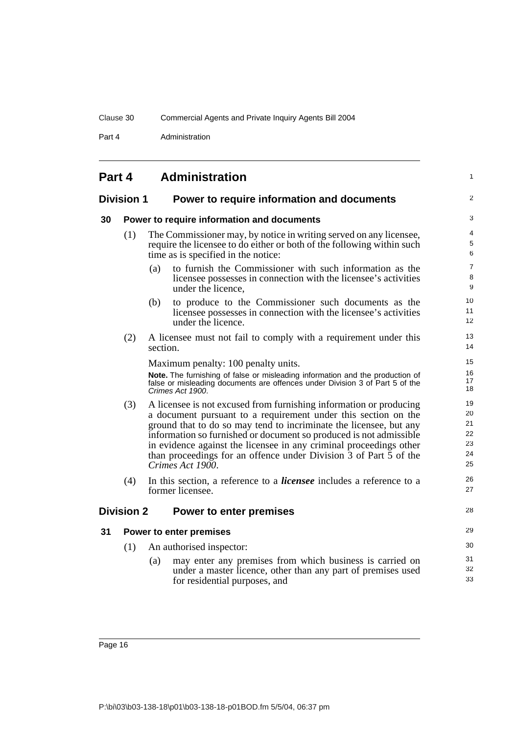# Part 4 Administration

## Division 1 Power to require information and documents

### 30 Power to require information and documents

(1) The Commissioner may, by notice in writing served on any licensee, require the licensee to do either or both of the following within such time as is specified in the notice:

(a) to furnish the Commissioner with such information as the licensee possesses in connection with the licensee's activities under the licence,

(b) to produce to the Commissioner such documents as the licensee possesses in connection with the licensee's activities under the licence.

(2) A licensee must not fail to comply with a requirement under this section.

Maximum penalty: 100 penalty units.

**Note.** The furnishing of false or misleading information and the production of false or misleading documents are offences under Division 3 of Part 5 of the *Crimes Act 1900*.

(3) A licensee is not excused from furnishing information or producing a document pursuant to a requirement under this section on the ground that to do so may tend to incriminate the licensee, but any information so furnished or document so produced is not admissible in evidence against the licensee in any criminal proceedings other than proceedings for an offence under Division 3 of Part 5 of the *Crimes Act 1900*.

(4) In this section, a reference to a ***licensee*** includes a reference to a former licensee.

## Division 2 Power to enter premises

### 31 Power to enter premises

(1) An authorised inspector:

(a) may enter any premises from which business is carried on under a master licence, other than any part of premises used for residential purposes, and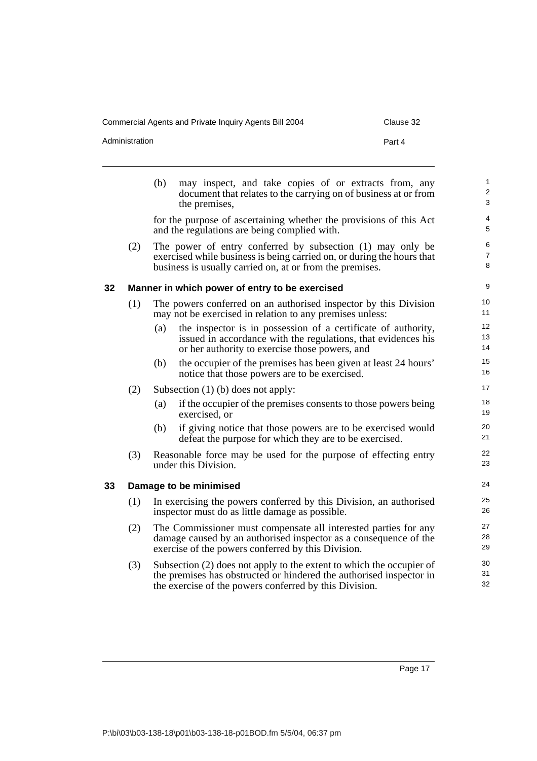(b) may inspect, and take copies of or extracts from, any document that relates to the carrying on of business at or from the premises,

for the purpose of ascertaining whether the provisions of this Act and the regulations are being complied with.

(2) The power of entry conferred by subsection (1) may only be exercised while business is being carried on, or during the hours that business is usually carried on, at or from the premises.

## 32 Manner in which power of entry to be exercised

(1) The powers conferred on an authorised inspector by this Division may not be exercised in relation to any premises unless:

(a) the inspector is in possession of a certificate of authority, issued in accordance with the regulations, that evidences his or her authority to exercise those powers, and

(b) the occupier of the premises has been given at least 24 hours' notice that those powers are to be exercised.

(2) Subsection (1) (b) does not apply:

(a) if the occupier of the premises consents to those powers being exercised, or

(b) if giving notice that those powers are to be exercised would defeat the purpose for which they are to be exercised.

(3) Reasonable force may be used for the purpose of effecting entry under this Division.

## 33 Damage to be minimised

(1) In exercising the powers conferred by this Division, an authorised inspector must do as little damage as possible.

(2) The Commissioner must compensate all interested parties for any damage caused by an authorised inspector as a consequence of the exercise of the powers conferred by this Division.

(3) Subsection (2) does not apply to the extent to which the occupier of the premises has obstructed or hindered the authorised inspector in the exercise of the powers conferred by this Division.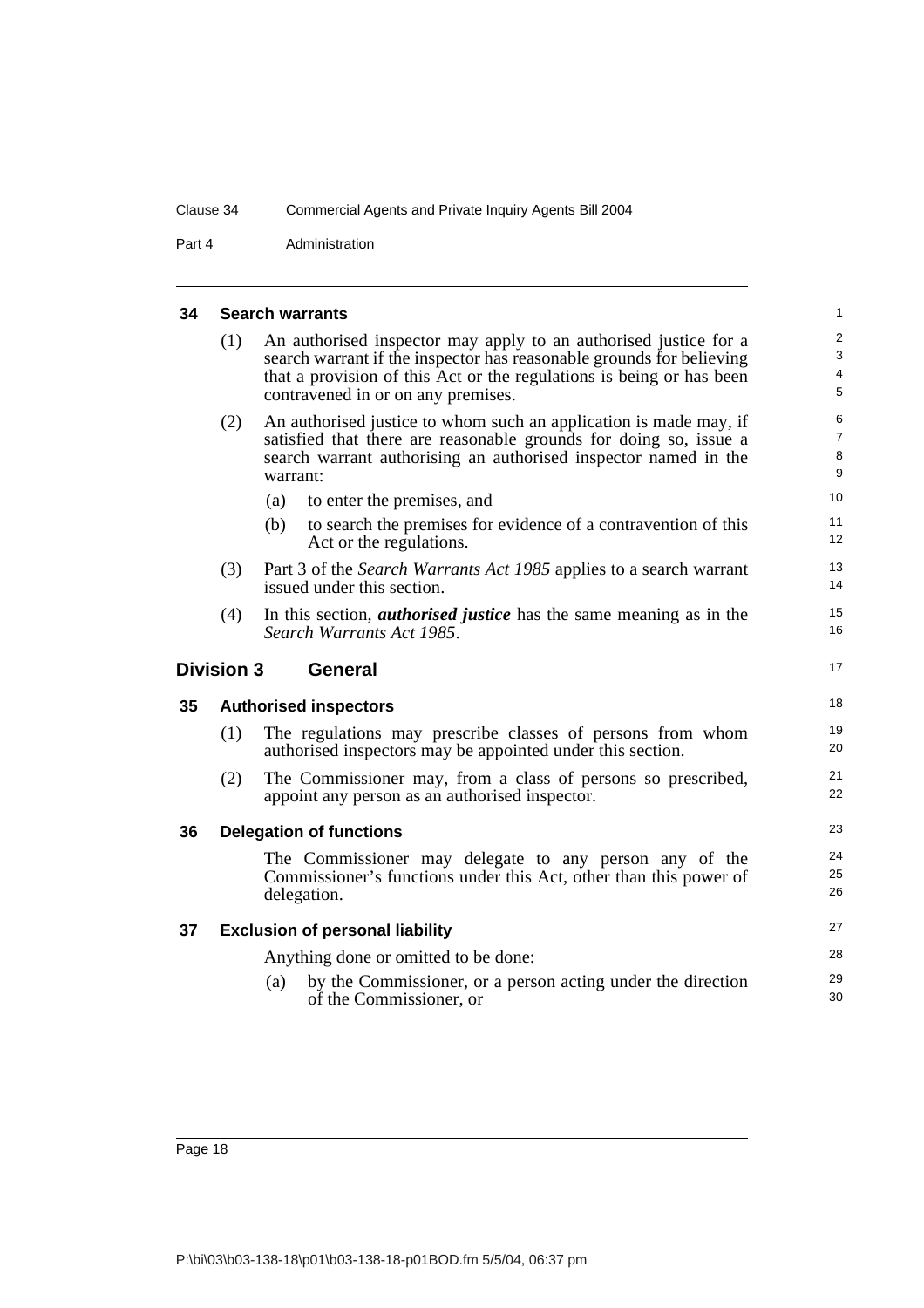### 34 Search warrants

(1) An authorised inspector may apply to an authorised justice for a search warrant if the inspector has reasonable grounds for believing that a provision of this Act or the regulations is being or has been contravened in or on any premises.

(2) An authorised justice to whom such an application is made may, if satisfied that there are reasonable grounds for doing so, issue a search warrant authorising an authorised inspector named in the warrant:

(a) to enter the premises, and

(b) to search the premises for evidence of a contravention of this Act or the regulations.

(3) Part 3 of the *Search Warrants Act 1985* applies to a search warrant issued under this section.

(4) In this section, ***authorised justice*** has the same meaning as in the *Search Warrants Act 1985*.

## Division 3 General

### 35 Authorised inspectors

(1) The regulations may prescribe classes of persons from whom authorised inspectors may be appointed under this section.

(2) The Commissioner may, from a class of persons so prescribed, appoint any person as an authorised inspector.

### 36 Delegation of functions

The Commissioner may delegate to any person any of the Commissioner's functions under this Act, other than this power of delegation.

### 37 Exclusion of personal liability

Anything done or omitted to be done:

(a) by the Commissioner, or a person acting under the direction of the Commissioner, or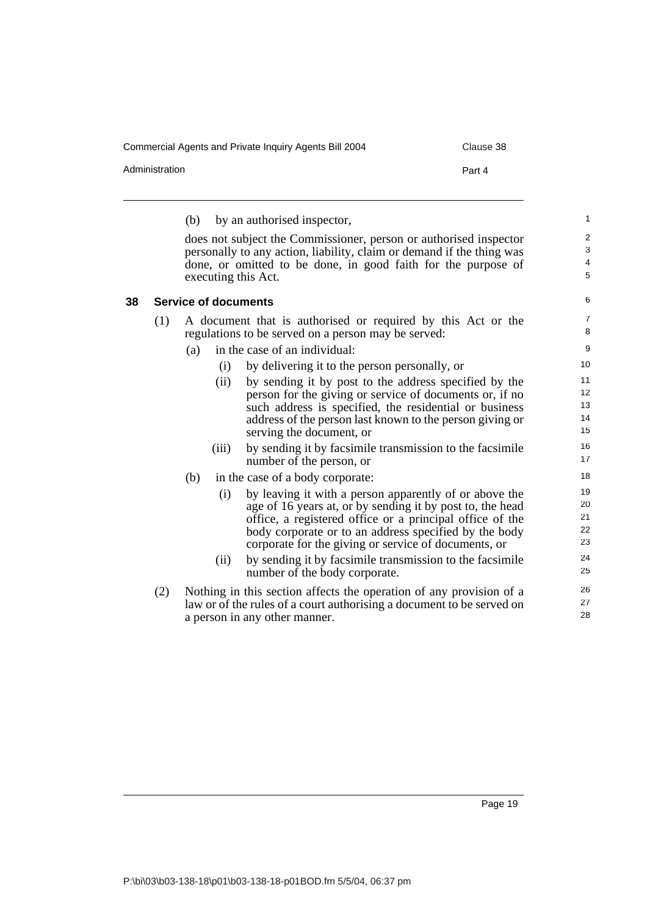(b) by an authorised inspector,

does not subject the Commissioner, person or authorised inspector personally to any action, liability, claim or demand if the thing was done, or omitted to be done, in good faith for the purpose of executing this Act.

### 38 Service of documents

(1) A document that is authorised or required by this Act or the regulations to be served on a person may be served:

(a) in the case of an individual:

(i) by delivering it to the person personally, or

(ii) by sending it by post to the address specified by the person for the giving or service of documents or, if no such address is specified, the residential or business address of the person last known to the person giving or serving the document, or

(iii) by sending it by facsimile transmission to the facsimile number of the person, or

(b) in the case of a body corporate:

(i) by leaving it with a person apparently of or above the age of 16 years at, or by sending it by post to, the head office, a registered office or a principal office of the body corporate or to an address specified by the body corporate for the giving or service of documents, or

(ii) by sending it by facsimile transmission to the facsimile number of the body corporate.

(2) Nothing in this section affects the operation of any provision of a law or of the rules of a court authorising a document to be served on a person in any other manner.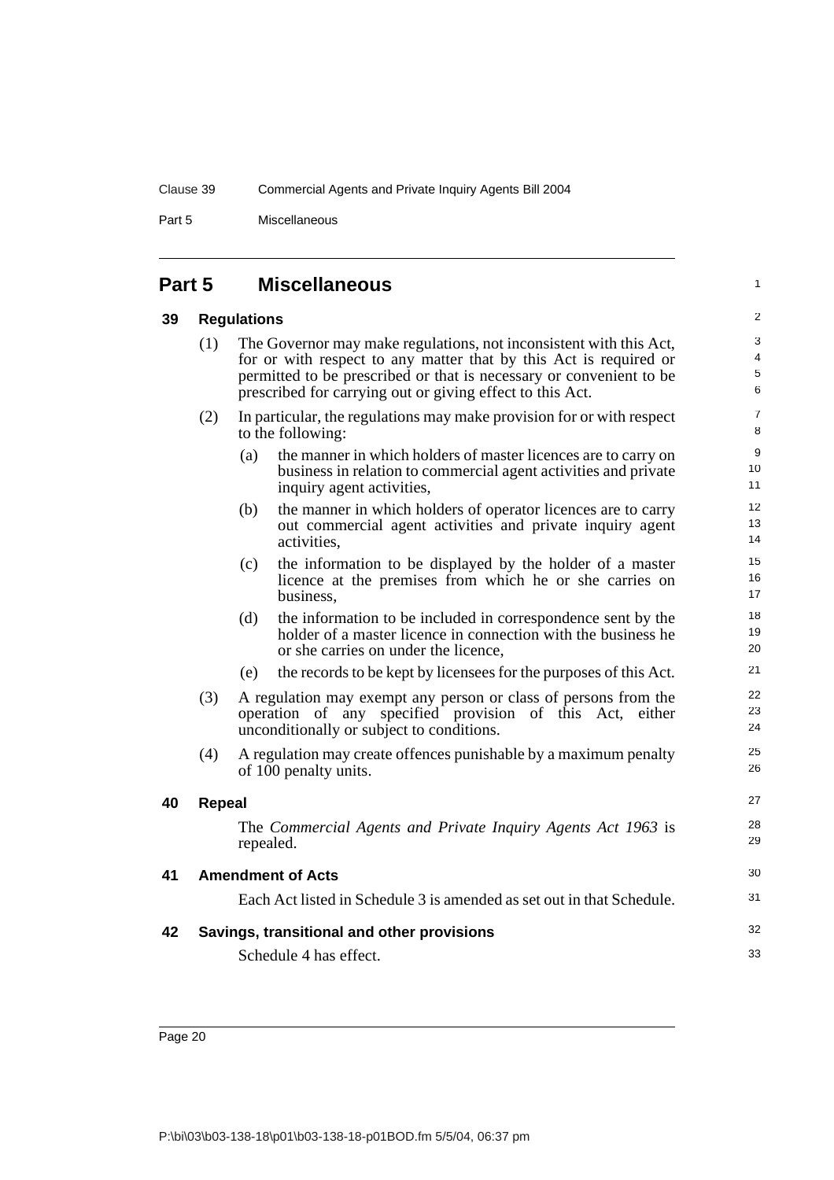## Part 5 Miscellaneous

### 39 Regulations

(1) The Governor may make regulations, not inconsistent with this Act, for or with respect to any matter that by this Act is required or permitted to be prescribed or that is necessary or convenient to be prescribed for carrying out or giving effect to this Act.

(2) In particular, the regulations may make provision for or with respect to the following:

(a) the manner in which holders of master licences are to carry on business in relation to commercial agent activities and private inquiry agent activities,

(b) the manner in which holders of operator licences are to carry out commercial agent activities and private inquiry agent activities,

(c) the information to be displayed by the holder of a master licence at the premises from which he or she carries on business,

(d) the information to be included in correspondence sent by the holder of a master licence in connection with the business he or she carries on under the licence,

(e) the records to be kept by licensees for the purposes of this Act.

(3) A regulation may exempt any person or class of persons from the operation of any specified provision of this Act, either unconditionally or subject to conditions.

(4) A regulation may create offences punishable by a maximum penalty of 100 penalty units.

### 40 Repeal

The *Commercial Agents and Private Inquiry Agents Act 1963* is repealed.

### 41 Amendment of Acts

Each Act listed in Schedule 3 is amended as set out in that Schedule.

### 42 Savings, transitional and other provisions

Schedule 4 has effect.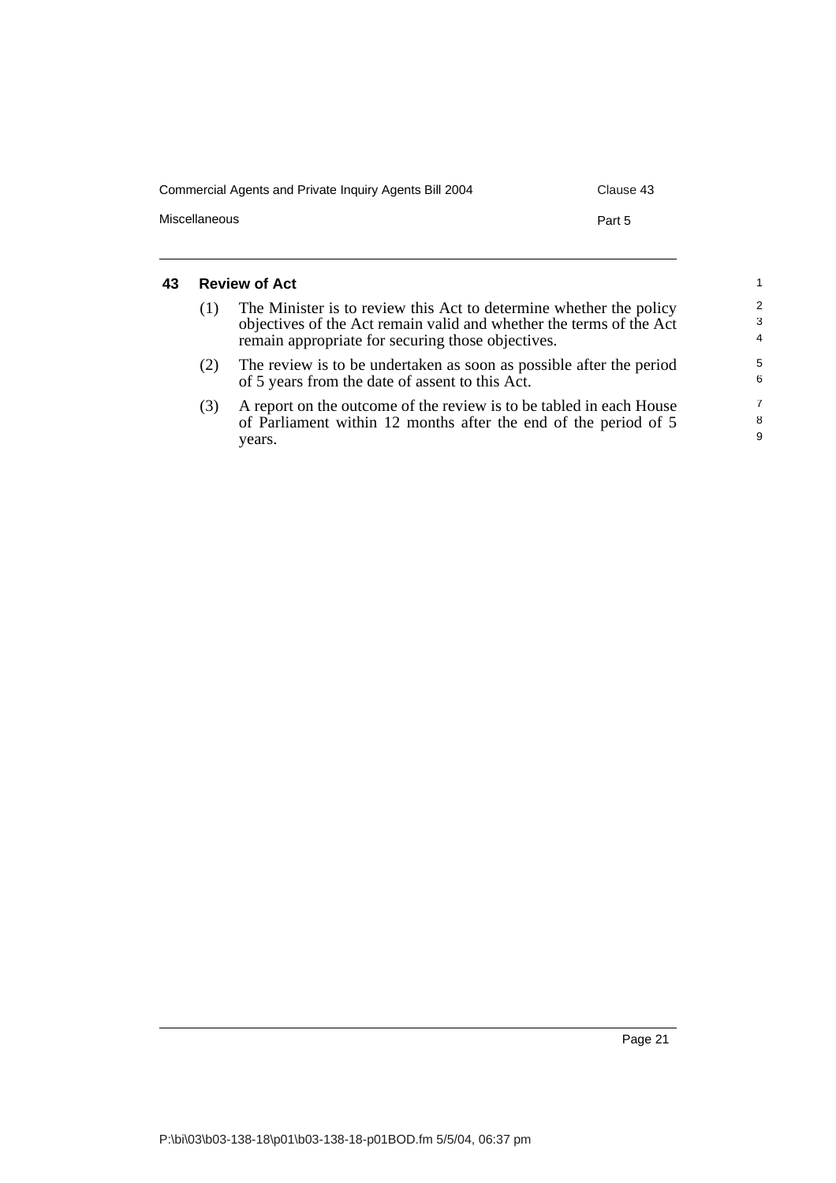## 43 Review of Act

(1) The Minister is to review this Act to determine whether the policy objectives of the Act remain valid and whether the terms of the Act remain appropriate for securing those objectives.

(2) The review is to be undertaken as soon as possible after the period of 5 years from the date of assent to this Act.

(3) A report on the outcome of the review is to be tabled in each House of Parliament within 12 months after the end of the period of 5 years.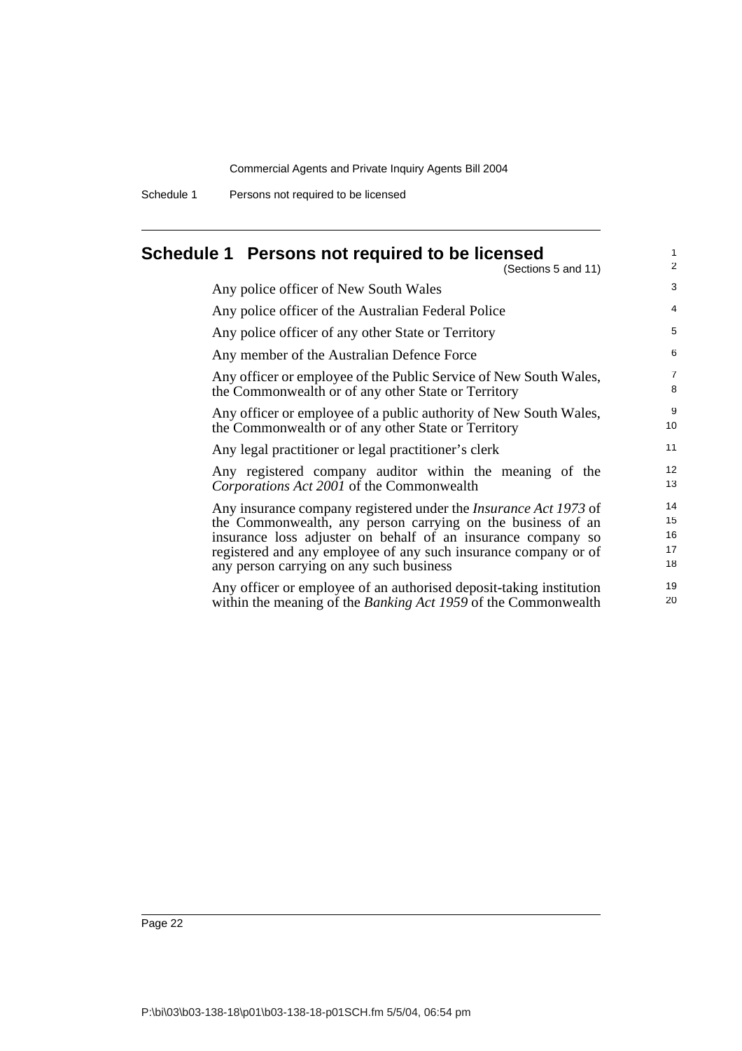# Schedule 1 Persons not required to be licensed

(Sections 5 and 11)

Any police officer of New South Wales

Any police officer of the Australian Federal Police

Any police officer of any other State or Territory

Any member of the Australian Defence Force

Any officer or employee of the Public Service of New South Wales, the Commonwealth or of any other State or Territory

Any officer or employee of a public authority of New South Wales, the Commonwealth or of any other State or Territory

Any legal practitioner or legal practitioner's clerk

Any registered company auditor within the meaning of the *Corporations Act 2001* of the Commonwealth

Any insurance company registered under the *Insurance Act 1973* of the Commonwealth, any person carrying on the business of an insurance loss adjuster on behalf of an insurance company so registered and any employee of any such insurance company or of any person carrying on any such business

Any officer or employee of an authorised deposit-taking institution within the meaning of the *Banking Act 1959* of the Commonwealth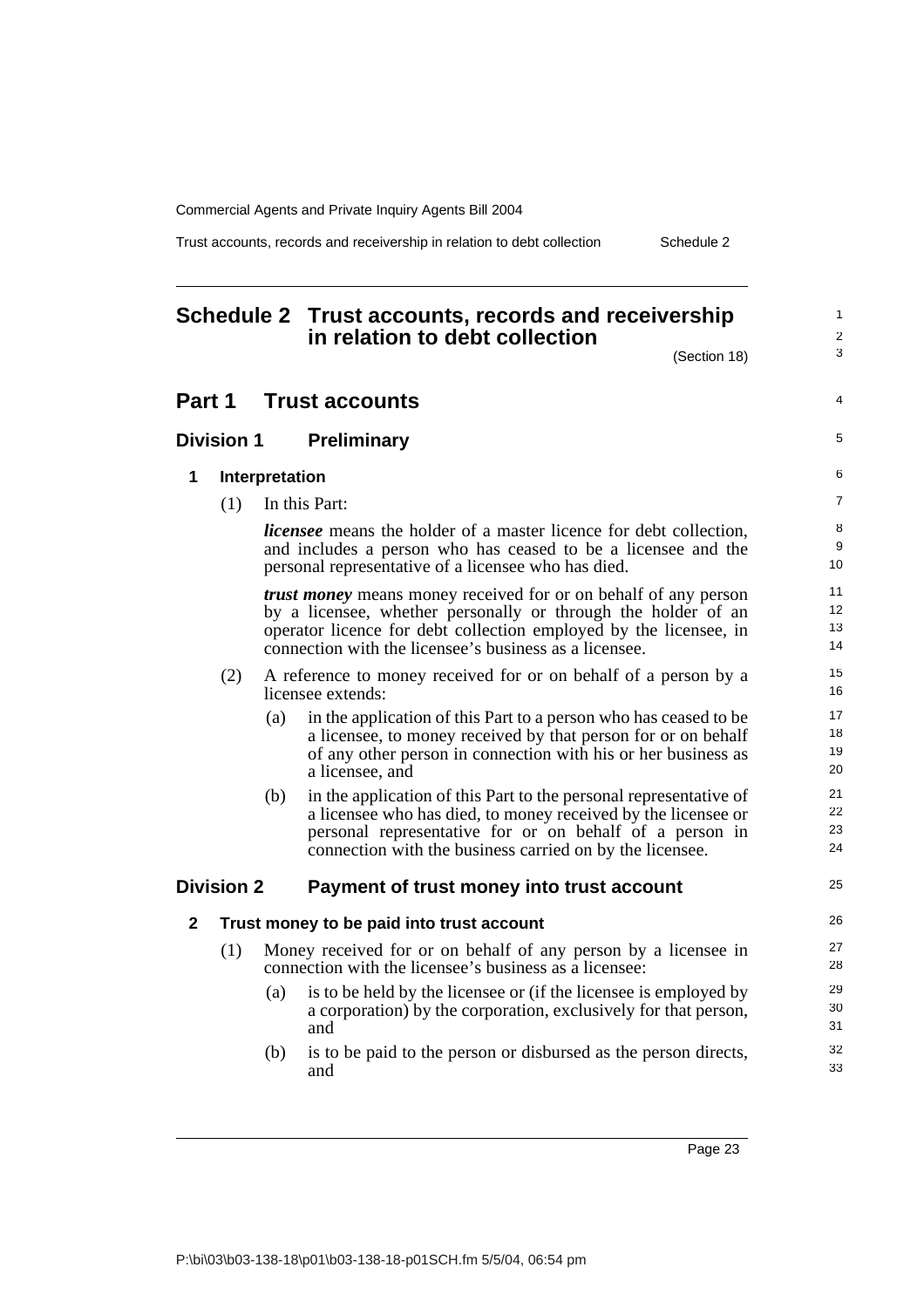# Schedule 2 Trust accounts, records and receivership in relation to debt collection

(Section 18)

## Part 1 Trust accounts

### Division 1 Preliminary

**1 Interpretation**

(1) In this Part:

***licensee*** means the holder of a master licence for debt collection, and includes a person who has ceased to be a licensee and the personal representative of a licensee who has died.

***trust money*** means money received for or on behalf of any person by a licensee, whether personally or through the holder of an operator licence for debt collection employed by the licensee, in connection with the licensee's business as a licensee.

(2) A reference to money received for or on behalf of a person by a licensee extends:

- (a) in the application of this Part to a person who has ceased to be a licensee, to money received by that person for or on behalf of any other person in connection with his or her business as a licensee, and
- (b) in the application of this Part to the personal representative of a licensee who has died, to money received by the licensee or personal representative for or on behalf of a person in connection with the business carried on by the licensee.

### Division 2 Payment of trust money into trust account

**2 Trust money to be paid into trust account**

(1) Money received for or on behalf of any person by a licensee in connection with the licensee's business as a licensee:

- (a) is to be held by the licensee or (if the licensee is employed by a corporation) by the corporation, exclusively for that person, and
- (b) is to be paid to the person or disbursed as the person directs, and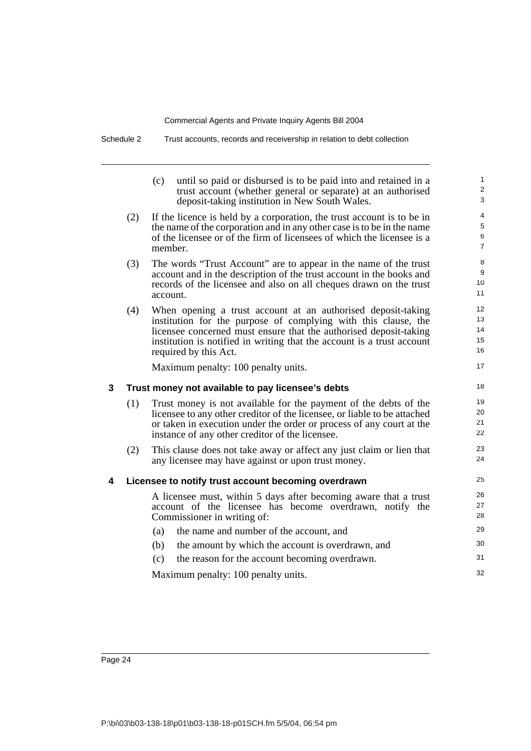(c) until so paid or disbursed is to be paid into and retained in a trust account (whether general or separate) at an authorised deposit-taking institution in New South Wales.

(2) If the licence is held by a corporation, the trust account is to be in the name of the corporation and in any other case is to be in the name of the licensee or of the firm of licensees of which the licensee is a member.

(3) The words "Trust Account" are to appear in the name of the trust account and in the description of the trust account in the books and records of the licensee and also on all cheques drawn on the trust account.

(4) When opening a trust account at an authorised deposit-taking institution for the purpose of complying with this clause, the licensee concerned must ensure that the authorised deposit-taking institution is notified in writing that the account is a trust account required by this Act.

Maximum penalty: 100 penalty units.

### 3 Trust money not available to pay licensee's debts

(1) Trust money is not available for the payment of the debts of the licensee to any other creditor of the licensee, or liable to be attached or taken in execution under the order or process of any court at the instance of any other creditor of the licensee.

(2) This clause does not take away or affect any just claim or lien that any licensee may have against or upon trust money.

### 4 Licensee to notify trust account becoming overdrawn

A licensee must, within 5 days after becoming aware that a trust account of the licensee has become overdrawn, notify the Commissioner in writing of:

(a) the name and number of the account, and

(b) the amount by which the account is overdrawn, and

(c) the reason for the account becoming overdrawn.

Maximum penalty: 100 penalty units.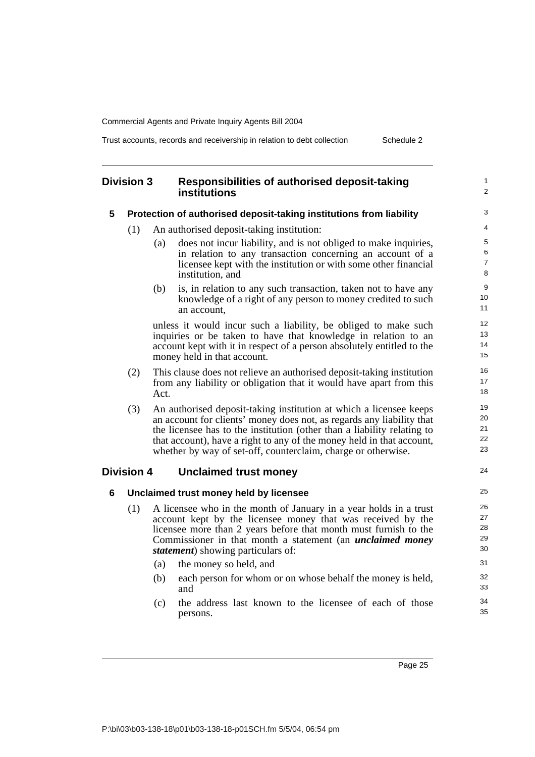## Division 3 Responsibilities of authorised deposit-taking institutions

### 5 Protection of authorised deposit-taking institutions from liability

(1) An authorised deposit-taking institution:

(a) does not incur liability, and is not obliged to make inquiries, in relation to any transaction concerning an account of a licensee kept with the institution or with some other financial institution, and

(b) is, in relation to any such transaction, taken not to have any knowledge of a right of any person to money credited to such an account,

unless it would incur such a liability, be obliged to make such inquiries or be taken to have that knowledge in relation to an account kept with it in respect of a person absolutely entitled to the money held in that account.

(2) This clause does not relieve an authorised deposit-taking institution from any liability or obligation that it would have apart from this Act.

(3) An authorised deposit-taking institution at which a licensee keeps an account for clients' money does not, as regards any liability that the licensee has to the institution (other than a liability relating to that account), have a right to any of the money held in that account, whether by way of set-off, counterclaim, charge or otherwise.

## Division 4 Unclaimed trust money

### 6 Unclaimed trust money held by licensee

(1) A licensee who in the month of January in a year holds in a trust account kept by the licensee money that was received by the licensee more than 2 years before that month must furnish to the Commissioner in that month a statement (an ***unclaimed money statement***) showing particulars of:

(a) the money so held, and

(b) each person for whom or on whose behalf the money is held, and

(c) the address last known to the licensee of each of those persons.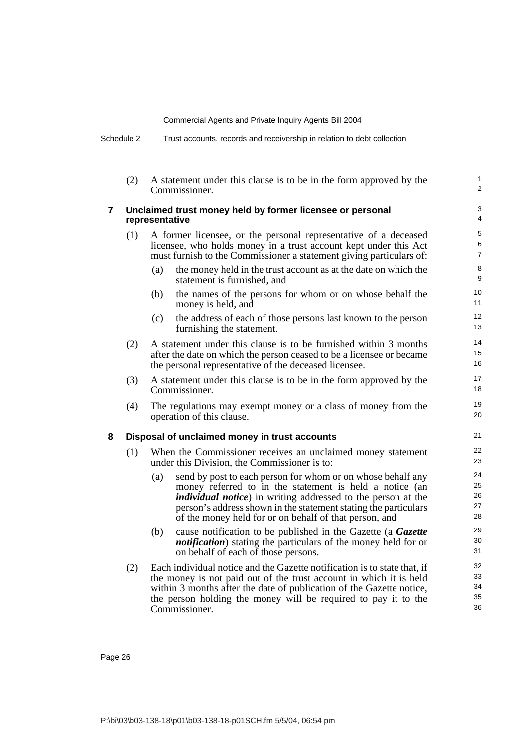(2) A statement under this clause is to be in the form approved by the Commissioner.

### 7 Unclaimed trust money held by former licensee or personal representative

(1) A former licensee, or the personal representative of a deceased licensee, who holds money in a trust account kept under this Act must furnish to the Commissioner a statement giving particulars of:

- (a) the money held in the trust account as at the date on which the statement is furnished, and
- (b) the names of the persons for whom or on whose behalf the money is held, and
- (c) the address of each of those persons last known to the person furnishing the statement.

(2) A statement under this clause is to be furnished within 3 months after the date on which the person ceased to be a licensee or became the personal representative of the deceased licensee.

(3) A statement under this clause is to be in the form approved by the Commissioner.

(4) The regulations may exempt money or a class of money from the operation of this clause.

### 8 Disposal of unclaimed money in trust accounts

(1) When the Commissioner receives an unclaimed money statement under this Division, the Commissioner is to:

- (a) send by post to each person for whom or on whose behalf any money referred to in the statement is held a notice (an ***individual notice***) in writing addressed to the person at the person's address shown in the statement stating the particulars of the money held for or on behalf of that person, and
- (b) cause notification to be published in the Gazette (a ***Gazette notification***) stating the particulars of the money held for or on behalf of each of those persons.

(2) Each individual notice and the Gazette notification is to state that, if the money is not paid out of the trust account in which it is held within 3 months after the date of publication of the Gazette notice, the person holding the money will be required to pay it to the Commissioner.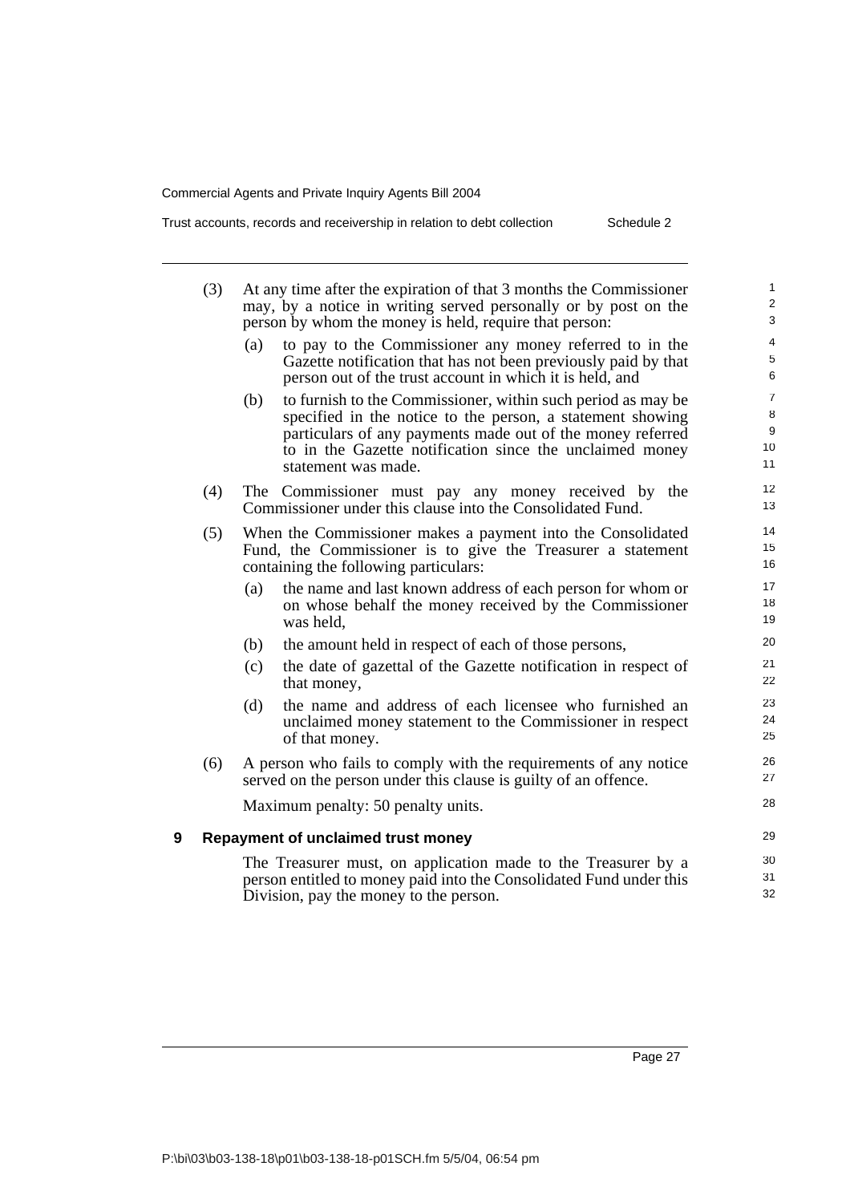(3) At any time after the expiration of that 3 months the Commissioner may, by a notice in writing served personally or by post on the person by whom the money is held, require that person:

   (a) to pay to the Commissioner any money referred to in the Gazette notification that has not been previously paid by that person out of the trust account in which it is held, and

   (b) to furnish to the Commissioner, within such period as may be specified in the notice to the person, a statement showing particulars of any payments made out of the money referred to in the Gazette notification since the unclaimed money statement was made.

(4) The Commissioner must pay any money received by the Commissioner under this clause into the Consolidated Fund.

(5) When the Commissioner makes a payment into the Consolidated Fund, the Commissioner is to give the Treasurer a statement containing the following particulars:

   (a) the name and last known address of each person for whom or on whose behalf the money received by the Commissioner was held,

   (b) the amount held in respect of each of those persons,

   (c) the date of gazettal of the Gazette notification in respect of that money,

   (d) the name and address of each licensee who furnished an unclaimed money statement to the Commissioner in respect of that money.

(6) A person who fails to comply with the requirements of any notice served on the person under this clause is guilty of an offence.

   Maximum penalty: 50 penalty units.

**9 Repayment of unclaimed trust money**

The Treasurer must, on application made to the Treasurer by a person entitled to money paid into the Consolidated Fund under this Division, pay the money to the person.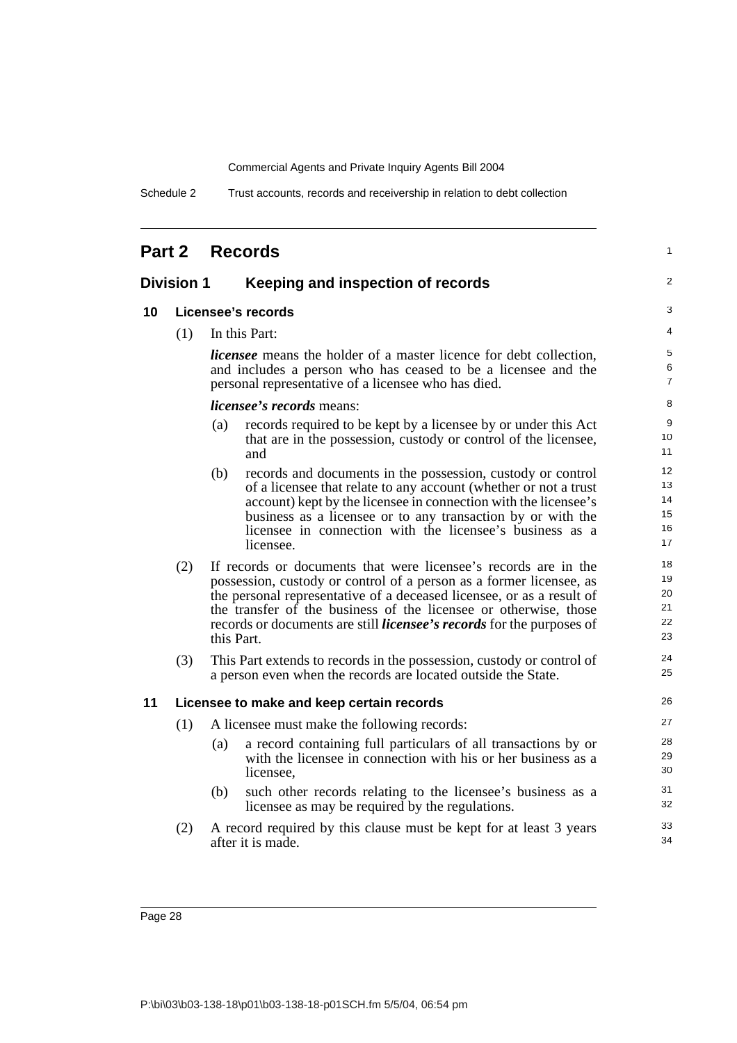## Part 2 Records

### Division 1 Keeping and inspection of records

#### 10 Licensee's records

(1) In this Part:

***licensee*** means the holder of a master licence for debt collection, and includes a person who has ceased to be a licensee and the personal representative of a licensee who has died.

***licensee's records*** means:

(a) records required to be kept by a licensee by or under this Act that are in the possession, custody or control of the licensee, and

(b) records and documents in the possession, custody or control of a licensee that relate to any account (whether or not a trust account) kept by the licensee in connection with the licensee's business as a licensee or to any transaction by or with the licensee in connection with the licensee's business as a licensee.

(2) If records or documents that were licensee's records are in the possession, custody or control of a person as a former licensee, as the personal representative of a deceased licensee, or as a result of the transfer of the business of the licensee or otherwise, those records or documents are still ***licensee's records*** for the purposes of this Part.

(3) This Part extends to records in the possession, custody or control of a person even when the records are located outside the State.

#### 11 Licensee to make and keep certain records

(1) A licensee must make the following records:

(a) a record containing full particulars of all transactions by or with the licensee in connection with his or her business as a licensee,

(b) such other records relating to the licensee's business as a licensee as may be required by the regulations.

(2) A record required by this clause must be kept for at least 3 years after it is made.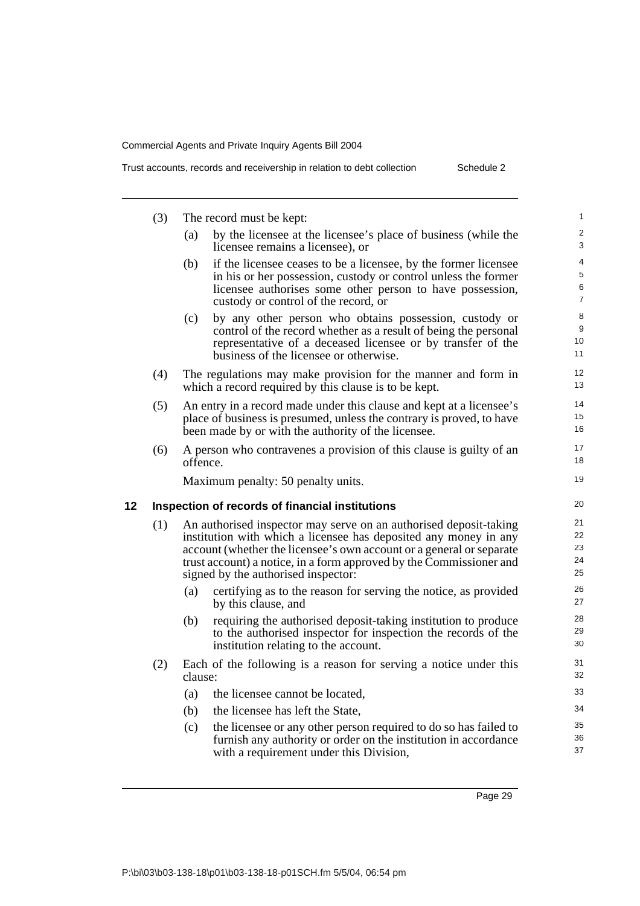(3) The record must be kept:

(a) by the licensee at the licensee's place of business (while the licensee remains a licensee), or

(b) if the licensee ceases to be a licensee, by the former licensee in his or her possession, custody or control unless the former licensee authorises some other person to have possession, custody or control of the record, or

(c) by any other person who obtains possession, custody or control of the record whether as a result of being the personal representative of a deceased licensee or by transfer of the business of the licensee or otherwise.

(4) The regulations may make provision for the manner and form in which a record required by this clause is to be kept.

(5) An entry in a record made under this clause and kept at a licensee's place of business is presumed, unless the contrary is proved, to have been made by or with the authority of the licensee.

(6) A person who contravenes a provision of this clause is guilty of an offence.

Maximum penalty: 50 penalty units.

## 12 Inspection of records of financial institutions

(1) An authorised inspector may serve on an authorised deposit-taking institution with which a licensee has deposited any money in any account (whether the licensee's own account or a general or separate trust account) a notice, in a form approved by the Commissioner and signed by the authorised inspector:

(a) certifying as to the reason for serving the notice, as provided by this clause, and

(b) requiring the authorised deposit-taking institution to produce to the authorised inspector for inspection the records of the institution relating to the account.

(2) Each of the following is a reason for serving a notice under this clause:

(a) the licensee cannot be located,

(b) the licensee has left the State,

(c) the licensee or any other person required to do so has failed to furnish any authority or order on the institution in accordance with a requirement under this Division,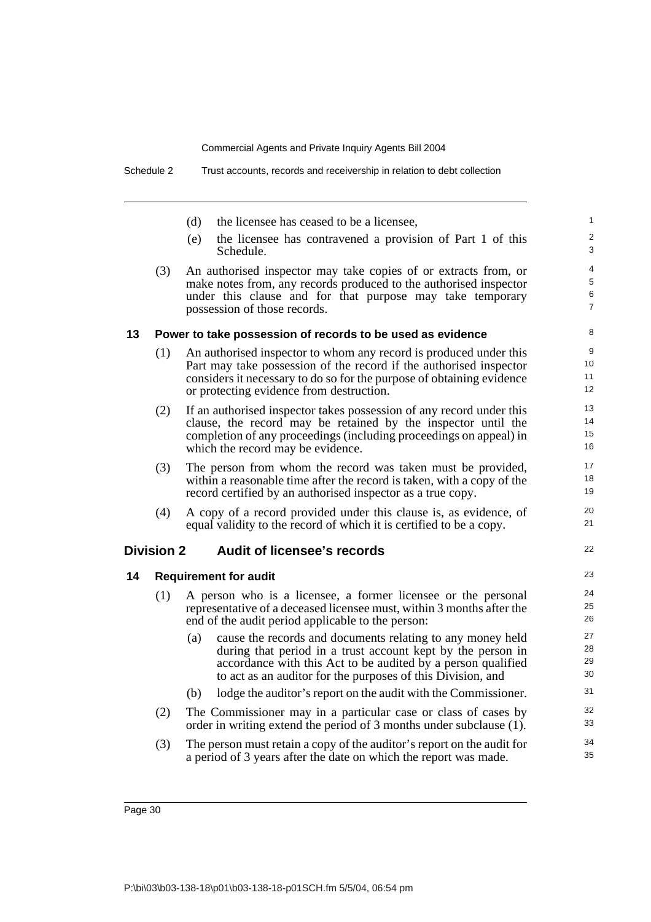(d) the licensee has ceased to be a licensee,

(e) the licensee has contravened a provision of Part 1 of this Schedule.

(3) An authorised inspector may take copies of or extracts from, or make notes from, any records produced to the authorised inspector under this clause and for that purpose may take temporary possession of those records.

### 13 Power to take possession of records to be used as evidence

(1) An authorised inspector to whom any record is produced under this Part may take possession of the record if the authorised inspector considers it necessary to do so for the purpose of obtaining evidence or protecting evidence from destruction.

(2) If an authorised inspector takes possession of any record under this clause, the record may be retained by the inspector until the completion of any proceedings (including proceedings on appeal) in which the record may be evidence.

(3) The person from whom the record was taken must be provided, within a reasonable time after the record is taken, with a copy of the record certified by an authorised inspector as a true copy.

(4) A copy of a record provided under this clause is, as evidence, of equal validity to the record of which it is certified to be a copy.

## Division 2 Audit of licensee's records

### 14 Requirement for audit

(1) A person who is a licensee, a former licensee or the personal representative of a deceased licensee must, within 3 months after the end of the audit period applicable to the person:

(a) cause the records and documents relating to any money held during that period in a trust account kept by the person in accordance with this Act to be audited by a person qualified to act as an auditor for the purposes of this Division, and

(b) lodge the auditor's report on the audit with the Commissioner.

(2) The Commissioner may in a particular case or class of cases by order in writing extend the period of 3 months under subclause (1).

(3) The person must retain a copy of the auditor's report on the audit for a period of 3 years after the date on which the report was made.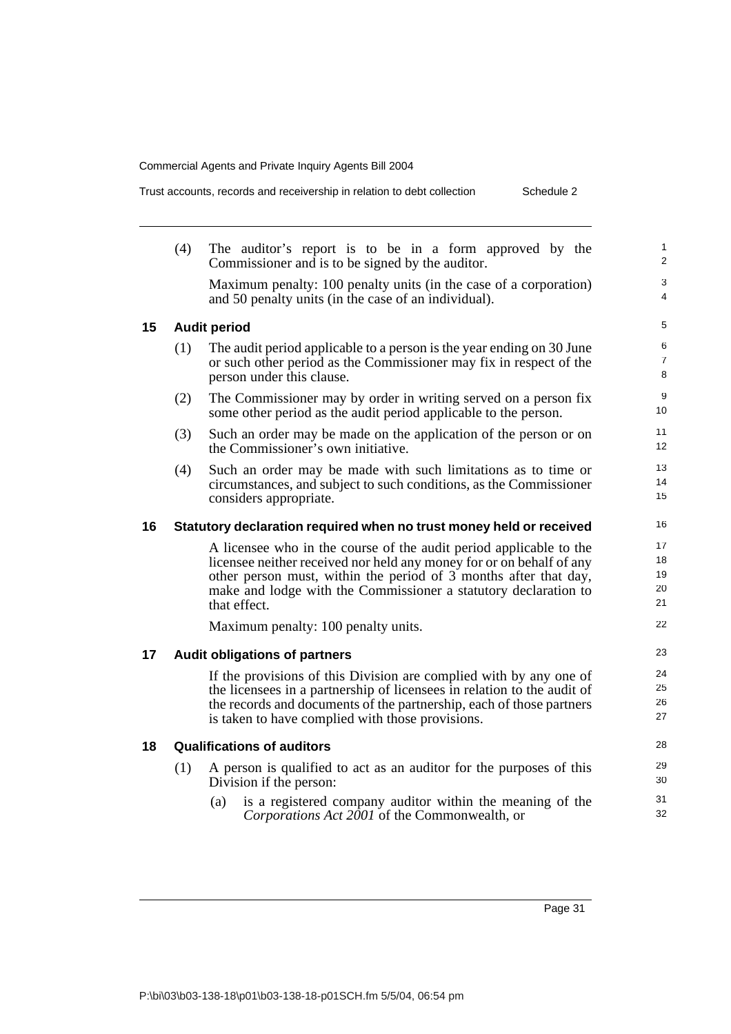(4) The auditor's report is to be in a form approved by the Commissioner and is to be signed by the auditor.

Maximum penalty: 100 penalty units (in the case of a corporation) and 50 penalty units (in the case of an individual).

### 15 Audit period

(1) The audit period applicable to a person is the year ending on 30 June or such other period as the Commissioner may fix in respect of the person under this clause.

(2) The Commissioner may by order in writing served on a person fix some other period as the audit period applicable to the person.

(3) Such an order may be made on the application of the person or on the Commissioner's own initiative.

(4) Such an order may be made with such limitations as to time or circumstances, and subject to such conditions, as the Commissioner considers appropriate.

### 16 Statutory declaration required when no trust money held or received

A licensee who in the course of the audit period applicable to the licensee neither received nor held any money for or on behalf of any other person must, within the period of 3 months after that day, make and lodge with the Commissioner a statutory declaration to that effect.

Maximum penalty: 100 penalty units.

### 17 Audit obligations of partners

If the provisions of this Division are complied with by any one of the licensees in a partnership of licensees in relation to the audit of the records and documents of the partnership, each of those partners is taken to have complied with those provisions.

### 18 Qualifications of auditors

(1) A person is qualified to act as an auditor for the purposes of this Division if the person:

(a) is a registered company auditor within the meaning of the *Corporations Act 2001* of the Commonwealth, or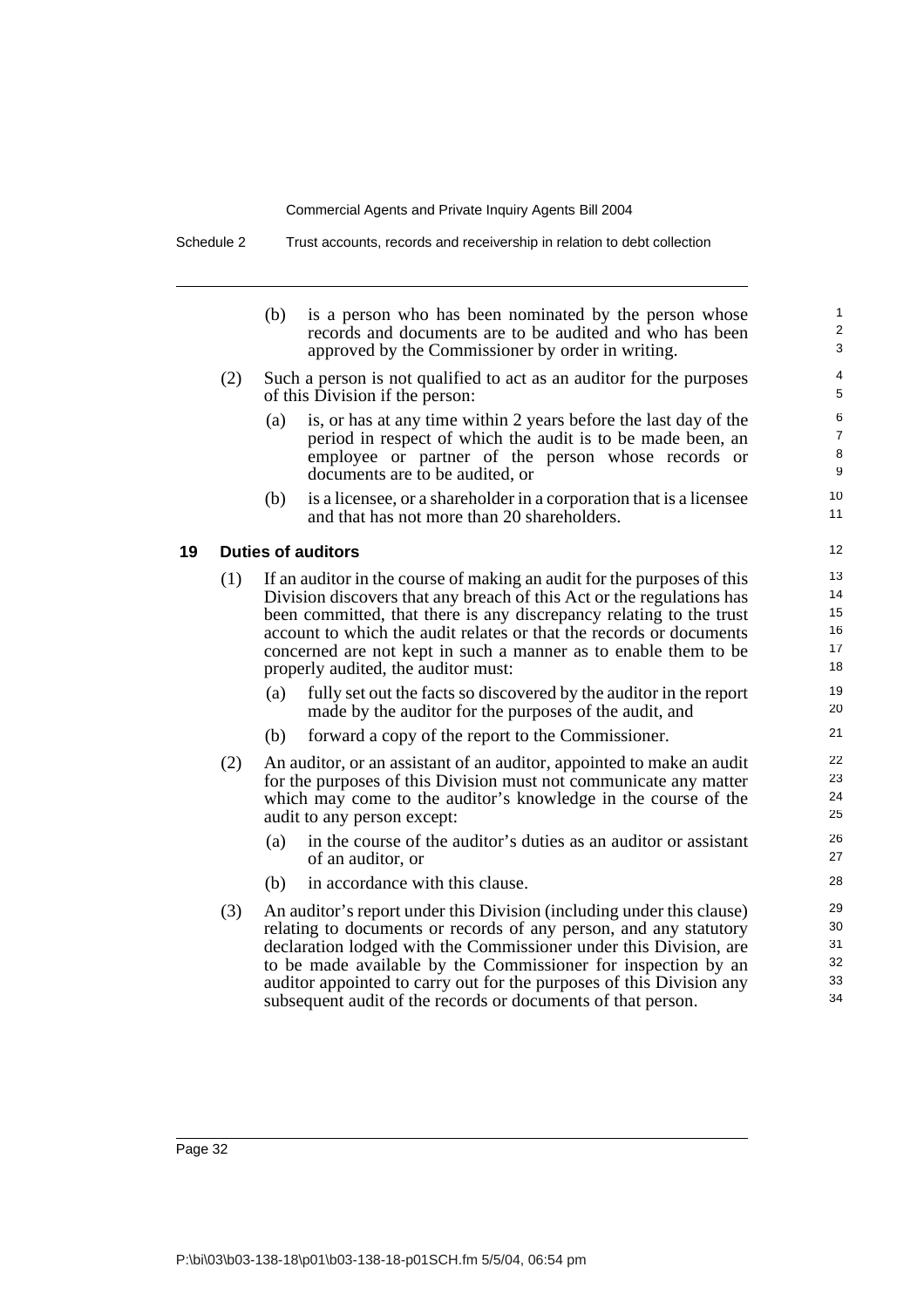(b) is a person who has been nominated by the person whose records and documents are to be audited and who has been approved by the Commissioner by order in writing.

(2) Such a person is not qualified to act as an auditor for the purposes of this Division if the person:

(a) is, or has at any time within 2 years before the last day of the period in respect of which the audit is to be made been, an employee or partner of the person whose records or documents are to be audited, or

(b) is a licensee, or a shareholder in a corporation that is a licensee and that has not more than 20 shareholders.

### 19 Duties of auditors

(1) If an auditor in the course of making an audit for the purposes of this Division discovers that any breach of this Act or the regulations has been committed, that there is any discrepancy relating to the trust account to which the audit relates or that the records or documents concerned are not kept in such a manner as to enable them to be properly audited, the auditor must:

(a) fully set out the facts so discovered by the auditor in the report made by the auditor for the purposes of the audit, and

(b) forward a copy of the report to the Commissioner.

(2) An auditor, or an assistant of an auditor, appointed to make an audit for the purposes of this Division must not communicate any matter which may come to the auditor's knowledge in the course of the audit to any person except:

(a) in the course of the auditor's duties as an auditor or assistant of an auditor, or

(b) in accordance with this clause.

(3) An auditor's report under this Division (including under this clause) relating to documents or records of any person, and any statutory declaration lodged with the Commissioner under this Division, are to be made available by the Commissioner for inspection by an auditor appointed to carry out for the purposes of this Division any subsequent audit of the records or documents of that person.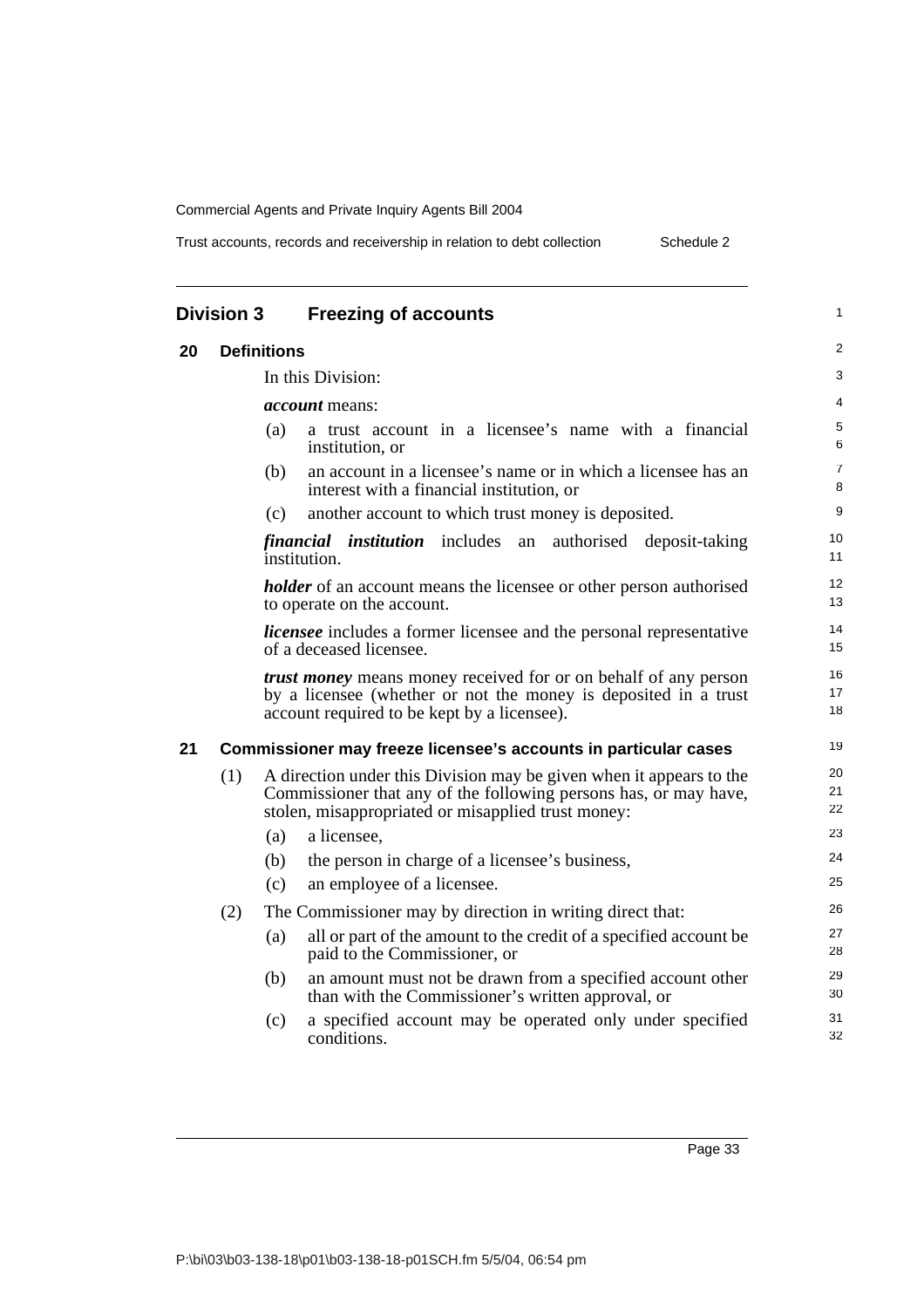## Division 3 Freezing of accounts

### 20 Definitions

In this Division:

***account*** means:

(a) a trust account in a licensee's name with a financial institution, or

(b) an account in a licensee's name or in which a licensee has an interest with a financial institution, or

(c) another account to which trust money is deposited.

***financial institution*** includes an authorised deposit-taking institution.

***holder*** of an account means the licensee or other person authorised to operate on the account.

***licensee*** includes a former licensee and the personal representative of a deceased licensee.

***trust money*** means money received for or on behalf of any person by a licensee (whether or not the money is deposited in a trust account required to be kept by a licensee).

### 21 Commissioner may freeze licensee's accounts in particular cases

(1) A direction under this Division may be given when it appears to the Commissioner that any of the following persons has, or may have, stolen, misappropriated or misapplied trust money:

(a) a licensee,

(b) the person in charge of a licensee's business,

(c) an employee of a licensee.

(2) The Commissioner may by direction in writing direct that:

(a) all or part of the amount to the credit of a specified account be paid to the Commissioner, or

(b) an amount must not be drawn from a specified account other than with the Commissioner's written approval, or

(c) a specified account may be operated only under specified conditions.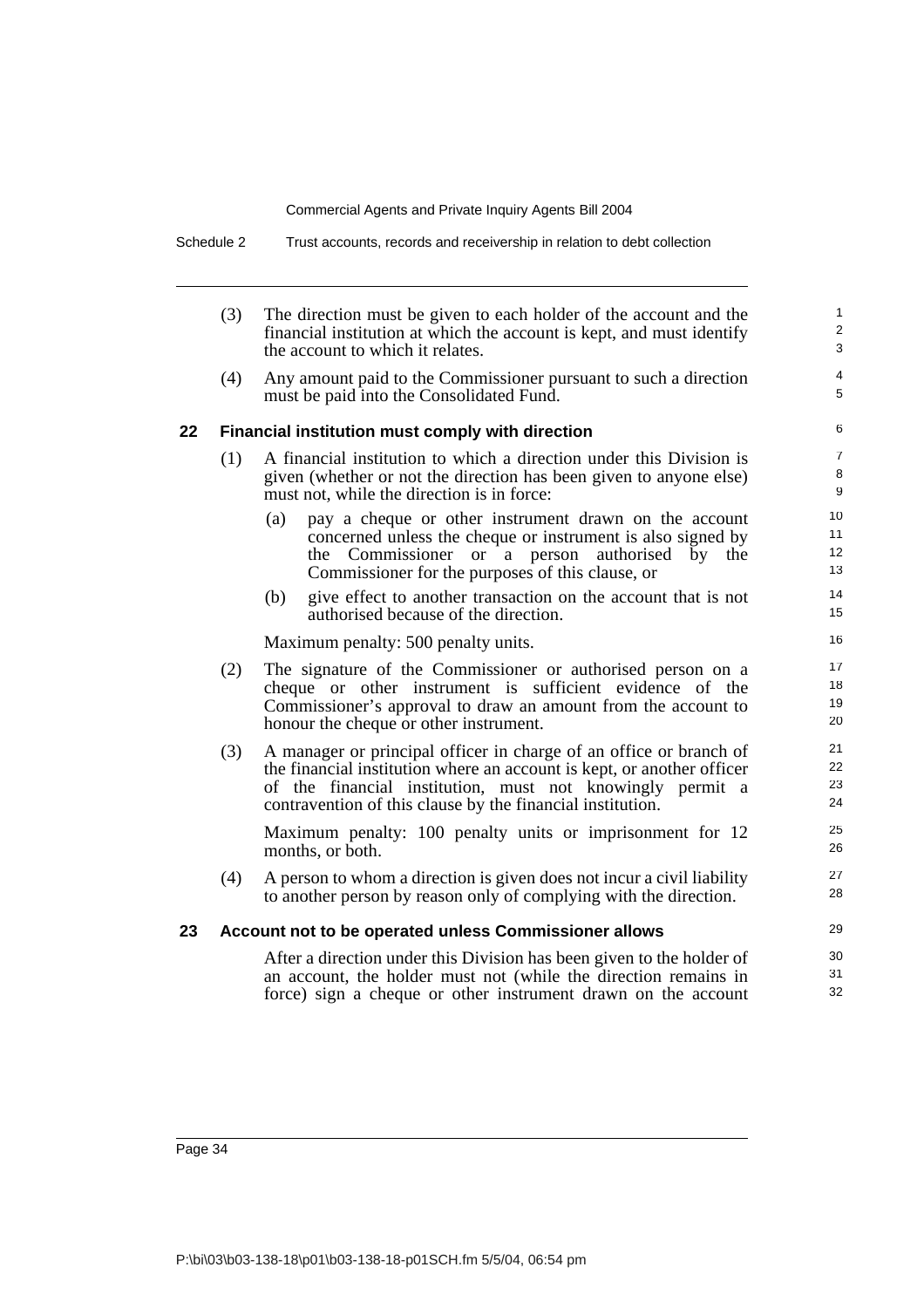(3) The direction must be given to each holder of the account and the financial institution at which the account is kept, and must identify the account to which it relates.

(4) Any amount paid to the Commissioner pursuant to such a direction must be paid into the Consolidated Fund.

### 22 Financial institution must comply with direction

(1) A financial institution to which a direction under this Division is given (whether or not the direction has been given to anyone else) must not, while the direction is in force:

(a) pay a cheque or other instrument drawn on the account concerned unless the cheque or instrument is also signed by the Commissioner or a person authorised by the Commissioner for the purposes of this clause, or

(b) give effect to another transaction on the account that is not authorised because of the direction.

Maximum penalty: 500 penalty units.

(2) The signature of the Commissioner or authorised person on a cheque or other instrument is sufficient evidence of the Commissioner's approval to draw an amount from the account to honour the cheque or other instrument.

(3) A manager or principal officer in charge of an office or branch of the financial institution where an account is kept, or another officer of the financial institution, must not knowingly permit a contravention of this clause by the financial institution.

Maximum penalty: 100 penalty units or imprisonment for 12 months, or both.

(4) A person to whom a direction is given does not incur a civil liability to another person by reason only of complying with the direction.

### 23 Account not to be operated unless Commissioner allows

After a direction under this Division has been given to the holder of an account, the holder must not (while the direction remains in force) sign a cheque or other instrument drawn on the account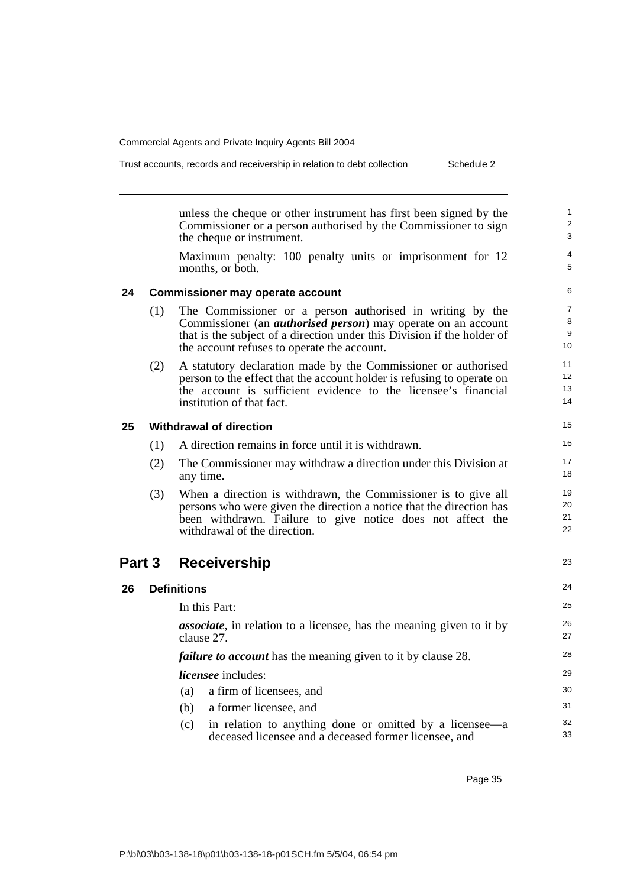unless the cheque or other instrument has first been signed by the Commissioner or a person authorised by the Commissioner to sign the cheque or instrument.

Maximum penalty: 100 penalty units or imprisonment for 12 months, or both.

### 24 Commissioner may operate account

(1) The Commissioner or a person authorised in writing by the Commissioner (an ***authorised person***) may operate on an account that is the subject of a direction under this Division if the holder of the account refuses to operate the account.

(2) A statutory declaration made by the Commissioner or authorised person to the effect that the account holder is refusing to operate on the account is sufficient evidence to the licensee's financial institution of that fact.

### 25 Withdrawal of direction

(1) A direction remains in force until it is withdrawn.

(2) The Commissioner may withdraw a direction under this Division at any time.

(3) When a direction is withdrawn, the Commissioner is to give all persons who were given the direction a notice that the direction has been withdrawn. Failure to give notice does not affect the withdrawal of the direction.

## Part 3 Receivership

### 26 Definitions

In this Part:

***associate***, in relation to a licensee, has the meaning given to it by clause 27.

***failure to account*** has the meaning given to it by clause 28.

***licensee*** includes:

(a) a firm of licensees, and

(b) a former licensee, and

(c) in relation to anything done or omitted by a licensee—a deceased licensee and a deceased former licensee, and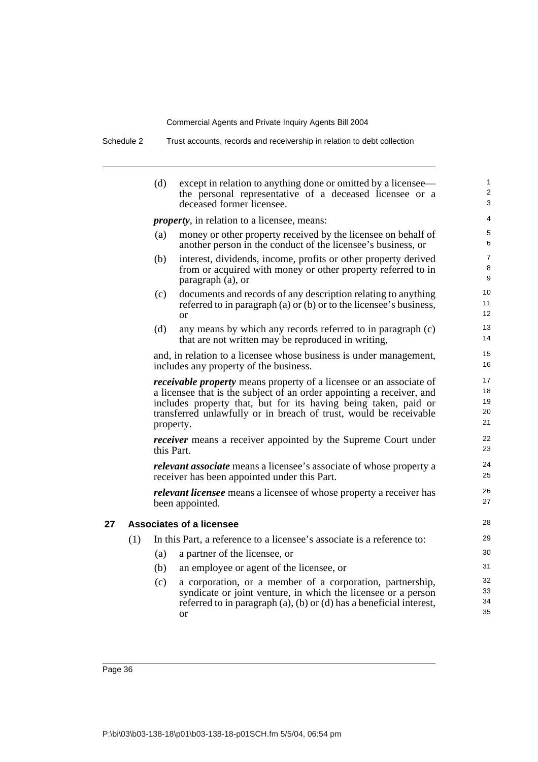(d) except in relation to anything done or omitted by a licensee—the personal representative of a deceased licensee or a deceased former licensee.

***property***, in relation to a licensee, means:

(a) money or other property received by the licensee on behalf of another person in the conduct of the licensee's business, or

(b) interest, dividends, income, profits or other property derived from or acquired with money or other property referred to in paragraph (a), or

(c) documents and records of any description relating to anything referred to in paragraph (a) or (b) or to the licensee's business, or

(d) any means by which any records referred to in paragraph (c) that are not written may be reproduced in writing,

and, in relation to a licensee whose business is under management, includes any property of the business.

***receivable property*** means property of a licensee or an associate of a licensee that is the subject of an order appointing a receiver, and includes property that, but for its having being taken, paid or transferred unlawfully or in breach of trust, would be receivable property.

***receiver*** means a receiver appointed by the Supreme Court under this Part.

***relevant associate*** means a licensee's associate of whose property a receiver has been appointed under this Part.

***relevant licensee*** means a licensee of whose property a receiver has been appointed.

## 27 Associates of a licensee

(1) In this Part, a reference to a licensee's associate is a reference to:

(a) a partner of the licensee, or

(b) an employee or agent of the licensee, or

(c) a corporation, or a member of a corporation, partnership, syndicate or joint venture, in which the licensee or a person referred to in paragraph (a), (b) or (d) has a beneficial interest, or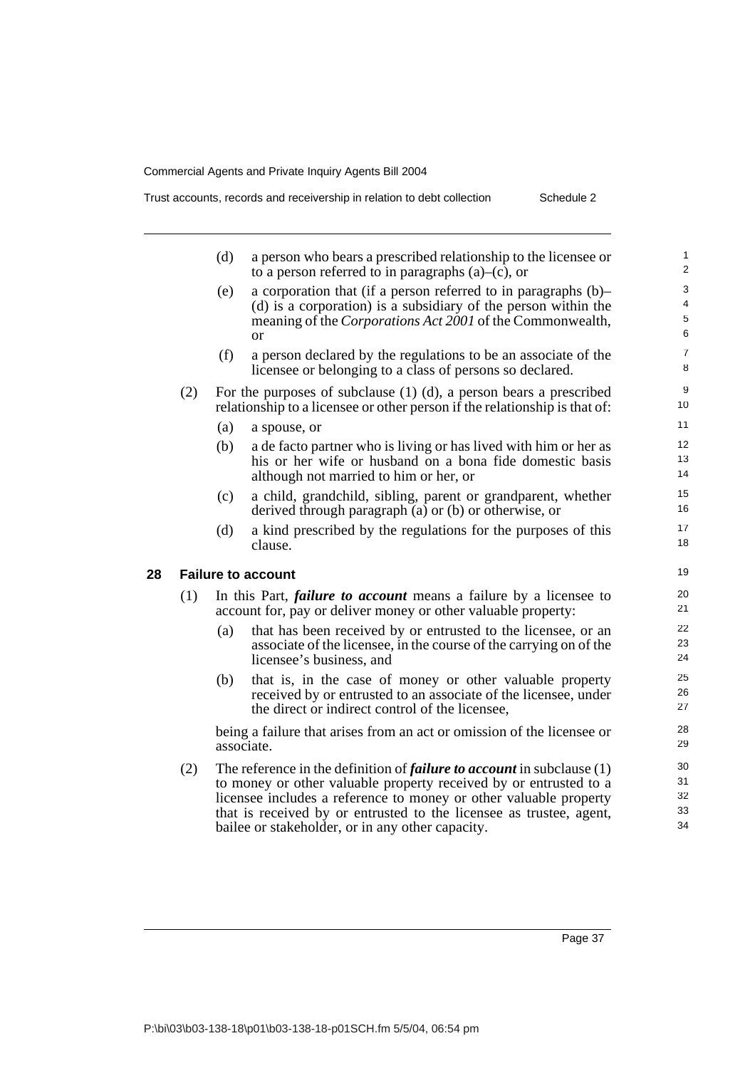(d) a person who bears a prescribed relationship to the licensee or to a person referred to in paragraphs (a)–(c), or

(e) a corporation that (if a person referred to in paragraphs (b)–(d) is a corporation) is a subsidiary of the person within the meaning of the *Corporations Act 2001* of the Commonwealth, or

(f) a person declared by the regulations to be an associate of the licensee or belonging to a class of persons so declared.

(2) For the purposes of subclause (1) (d), a person bears a prescribed relationship to a licensee or other person if the relationship is that of:

(a) a spouse, or

(b) a de facto partner who is living or has lived with him or her as his or her wife or husband on a bona fide domestic basis although not married to him or her, or

(c) a child, grandchild, sibling, parent or grandparent, whether derived through paragraph (a) or (b) or otherwise, or

(d) a kind prescribed by the regulations for the purposes of this clause.

### 28 Failure to account

(1) In this Part, ***failure to account*** means a failure by a licensee to account for, pay or deliver money or other valuable property:

(a) that has been received by or entrusted to the licensee, or an associate of the licensee, in the course of the carrying on of the licensee's business, and

(b) that is, in the case of money or other valuable property received by or entrusted to an associate of the licensee, under the direct or indirect control of the licensee,

being a failure that arises from an act or omission of the licensee or associate.

(2) The reference in the definition of ***failure to account*** in subclause (1) to money or other valuable property received by or entrusted to a licensee includes a reference to money or other valuable property that is received by or entrusted to the licensee as trustee, agent, bailee or stakeholder, or in any other capacity.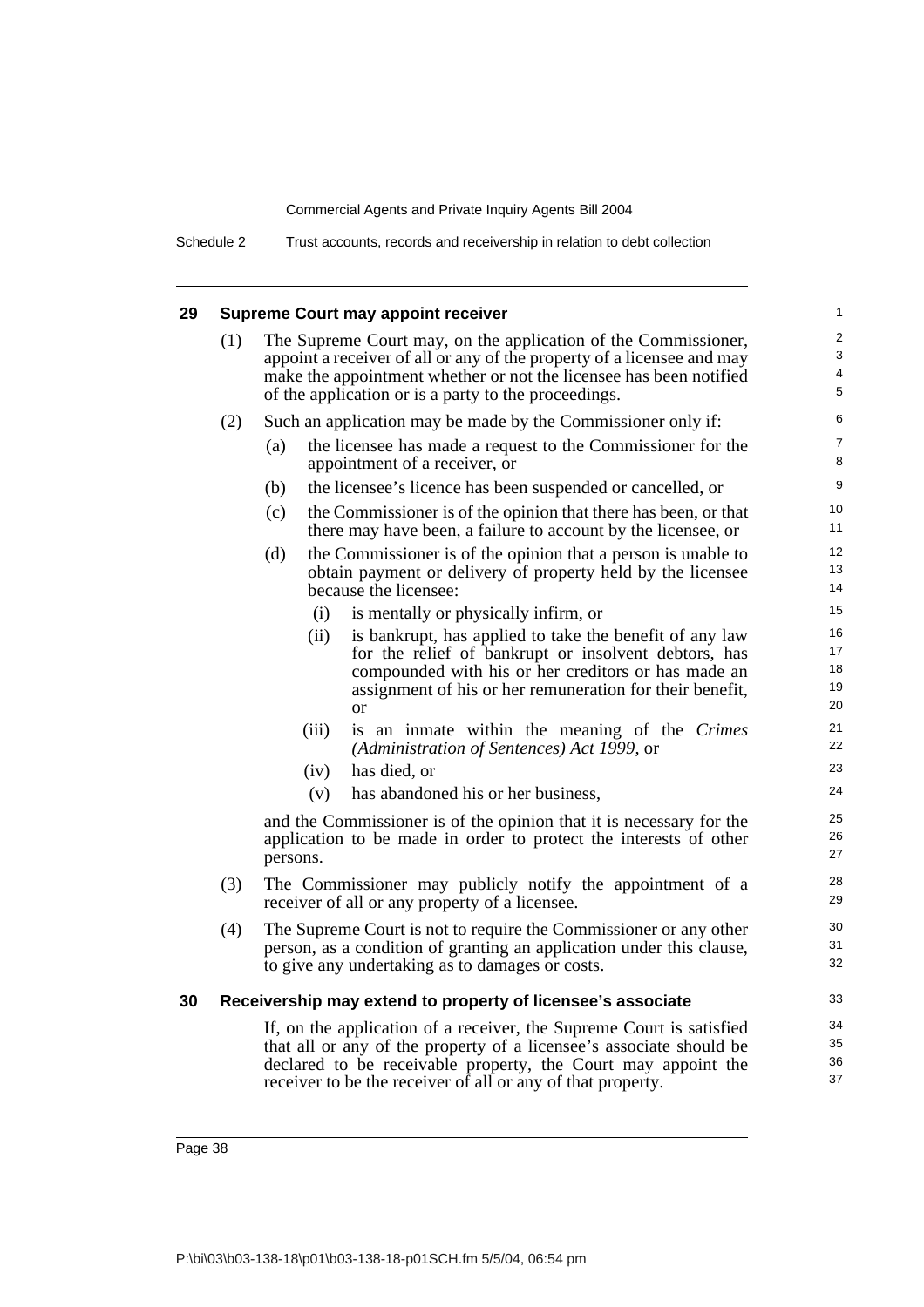## 29 Supreme Court may appoint receiver

(1) The Supreme Court may, on the application of the Commissioner, appoint a receiver of all or any of the property of a licensee and may make the appointment whether or not the licensee has been notified of the application or is a party to the proceedings.

(2) Such an application may be made by the Commissioner only if:

- (a) the licensee has made a request to the Commissioner for the appointment of a receiver, or
- (b) the licensee's licence has been suspended or cancelled, or
- (c) the Commissioner is of the opinion that there has been, or that there may have been, a failure to account by the licensee, or
- (d) the Commissioner is of the opinion that a person is unable to obtain payment or delivery of property held by the licensee because the licensee:
  - (i) is mentally or physically infirm, or
  - (ii) is bankrupt, has applied to take the benefit of any law for the relief of bankrupt or insolvent debtors, has compounded with his or her creditors or has made an assignment of his or her remuneration for their benefit, or
  - (iii) is an inmate within the meaning of the *Crimes (Administration of Sentences) Act 1999*, or
  - (iv) has died, or
  - (v) has abandoned his or her business,

and the Commissioner is of the opinion that it is necessary for the application to be made in order to protect the interests of other persons.

(3) The Commissioner may publicly notify the appointment of a receiver of all or any property of a licensee.

(4) The Supreme Court is not to require the Commissioner or any other person, as a condition of granting an application under this clause, to give any undertaking as to damages or costs.

## 30 Receivership may extend to property of licensee's associate

If, on the application of a receiver, the Supreme Court is satisfied that all or any of the property of a licensee's associate should be declared to be receivable property, the Court may appoint the receiver to be the receiver of all or any of that property.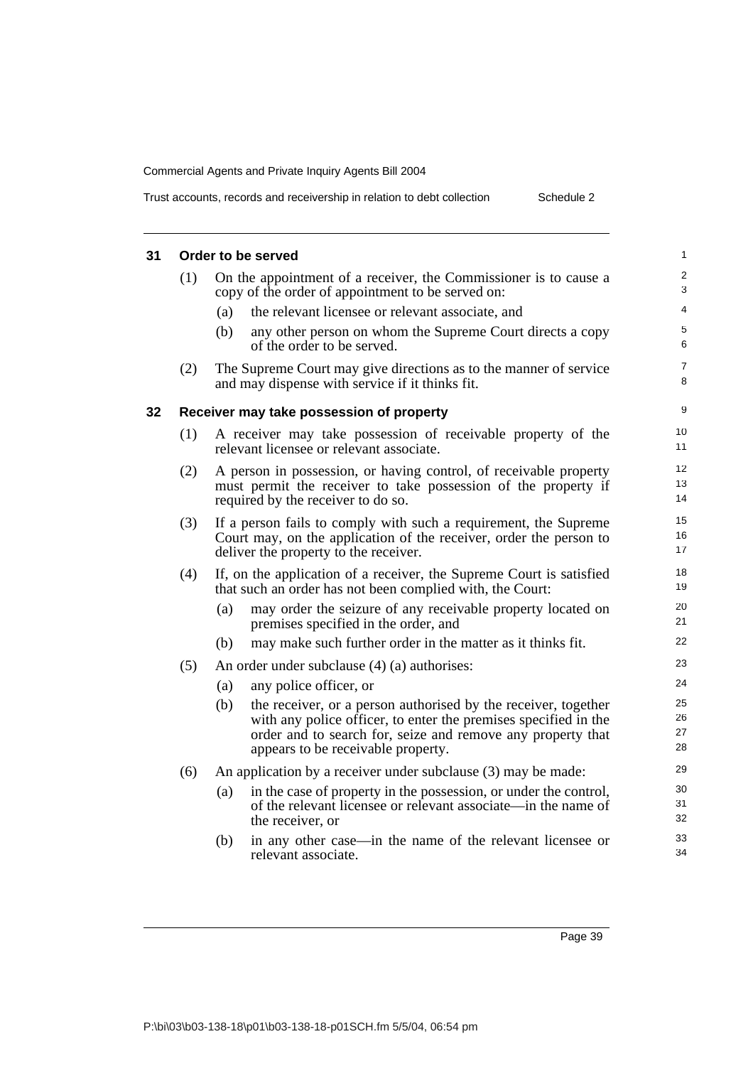### 31 Order to be served

(1) On the appointment of a receiver, the Commissioner is to cause a copy of the order of appointment to be served on:

- (a) the relevant licensee or relevant associate, and
- (b) any other person on whom the Supreme Court directs a copy of the order to be served.

(2) The Supreme Court may give directions as to the manner of service and may dispense with service if it thinks fit.

### 32 Receiver may take possession of property

(1) A receiver may take possession of receivable property of the relevant licensee or relevant associate.

(2) A person in possession, or having control, of receivable property must permit the receiver to take possession of the property if required by the receiver to do so.

(3) If a person fails to comply with such a requirement, the Supreme Court may, on the application of the receiver, order the person to deliver the property to the receiver.

(4) If, on the application of a receiver, the Supreme Court is satisfied that such an order has not been complied with, the Court:

- (a) may order the seizure of any receivable property located on premises specified in the order, and
- (b) may make such further order in the matter as it thinks fit.

(5) An order under subclause (4) (a) authorises:

- (a) any police officer, or
- (b) the receiver, or a person authorised by the receiver, together with any police officer, to enter the premises specified in the order and to search for, seize and remove any property that appears to be receivable property.

(6) An application by a receiver under subclause (3) may be made:

- (a) in the case of property in the possession, or under the control, of the relevant licensee or relevant associate—in the name of the receiver, or
- (b) in any other case—in the name of the relevant licensee or relevant associate.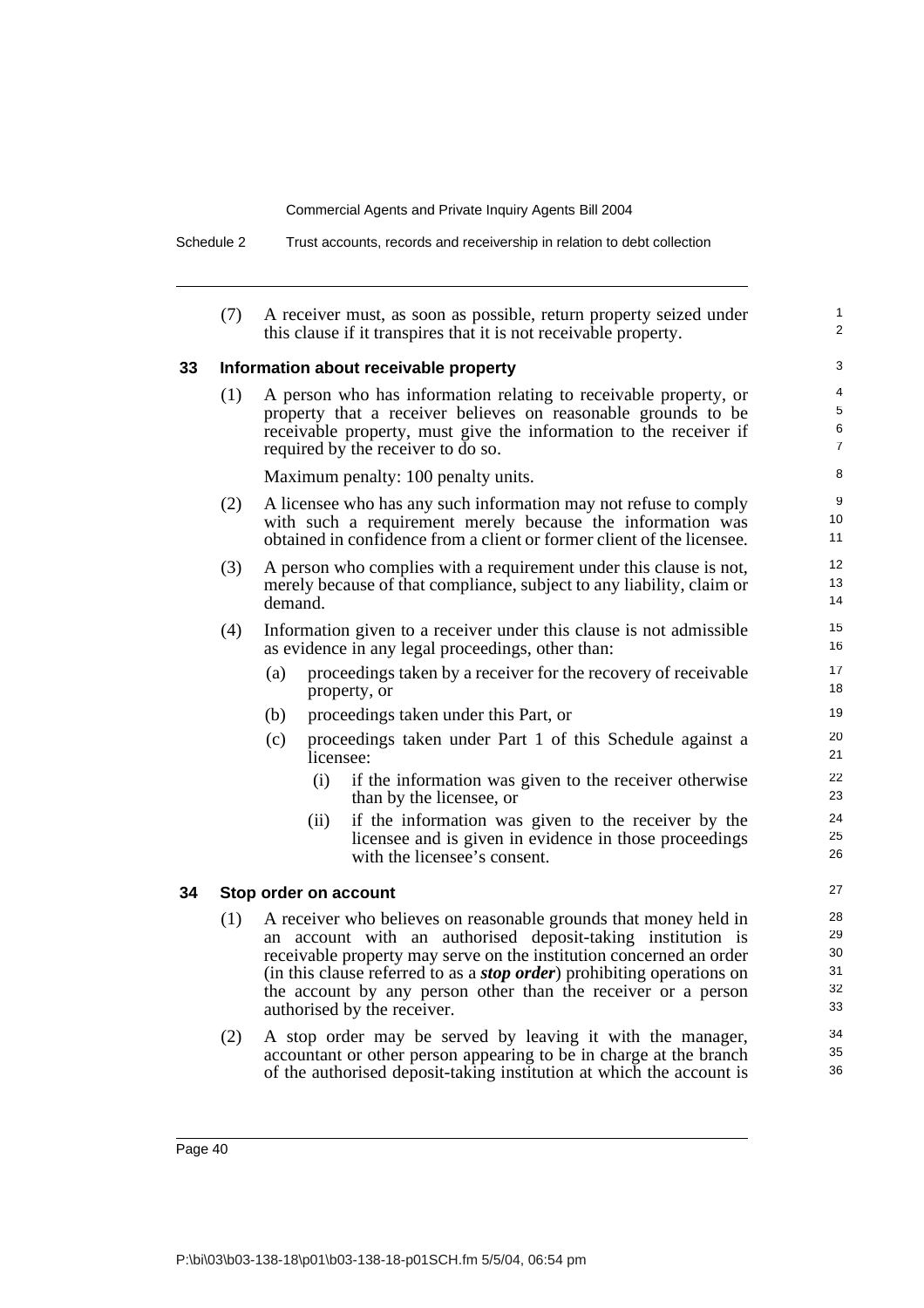(7) A receiver must, as soon as possible, return property seized under this clause if it transpires that it is not receivable property.

### 33 Information about receivable property

(1) A person who has information relating to receivable property, or property that a receiver believes on reasonable grounds to be receivable property, must give the information to the receiver if required by the receiver to do so.

Maximum penalty: 100 penalty units.

(2) A licensee who has any such information may not refuse to comply with such a requirement merely because the information was obtained in confidence from a client or former client of the licensee.

(3) A person who complies with a requirement under this clause is not, merely because of that compliance, subject to any liability, claim or demand.

(4) Information given to a receiver under this clause is not admissible as evidence in any legal proceedings, other than:

- (a) proceedings taken by a receiver for the recovery of receivable property, or
- (b) proceedings taken under this Part, or
- (c) proceedings taken under Part 1 of this Schedule against a licensee:
  - (i) if the information was given to the receiver otherwise than by the licensee, or
  - (ii) if the information was given to the receiver by the licensee and is given in evidence in those proceedings with the licensee's consent.

### 34 Stop order on account

(1) A receiver who believes on reasonable grounds that money held in an account with an authorised deposit-taking institution is receivable property may serve on the institution concerned an order (in this clause referred to as a ***stop order***) prohibiting operations on the account by any person other than the receiver or a person authorised by the receiver.

(2) A stop order may be served by leaving it with the manager, accountant or other person appearing to be in charge at the branch of the authorised deposit-taking institution at which the account is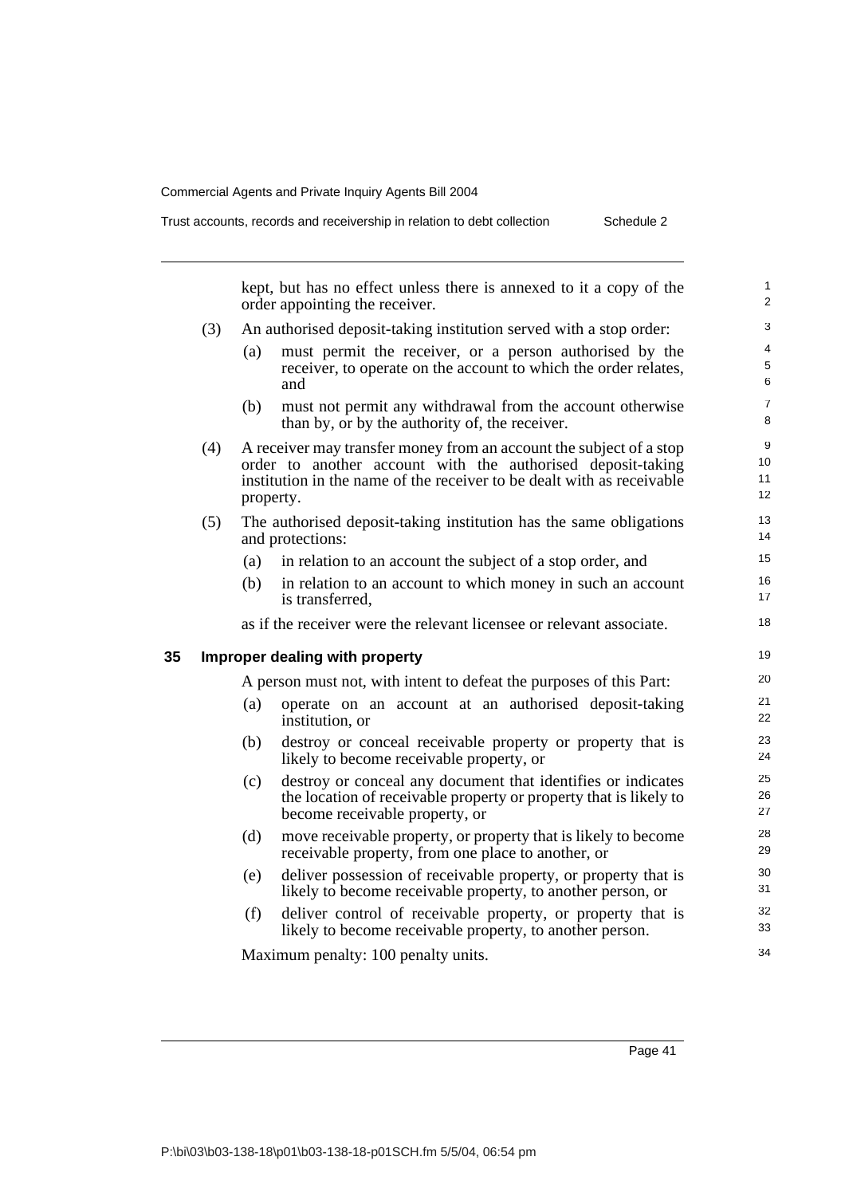kept, but has no effect unless there is annexed to it a copy of the order appointing the receiver.

(3) An authorised deposit-taking institution served with a stop order:

(a) must permit the receiver, or a person authorised by the receiver, to operate on the account to which the order relates, and

(b) must not permit any withdrawal from the account otherwise than by, or by the authority of, the receiver.

(4) A receiver may transfer money from an account the subject of a stop order to another account with the authorised deposit-taking institution in the name of the receiver to be dealt with as receivable property.

(5) The authorised deposit-taking institution has the same obligations and protections:

(a) in relation to an account the subject of a stop order, and

(b) in relation to an account to which money in such an account is transferred,

as if the receiver were the relevant licensee or relevant associate.

### 35 Improper dealing with property

A person must not, with intent to defeat the purposes of this Part:

(a) operate on an account at an authorised deposit-taking institution, or

(b) destroy or conceal receivable property or property that is likely to become receivable property, or

(c) destroy or conceal any document that identifies or indicates the location of receivable property or property that is likely to become receivable property, or

(d) move receivable property, or property that is likely to become receivable property, from one place to another, or

(e) deliver possession of receivable property, or property that is likely to become receivable property, to another person, or

(f) deliver control of receivable property, or property that is likely to become receivable property, to another person.

Maximum penalty: 100 penalty units.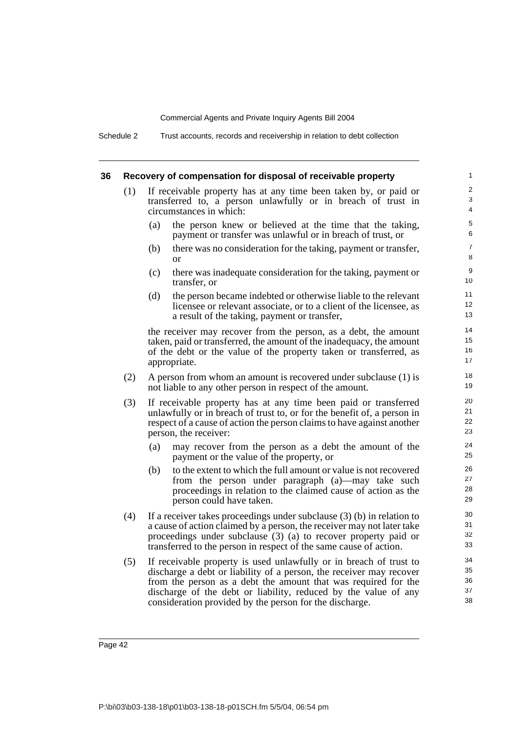## 36 Recovery of compensation for disposal of receivable property

(1) If receivable property has at any time been taken by, or paid or transferred to, a person unlawfully or in breach of trust in circumstances in which:

- (a) the person knew or believed at the time that the taking, payment or transfer was unlawful or in breach of trust, or
- (b) there was no consideration for the taking, payment or transfer, or
- (c) there was inadequate consideration for the taking, payment or transfer, or
- (d) the person became indebted or otherwise liable to the relevant licensee or relevant associate, or to a client of the licensee, as a result of the taking, payment or transfer,

the receiver may recover from the person, as a debt, the amount taken, paid or transferred, the amount of the inadequacy, the amount of the debt or the value of the property taken or transferred, as appropriate.

(2) A person from whom an amount is recovered under subclause (1) is not liable to any other person in respect of the amount.

(3) If receivable property has at any time been paid or transferred unlawfully or in breach of trust to, or for the benefit of, a person in respect of a cause of action the person claims to have against another person, the receiver:

- (a) may recover from the person as a debt the amount of the payment or the value of the property, or
- (b) to the extent to which the full amount or value is not recovered from the person under paragraph (a)—may take such proceedings in relation to the claimed cause of action as the person could have taken.

(4) If a receiver takes proceedings under subclause (3) (b) in relation to a cause of action claimed by a person, the receiver may not later take proceedings under subclause (3) (a) to recover property paid or transferred to the person in respect of the same cause of action.

(5) If receivable property is used unlawfully or in breach of trust to discharge a debt or liability of a person, the receiver may recover from the person as a debt the amount that was required for the discharge of the debt or liability, reduced by the value of any consideration provided by the person for the discharge.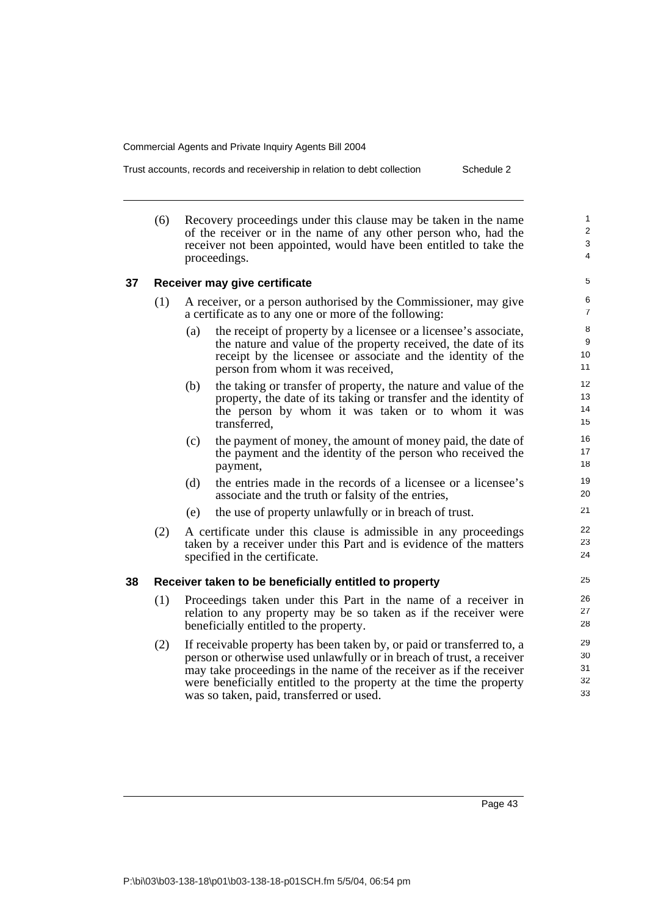(6) Recovery proceedings under this clause may be taken in the name of the receiver or in the name of any other person who, had the receiver not been appointed, would have been entitled to take the proceedings.

### 37 Receiver may give certificate

(1) A receiver, or a person authorised by the Commissioner, may give a certificate as to any one or more of the following:

- (a) the receipt of property by a licensee or a licensee's associate, the nature and value of the property received, the date of its receipt by the licensee or associate and the identity of the person from whom it was received,
- (b) the taking or transfer of property, the nature and value of the property, the date of its taking or transfer and the identity of the person by whom it was taken or to whom it was transferred,
- (c) the payment of money, the amount of money paid, the date of the payment and the identity of the person who received the payment,
- (d) the entries made in the records of a licensee or a licensee's associate and the truth or falsity of the entries,
- (e) the use of property unlawfully or in breach of trust.

(2) A certificate under this clause is admissible in any proceedings taken by a receiver under this Part and is evidence of the matters specified in the certificate.

### 38 Receiver taken to be beneficially entitled to property

(1) Proceedings taken under this Part in the name of a receiver in relation to any property may be so taken as if the receiver were beneficially entitled to the property.

(2) If receivable property has been taken by, or paid or transferred to, a person or otherwise used unlawfully or in breach of trust, a receiver may take proceedings in the name of the receiver as if the receiver were beneficially entitled to the property at the time the property was so taken, paid, transferred or used.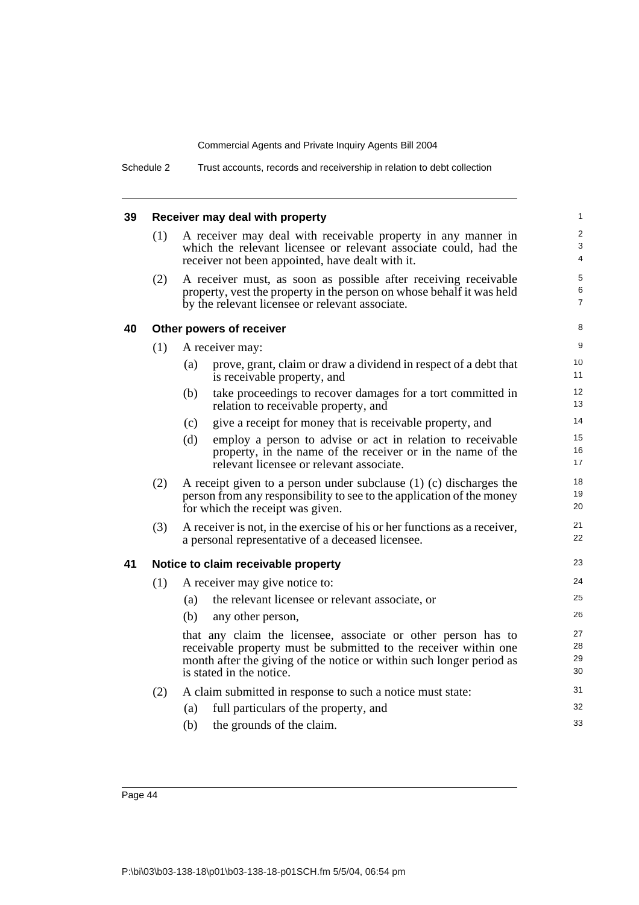### 39 Receiver may deal with property

(1) A receiver may deal with receivable property in any manner in which the relevant licensee or relevant associate could, had the receiver not been appointed, have dealt with it.

(2) A receiver must, as soon as possible after receiving receivable property, vest the property in the person on whose behalf it was held by the relevant licensee or relevant associate.

### 40 Other powers of receiver

(1) A receiver may:

- (a) prove, grant, claim or draw a dividend in respect of a debt that is receivable property, and
- (b) take proceedings to recover damages for a tort committed in relation to receivable property, and
- (c) give a receipt for money that is receivable property, and
- (d) employ a person to advise or act in relation to receivable property, in the name of the receiver or in the name of the relevant licensee or relevant associate.

(2) A receipt given to a person under subclause (1) (c) discharges the person from any responsibility to see to the application of the money for which the receipt was given.

(3) A receiver is not, in the exercise of his or her functions as a receiver, a personal representative of a deceased licensee.

### 41 Notice to claim receivable property

(1) A receiver may give notice to:

- (a) the relevant licensee or relevant associate, or
- (b) any other person,

that any claim the licensee, associate or other person has to receivable property must be submitted to the receiver within one month after the giving of the notice or within such longer period as is stated in the notice.

(2) A claim submitted in response to such a notice must state:

- (a) full particulars of the property, and
- (b) the grounds of the claim.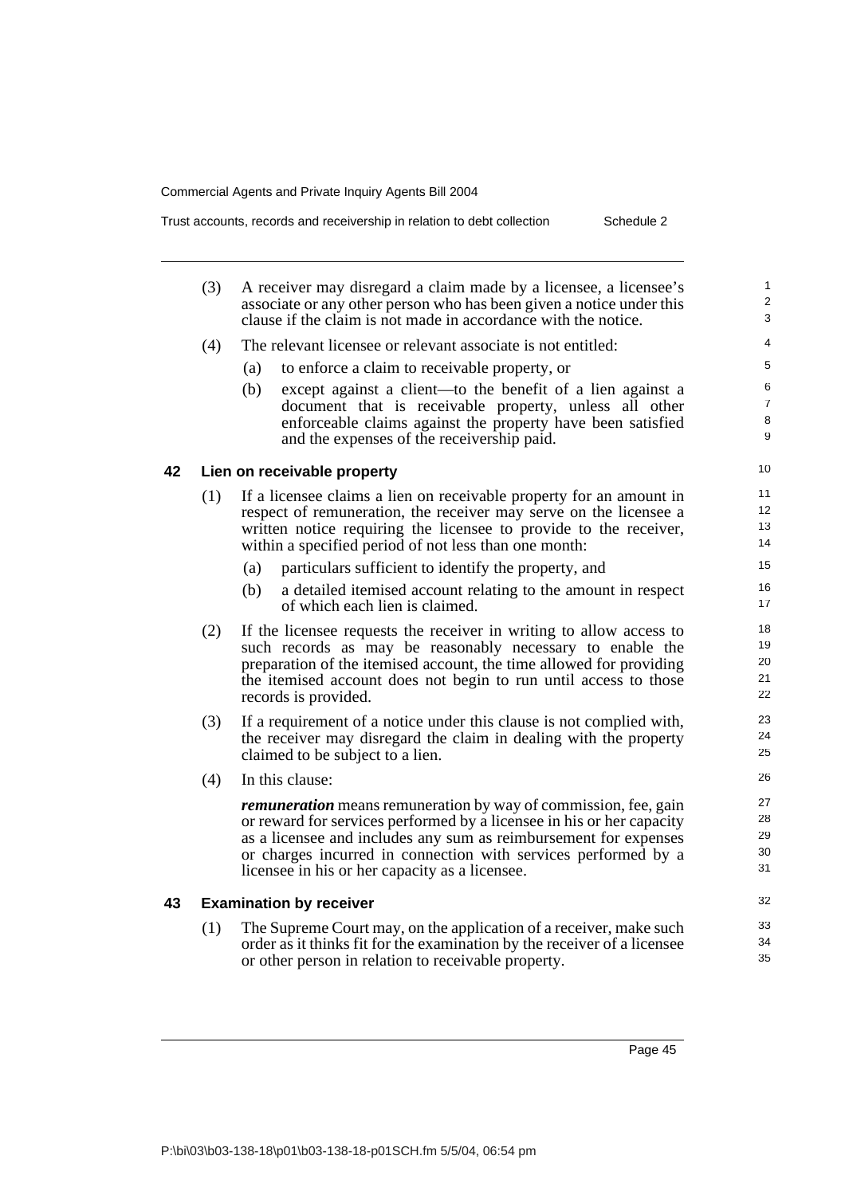(3) A receiver may disregard a claim made by a licensee, a licensee's associate or any other person who has been given a notice under this clause if the claim is not made in accordance with the notice.

(4) The relevant licensee or relevant associate is not entitled:

- (a) to enforce a claim to receivable property, or
- (b) except against a client—to the benefit of a lien against a document that is receivable property, unless all other enforceable claims against the property have been satisfied and the expenses of the receivership paid.

## 42 Lien on receivable property

(1) If a licensee claims a lien on receivable property for an amount in respect of remuneration, the receiver may serve on the licensee a written notice requiring the licensee to provide to the receiver, within a specified period of not less than one month:

- (a) particulars sufficient to identify the property, and
- (b) a detailed itemised account relating to the amount in respect of which each lien is claimed.

(2) If the licensee requests the receiver in writing to allow access to such records as may be reasonably necessary to enable the preparation of the itemised account, the time allowed for providing the itemised account does not begin to run until access to those records is provided.

(3) If a requirement of a notice under this clause is not complied with, the receiver may disregard the claim in dealing with the property claimed to be subject to a lien.

(4) In this clause:

***remuneration*** means remuneration by way of commission, fee, gain or reward for services performed by a licensee in his or her capacity as a licensee and includes any sum as reimbursement for expenses or charges incurred in connection with services performed by a licensee in his or her capacity as a licensee.

## 43 Examination by receiver

(1) The Supreme Court may, on the application of a receiver, make such order as it thinks fit for the examination by the receiver of a licensee or other person in relation to receivable property.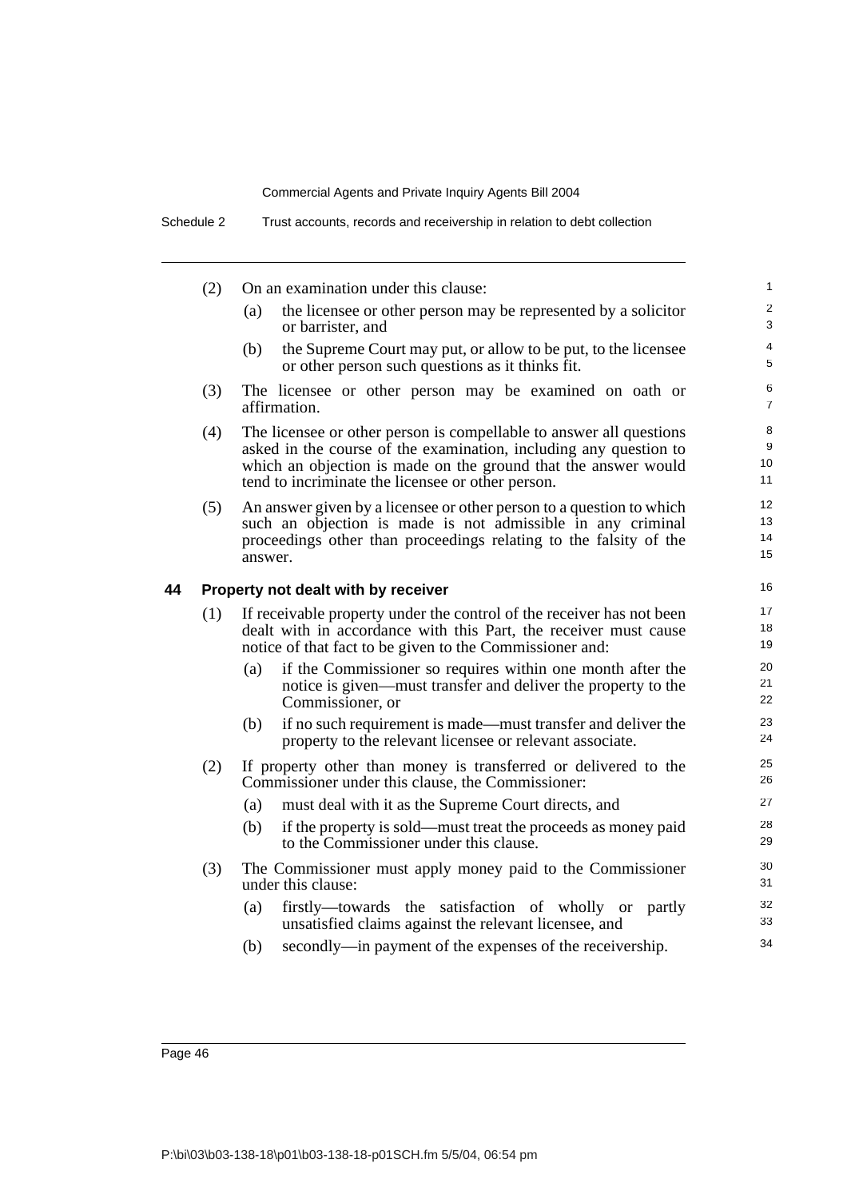(2) On an examination under this clause:

   (a) the licensee or other person may be represented by a solicitor or barrister, and

   (b) the Supreme Court may put, or allow to be put, to the licensee or other person such questions as it thinks fit.

(3) The licensee or other person may be examined on oath or affirmation.

(4) The licensee or other person is compellable to answer all questions asked in the course of the examination, including any question to which an objection is made on the ground that the answer would tend to incriminate the licensee or other person.

(5) An answer given by a licensee or other person to a question to which such an objection is made is not admissible in any criminal proceedings other than proceedings relating to the falsity of the answer.

## 44 Property not dealt with by receiver

(1) If receivable property under the control of the receiver has not been dealt with in accordance with this Part, the receiver must cause notice of that fact to be given to the Commissioner and:

   (a) if the Commissioner so requires within one month after the notice is given—must transfer and deliver the property to the Commissioner, or

   (b) if no such requirement is made—must transfer and deliver the property to the relevant licensee or relevant associate.

(2) If property other than money is transferred or delivered to the Commissioner under this clause, the Commissioner:

   (a) must deal with it as the Supreme Court directs, and

   (b) if the property is sold—must treat the proceeds as money paid to the Commissioner under this clause.

(3) The Commissioner must apply money paid to the Commissioner under this clause:

   (a) firstly—towards the satisfaction of wholly or partly unsatisfied claims against the relevant licensee, and

   (b) secondly—in payment of the expenses of the receivership.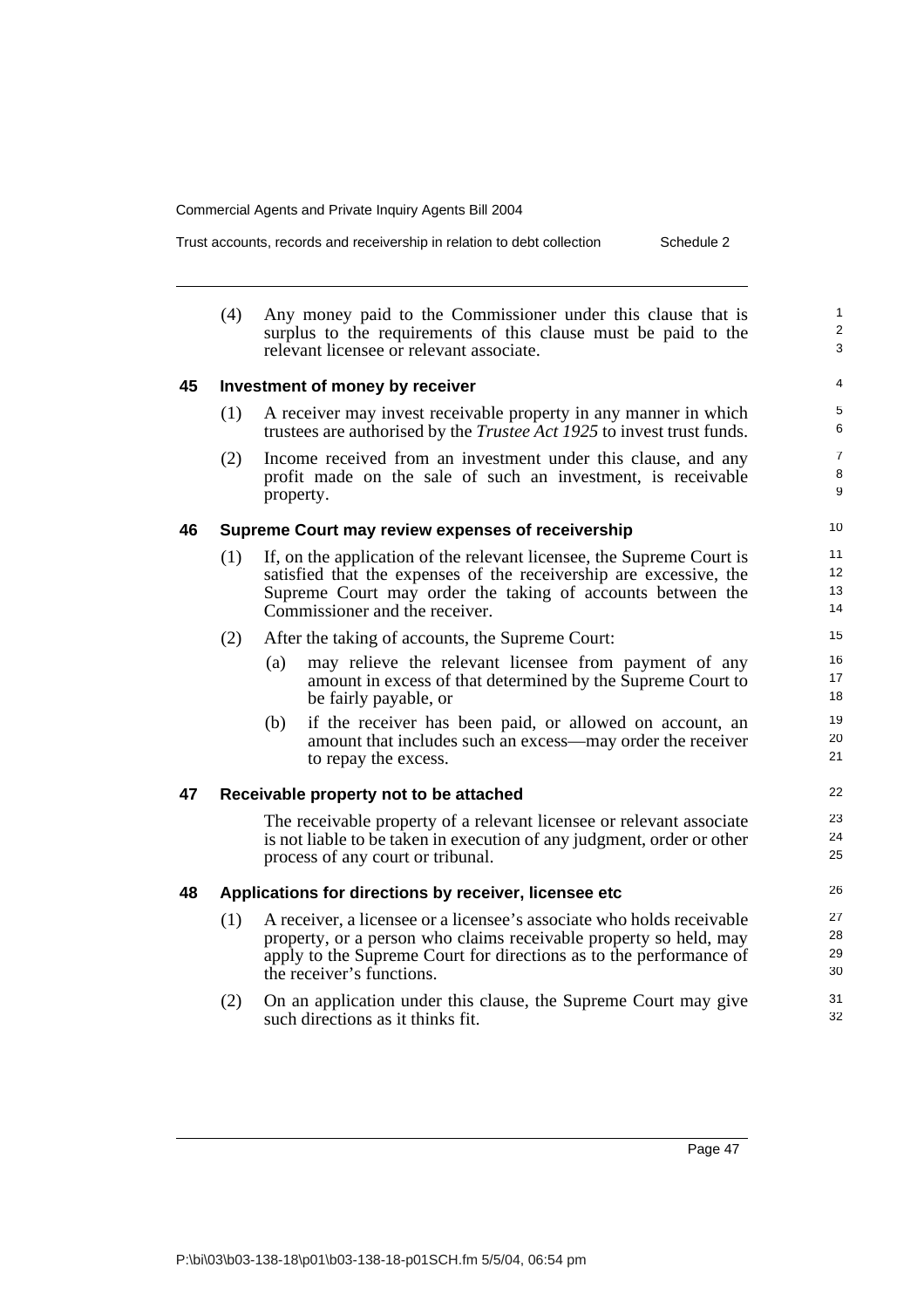(4) Any money paid to the Commissioner under this clause that is surplus to the requirements of this clause must be paid to the relevant licensee or relevant associate.

### 45 Investment of money by receiver

(1) A receiver may invest receivable property in any manner in which trustees are authorised by the *Trustee Act 1925* to invest trust funds.

(2) Income received from an investment under this clause, and any profit made on the sale of such an investment, is receivable property.

### 46 Supreme Court may review expenses of receivership

(1) If, on the application of the relevant licensee, the Supreme Court is satisfied that the expenses of the receivership are excessive, the Supreme Court may order the taking of accounts between the Commissioner and the receiver.

(2) After the taking of accounts, the Supreme Court:

(a) may relieve the relevant licensee from payment of any amount in excess of that determined by the Supreme Court to be fairly payable, or

(b) if the receiver has been paid, or allowed on account, an amount that includes such an excess—may order the receiver to repay the excess.

### 47 Receivable property not to be attached

The receivable property of a relevant licensee or relevant associate is not liable to be taken in execution of any judgment, order or other process of any court or tribunal.

### 48 Applications for directions by receiver, licensee etc

(1) A receiver, a licensee or a licensee's associate who holds receivable property, or a person who claims receivable property so held, may apply to the Supreme Court for directions as to the performance of the receiver's functions.

(2) On an application under this clause, the Supreme Court may give such directions as it thinks fit.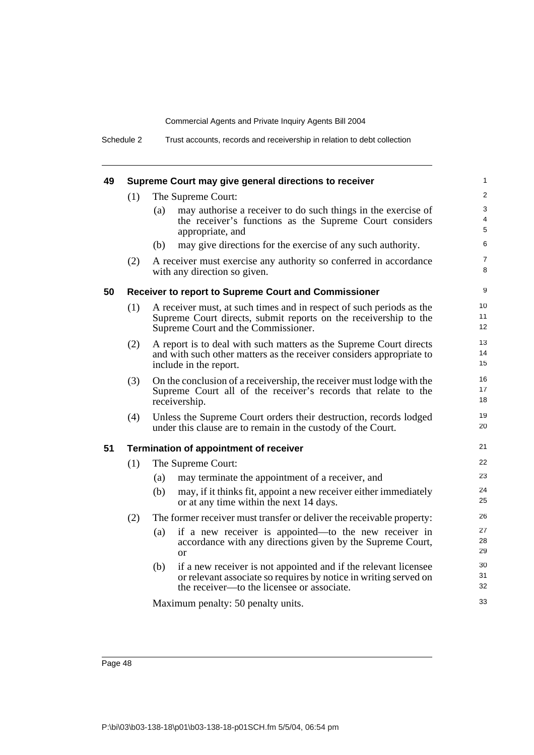### 49 Supreme Court may give general directions to receiver

(1) The Supreme Court:

(a) may authorise a receiver to do such things in the exercise of the receiver's functions as the Supreme Court considers appropriate, and

(b) may give directions for the exercise of any such authority.

(2) A receiver must exercise any authority so conferred in accordance with any direction so given.

### 50 Receiver to report to Supreme Court and Commissioner

(1) A receiver must, at such times and in respect of such periods as the Supreme Court directs, submit reports on the receivership to the Supreme Court and the Commissioner.

(2) A report is to deal with such matters as the Supreme Court directs and with such other matters as the receiver considers appropriate to include in the report.

(3) On the conclusion of a receivership, the receiver must lodge with the Supreme Court all of the receiver's records that relate to the receivership.

(4) Unless the Supreme Court orders their destruction, records lodged under this clause are to remain in the custody of the Court.

### 51 Termination of appointment of receiver

(1) The Supreme Court:

(a) may terminate the appointment of a receiver, and

(b) may, if it thinks fit, appoint a new receiver either immediately or at any time within the next 14 days.

(2) The former receiver must transfer or deliver the receivable property:

(a) if a new receiver is appointed—to the new receiver in accordance with any directions given by the Supreme Court, or

(b) if a new receiver is not appointed and if the relevant licensee or relevant associate so requires by notice in writing served on the receiver—to the licensee or associate.

Maximum penalty: 50 penalty units.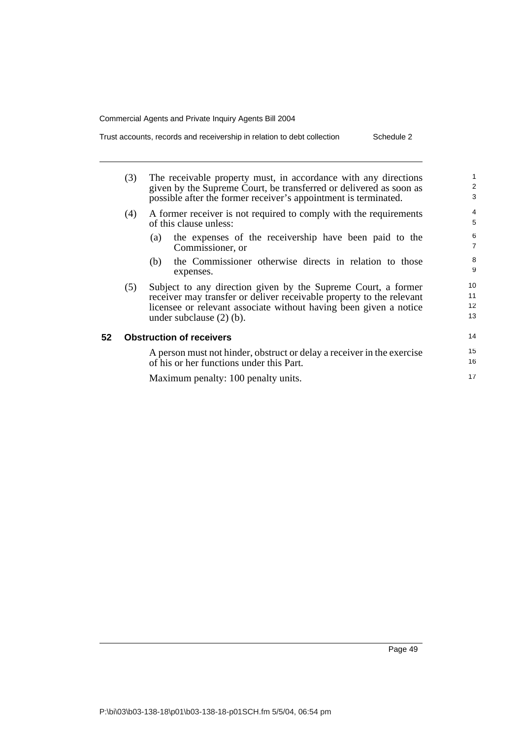(3) The receivable property must, in accordance with any directions given by the Supreme Court, be transferred or delivered as soon as possible after the former receiver's appointment is terminated.

(4) A former receiver is not required to comply with the requirements of this clause unless:

- (a) the expenses of the receivership have been paid to the Commissioner, or
- (b) the Commissioner otherwise directs in relation to those expenses.

(5) Subject to any direction given by the Supreme Court, a former receiver may transfer or deliver receivable property to the relevant licensee or relevant associate without having been given a notice under subclause (2) (b).

## 52 Obstruction of receivers

A person must not hinder, obstruct or delay a receiver in the exercise of his or her functions under this Part.

Maximum penalty: 100 penalty units.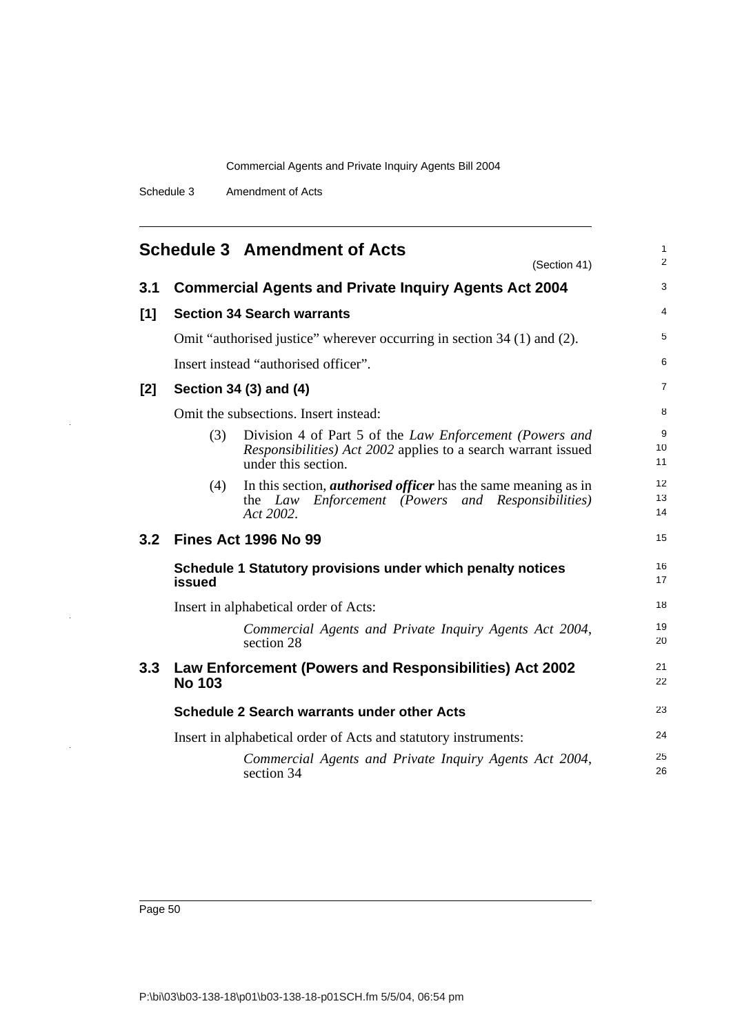## Schedule 3 Amendment of Acts

(Section 41)

### 3.1 Commercial Agents and Private Inquiry Agents Act 2004

#### [1] Section 34 Search warrants

Omit "authorised justice" wherever occurring in section 34 (1) and (2).

Insert instead "authorised officer".

#### [2] Section 34 (3) and (4)

Omit the subsections. Insert instead:

(3) Division 4 of Part 5 of the *Law Enforcement (Powers and Responsibilities) Act 2002* applies to a search warrant issued under this section.

(4) In this section, ***authorised officer*** has the same meaning as in the *Law Enforcement (Powers and Responsibilities) Act 2002*.

### 3.2 Fines Act 1996 No 99

#### Schedule 1 Statutory provisions under which penalty notices issued

Insert in alphabetical order of Acts:

*Commercial Agents and Private Inquiry Agents Act 2004*, section 28

### 3.3 Law Enforcement (Powers and Responsibilities) Act 2002 No 103

#### Schedule 2 Search warrants under other Acts

Insert in alphabetical order of Acts and statutory instruments:

*Commercial Agents and Private Inquiry Agents Act 2004*, section 34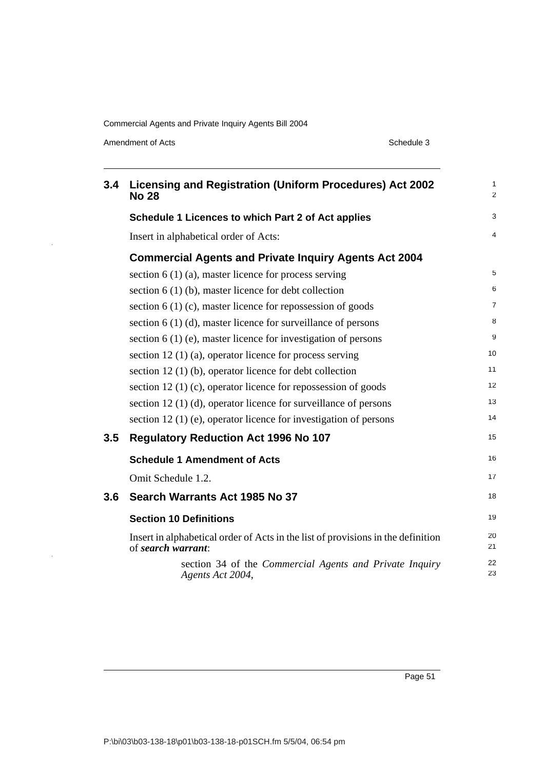## 3.4 Licensing and Registration (Uniform Procedures) Act 2002 No 28

### Schedule 1 Licences to which Part 2 of Act applies

Insert in alphabetical order of Acts:

### Commercial Agents and Private Inquiry Agents Act 2004

section 6 (1) (a), master licence for process serving

section 6 (1) (b), master licence for debt collection

section 6 (1) (c), master licence for repossession of goods

section 6 (1) (d), master licence for surveillance of persons

section 6 (1) (e), master licence for investigation of persons

section 12 (1) (a), operator licence for process serving

section 12 (1) (b), operator licence for debt collection

section 12 (1) (c), operator licence for repossession of goods

section 12 (1) (d), operator licence for surveillance of persons

section 12 (1) (e), operator licence for investigation of persons

## 3.5 Regulatory Reduction Act 1996 No 107

### Schedule 1 Amendment of Acts

Omit Schedule 1.2.

## 3.6 Search Warrants Act 1985 No 37

### Section 10 Definitions

Insert in alphabetical order of Acts in the list of provisions in the definition of ***search warrant***:

> section 34 of the *Commercial Agents and Private Inquiry Agents Act 2004*,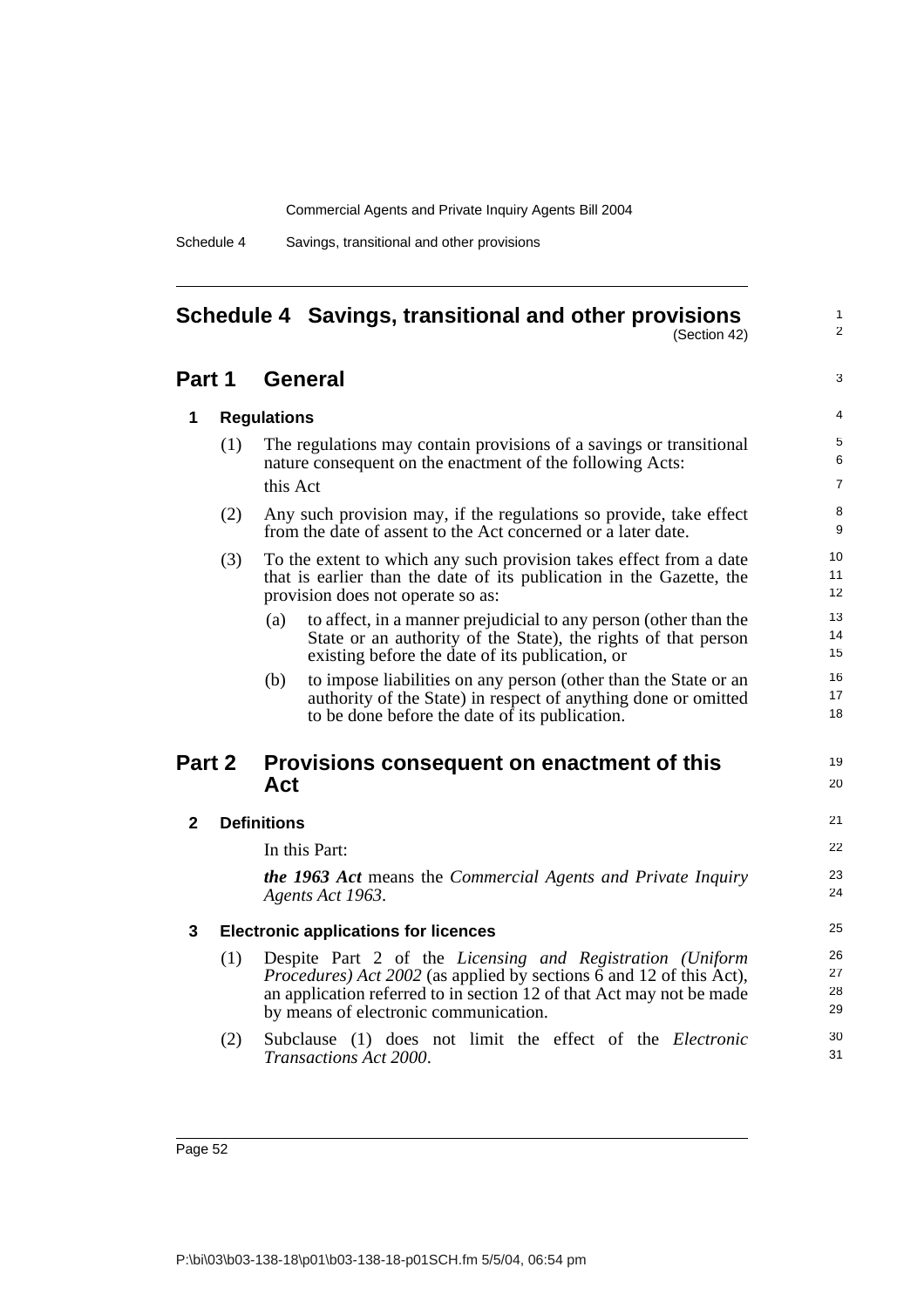# Schedule 4 Savings, transitional and other provisions

(Section 42)

## Part 1 General

### 1 Regulations

(1) The regulations may contain provisions of a savings or transitional nature consequent on the enactment of the following Acts:

this Act

(2) Any such provision may, if the regulations so provide, take effect from the date of assent to the Act concerned or a later date.

(3) To the extent to which any such provision takes effect from a date that is earlier than the date of its publication in the Gazette, the provision does not operate so as:

(a) to affect, in a manner prejudicial to any person (other than the State or an authority of the State), the rights of that person existing before the date of its publication, or

(b) to impose liabilities on any person (other than the State or an authority of the State) in respect of anything done or omitted to be done before the date of its publication.

## Part 2 Provisions consequent on enactment of this Act

### 2 Definitions

In this Part:

***the 1963 Act*** means the *Commercial Agents and Private Inquiry Agents Act 1963*.

### 3 Electronic applications for licences

(1) Despite Part 2 of the *Licensing and Registration (Uniform Procedures) Act 2002* (as applied by sections 6 and 12 of this Act), an application referred to in section 12 of that Act may not be made by means of electronic communication.

(2) Subclause (1) does not limit the effect of the *Electronic Transactions Act 2000*.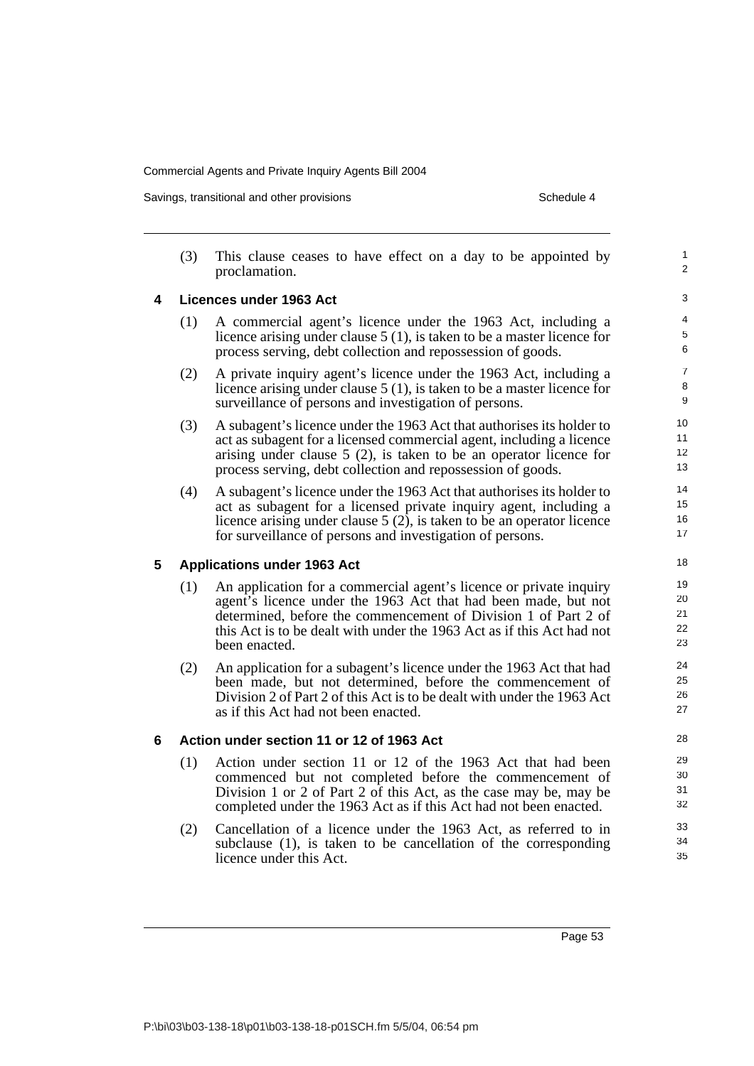(3) This clause ceases to have effect on a day to be appointed by proclamation.

**4 Licences under 1963 Act**

(1) A commercial agent's licence under the 1963 Act, including a licence arising under clause 5 (1), is taken to be a master licence for process serving, debt collection and repossession of goods.

(2) A private inquiry agent's licence under the 1963 Act, including a licence arising under clause 5 (1), is taken to be a master licence for surveillance of persons and investigation of persons.

(3) A subagent's licence under the 1963 Act that authorises its holder to act as subagent for a licensed commercial agent, including a licence arising under clause 5 (2), is taken to be an operator licence for process serving, debt collection and repossession of goods.

(4) A subagent's licence under the 1963 Act that authorises its holder to act as subagent for a licensed private inquiry agent, including a licence arising under clause 5 (2), is taken to be an operator licence for surveillance of persons and investigation of persons.

**5 Applications under 1963 Act**

(1) An application for a commercial agent's licence or private inquiry agent's licence under the 1963 Act that had been made, but not determined, before the commencement of Division 1 of Part 2 of this Act is to be dealt with under the 1963 Act as if this Act had not been enacted.

(2) An application for a subagent's licence under the 1963 Act that had been made, but not determined, before the commencement of Division 2 of Part 2 of this Act is to be dealt with under the 1963 Act as if this Act had not been enacted.

**6 Action under section 11 or 12 of 1963 Act**

(1) Action under section 11 or 12 of the 1963 Act that had been commenced but not completed before the commencement of Division 1 or 2 of Part 2 of this Act, as the case may be, may be completed under the 1963 Act as if this Act had not been enacted.

(2) Cancellation of a licence under the 1963 Act, as referred to in subclause (1), is taken to be cancellation of the corresponding licence under this Act.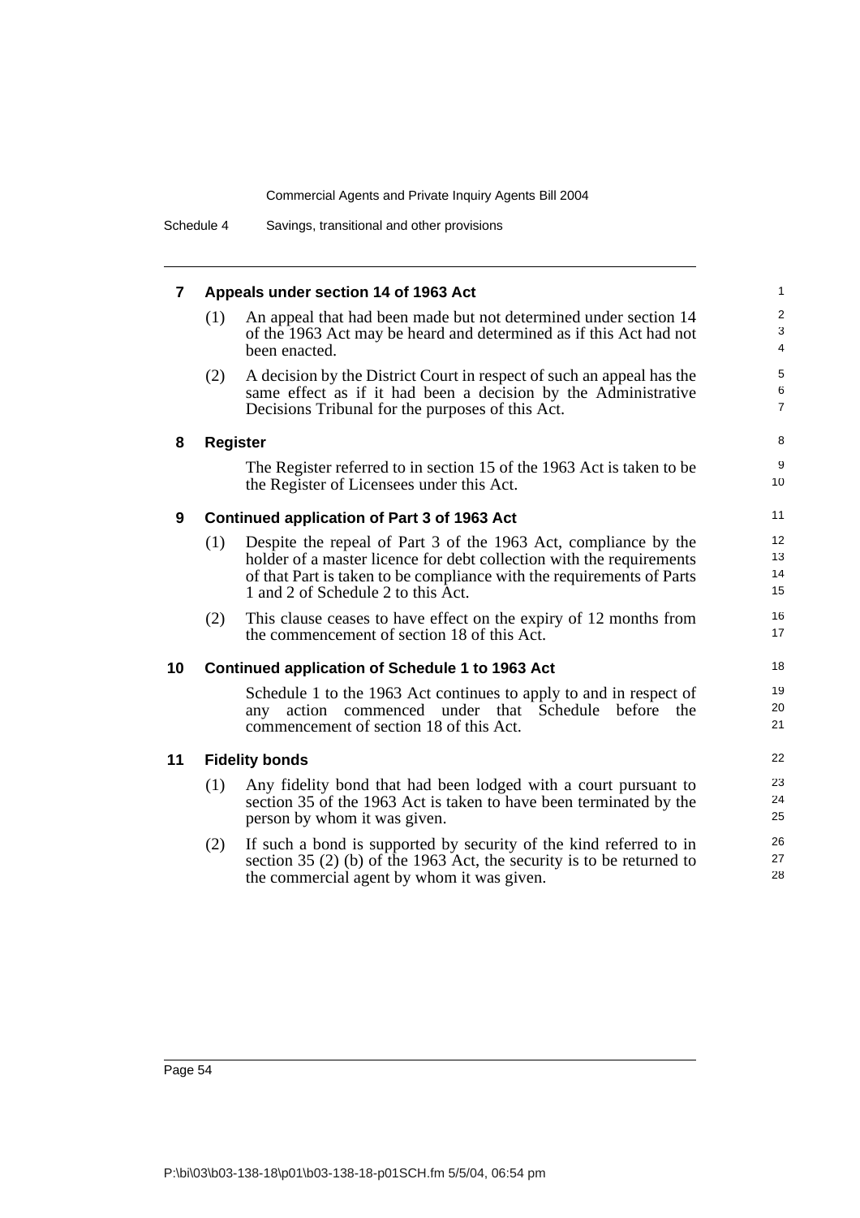### 7 Appeals under section 14 of 1963 Act

(1) An appeal that had been made but not determined under section 14 of the 1963 Act may be heard and determined as if this Act had not been enacted.

(2) A decision by the District Court in respect of such an appeal has the same effect as if it had been a decision by the Administrative Decisions Tribunal for the purposes of this Act.

### 8 Register

The Register referred to in section 15 of the 1963 Act is taken to be the Register of Licensees under this Act.

### 9 Continued application of Part 3 of 1963 Act

(1) Despite the repeal of Part 3 of the 1963 Act, compliance by the holder of a master licence for debt collection with the requirements of that Part is taken to be compliance with the requirements of Parts 1 and 2 of Schedule 2 to this Act.

(2) This clause ceases to have effect on the expiry of 12 months from the commencement of section 18 of this Act.

### 10 Continued application of Schedule 1 to 1963 Act

Schedule 1 to the 1963 Act continues to apply to and in respect of any action commenced under that Schedule before the commencement of section 18 of this Act.

### 11 Fidelity bonds

(1) Any fidelity bond that had been lodged with a court pursuant to section 35 of the 1963 Act is taken to have been terminated by the person by whom it was given.

(2) If such a bond is supported by security of the kind referred to in section 35 (2) (b) of the 1963 Act, the security is to be returned to the commercial agent by whom it was given.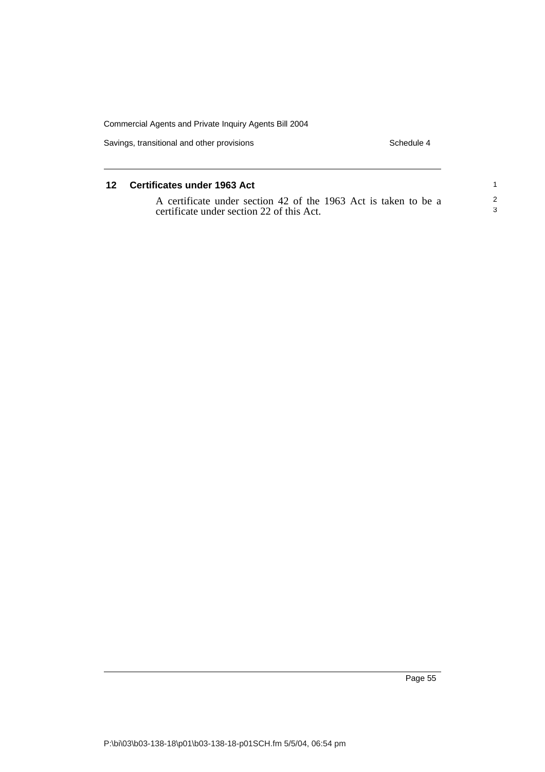## 12 Certificates under 1963 Act

A certificate under section 42 of the 1963 Act is taken to be a certificate under section 22 of this Act.